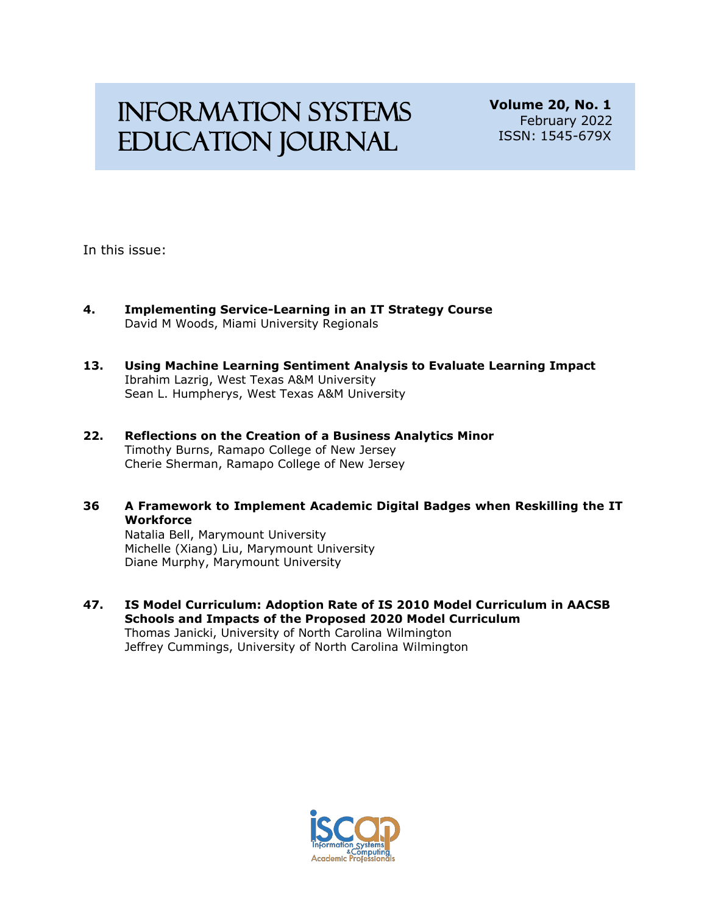# Information Systems Education Journal

**Volume 20, No. 1**
February 2022
ISSN: 1545-679X

In this issue:

**4. Implementing Service-Learning in an IT Strategy Course**
David M Woods, Miami University Regionals

**13. Using Machine Learning Sentiment Analysis to Evaluate Learning Impact**
Ibrahim Lazrig, West Texas A&M University
Sean L. Humpherys, West Texas A&M University

**22. Reflections on the Creation of a Business Analytics Minor**
Timothy Burns, Ramapo College of New Jersey
Cherie Sherman, Ramapo College of New Jersey

**36 A Framework to Implement Academic Digital Badges when Reskilling the IT Workforce**
Natalia Bell, Marymount University
Michelle (Xiang) Liu, Marymount University
Diane Murphy, Marymount University

**47. IS Model Curriculum: Adoption Rate of IS 2010 Model Curriculum in AACSB Schools and Impacts of the Proposed 2020 Model Curriculum**
Thomas Janicki, University of North Carolina Wilmington
Jeffrey Cummings, University of North Carolina Wilmington

iscap
Information Systems & Computing Academic Professionals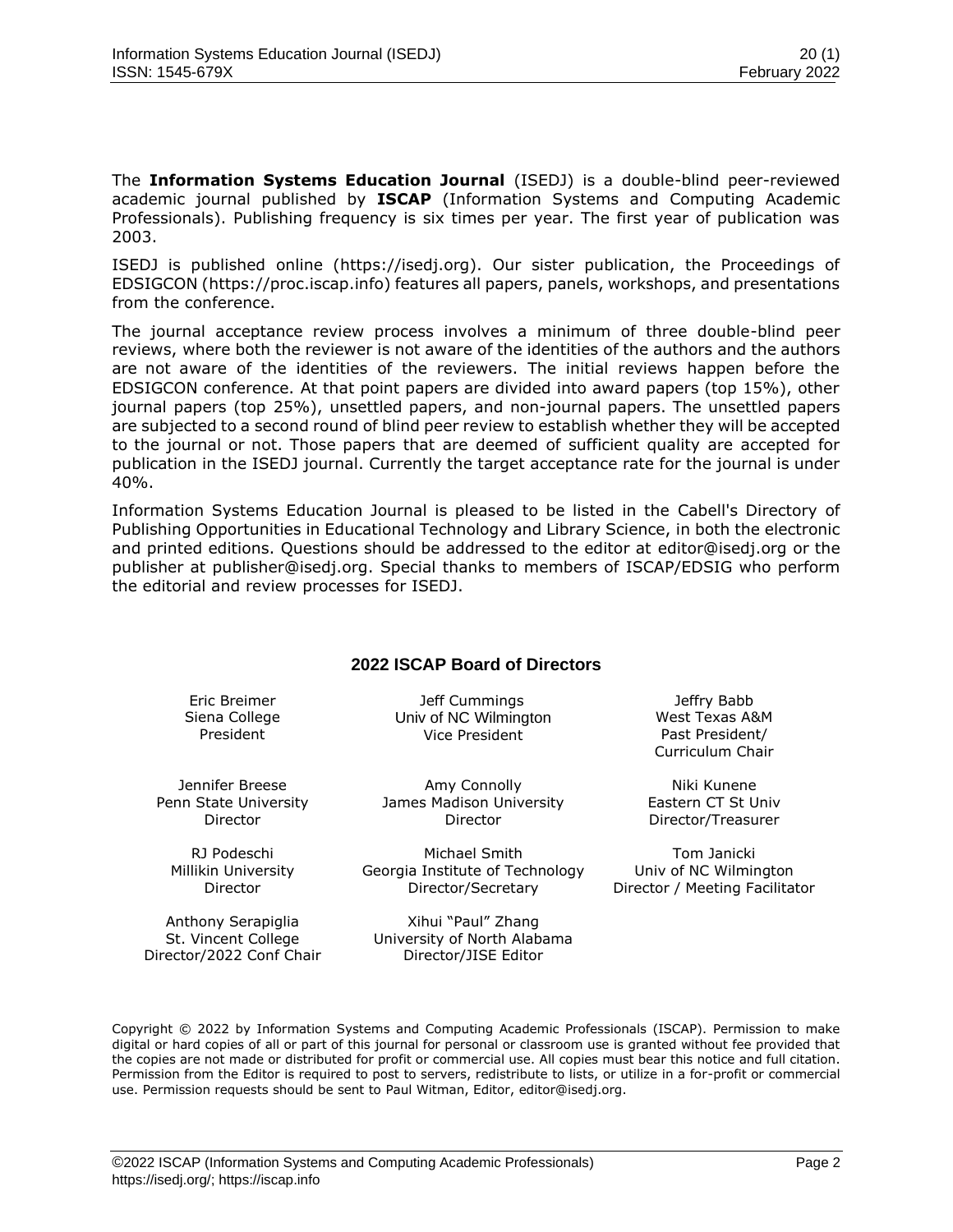The **Information Systems Education Journal** (ISEDJ) is a double-blind peer-reviewed academic journal published by **ISCAP** (Information Systems and Computing Academic Professionals). Publishing frequency is six times per year. The first year of publication was 2003.

ISEDJ is published online (https://isedj.org). Our sister publication, the Proceedings of EDSIGCON (https://proc.iscap.info) features all papers, panels, workshops, and presentations from the conference.

The journal acceptance review process involves a minimum of three double-blind peer reviews, where both the reviewer is not aware of the identities of the authors and the authors are not aware of the identities of the reviewers. The initial reviews happen before the EDSIGCON conference. At that point papers are divided into award papers (top 15%), other journal papers (top 25%), unsettled papers, and non-journal papers. The unsettled papers are subjected to a second round of blind peer review to establish whether they will be accepted to the journal or not. Those papers that are deemed of sufficient quality are accepted for publication in the ISEDJ journal. Currently the target acceptance rate for the journal is under 40%.

Information Systems Education Journal is pleased to be listed in the Cabell's Directory of Publishing Opportunities in Educational Technology and Library Science, in both the electronic and printed editions. Questions should be addressed to the editor at editor@isedj.org or the publisher at publisher@isedj.org. Special thanks to members of ISCAP/EDSIG who perform the editorial and review processes for ISEDJ.

## 2022 ISCAP Board of Directors

Eric Breimer
Siena College
President

Jeff Cummings
Univ of NC Wilmington
Vice President

Jeffry Babb
West Texas A&M
Past President/
Curriculum Chair

Jennifer Breese
Penn State University
Director

Amy Connolly
James Madison University
Director

Niki Kunene
Eastern CT St Univ
Director/Treasurer

RJ Podeschi
Millikin University
Director

Michael Smith
Georgia Institute of Technology
Director/Secretary

Tom Janicki
Univ of NC Wilmington
Director / Meeting Facilitator

Anthony Serapiglia
St. Vincent College
Director/2022 Conf Chair

Xihui "Paul" Zhang
University of North Alabama
Director/JISE Editor

Copyright © 2022 by Information Systems and Computing Academic Professionals (ISCAP). Permission to make digital or hard copies of all or part of this journal for personal or classroom use is granted without fee provided that the copies are not made or distributed for profit or commercial use. All copies must bear this notice and full citation. Permission from the Editor is required to post to servers, redistribute to lists, or utilize in a for-profit or commercial use. Permission requests should be sent to Paul Witman, Editor, editor@isedj.org.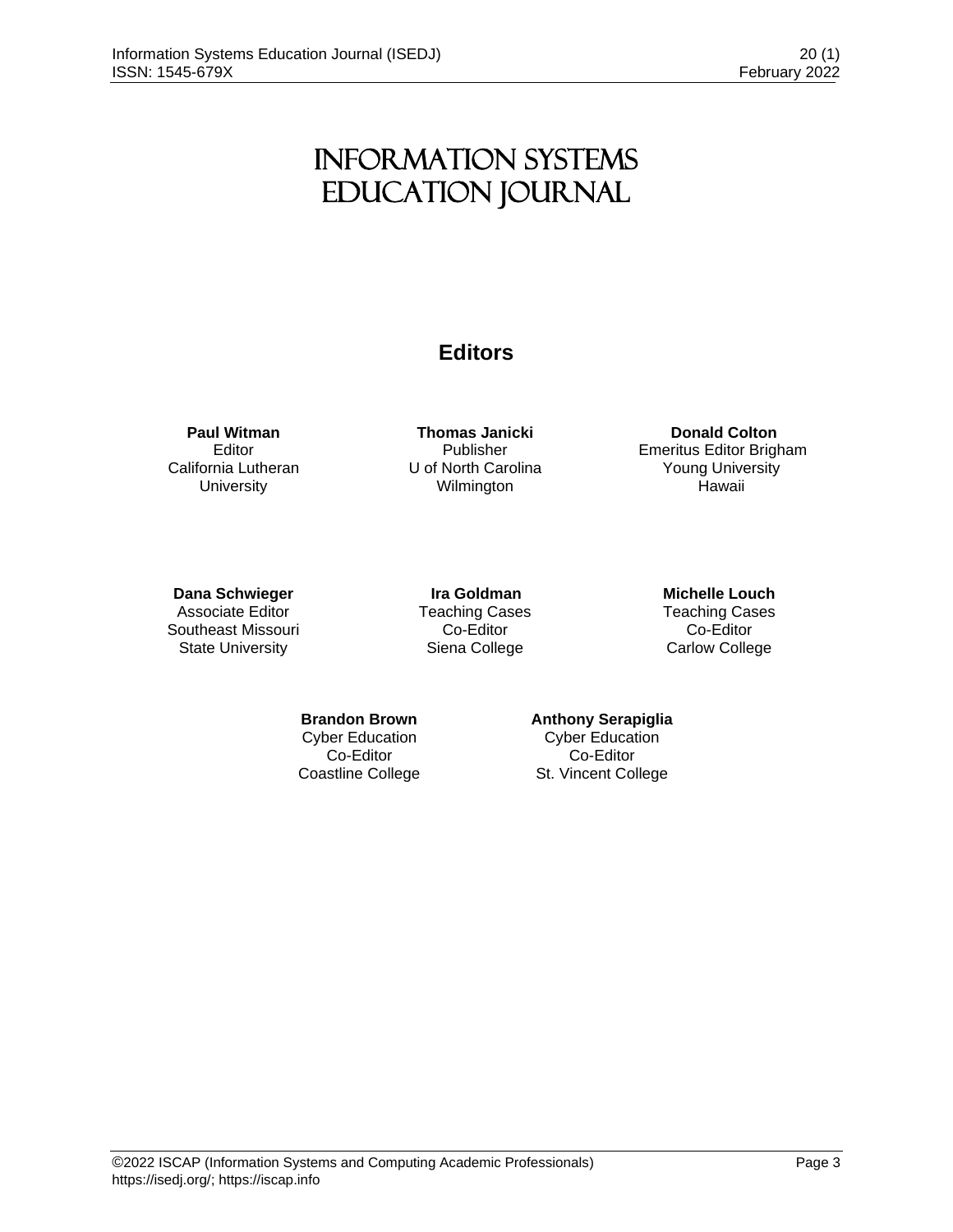# INFORMATION SYSTEMS EDUCATION JOURNAL

## Editors

**Paul Witman**
Editor
California Lutheran University

**Thomas Janicki**
Publisher
U of North Carolina Wilmington

**Donald Colton**
Emeritus Editor Brigham Young University Hawaii

**Dana Schwieger**
Associate Editor
Southeast Missouri State University

**Ira Goldman**
Teaching Cases Co-Editor
Siena College

**Michelle Louch**
Teaching Cases Co-Editor
Carlow College

**Brandon Brown**
Cyber Education Co-Editor
Coastline College

**Anthony Serapiglia**
Cyber Education Co-Editor
St. Vincent College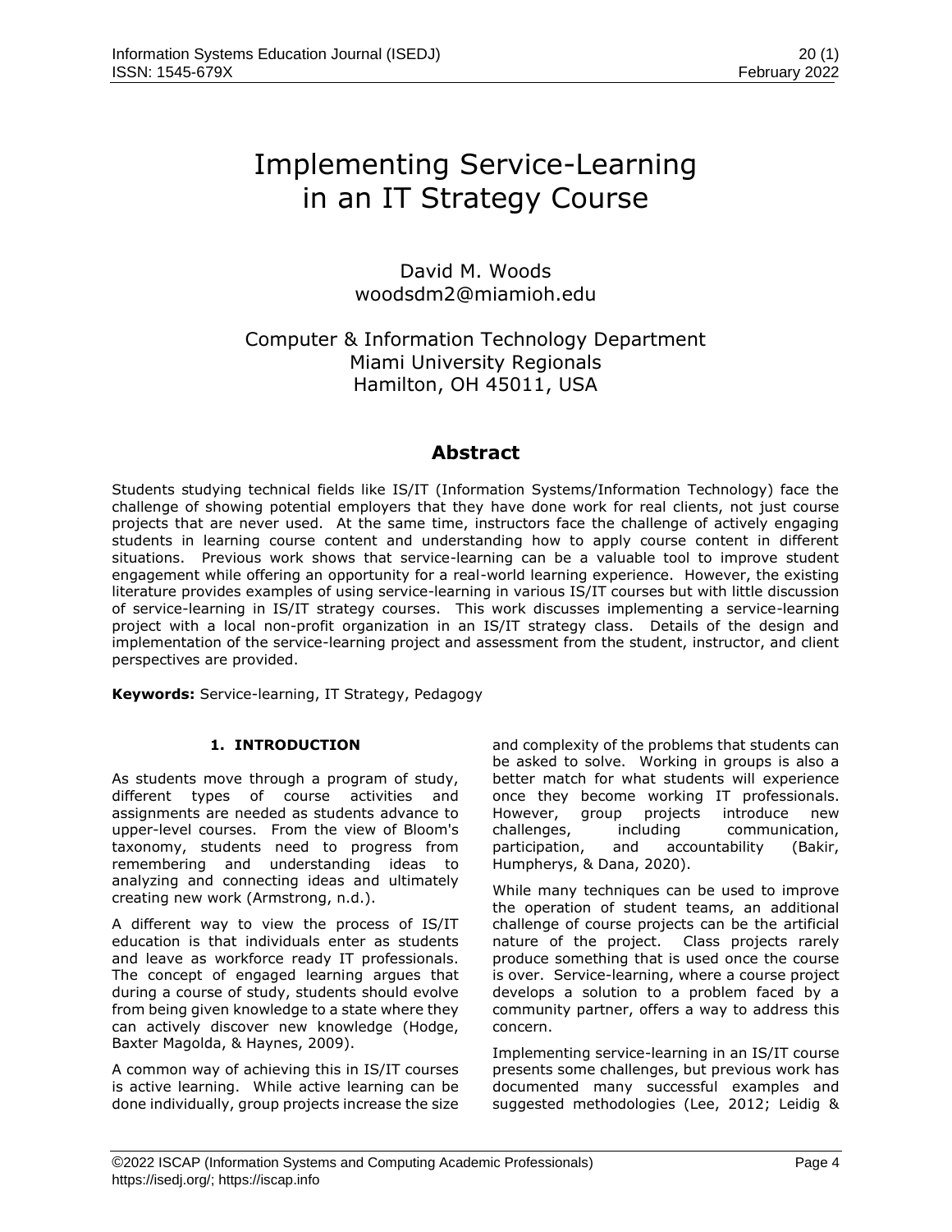# Implementing Service-Learning in an IT Strategy Course

David M. Woods
woodsdm2@miamioh.edu

Computer & Information Technology Department
Miami University Regionals
Hamilton, OH 45011, USA

## Abstract

Students studying technical fields like IS/IT (Information Systems/Information Technology) face the challenge of showing potential employers that they have done work for real clients, not just course projects that are never used. At the same time, instructors face the challenge of actively engaging students in learning course content and understanding how to apply course content in different situations. Previous work shows that service-learning can be a valuable tool to improve student engagement while offering an opportunity for a real-world learning experience. However, the existing literature provides examples of using service-learning in various IS/IT courses but with little discussion of service-learning in IS/IT strategy courses. This work discusses implementing a service-learning project with a local non-profit organization in an IS/IT strategy class. Details of the design and implementation of the service-learning project and assessment from the student, instructor, and client perspectives are provided.

**Keywords:** Service-learning, IT Strategy, Pedagogy

## 1. INTRODUCTION

As students move through a program of study, different types of course activities and assignments are needed as students advance to upper-level courses. From the view of Bloom's taxonomy, students need to progress from remembering and understanding ideas to analyzing and connecting ideas and ultimately creating new work (Armstrong, n.d.).

A different way to view the process of IS/IT education is that individuals enter as students and leave as workforce ready IT professionals. The concept of engaged learning argues that during a course of study, students should evolve from being given knowledge to a state where they can actively discover new knowledge (Hodge, Baxter Magolda, & Haynes, 2009).

A common way of achieving this in IS/IT courses is active learning. While active learning can be done individually, group projects increase the size and complexity of the problems that students can be asked to solve. Working in groups is also a better match for what students will experience once they become working IT professionals. However, group projects introduce new challenges, including communication, participation, and accountability (Bakir, Humpherys, & Dana, 2020).

While many techniques can be used to improve the operation of student teams, an additional challenge of course projects can be the artificial nature of the project. Class projects rarely produce something that is used once the course is over. Service-learning, where a course project develops a solution to a problem faced by a community partner, offers a way to address this concern.

Implementing service-learning in an IS/IT course presents some challenges, but previous work has documented many successful examples and suggested methodologies (Lee, 2012; Leidig &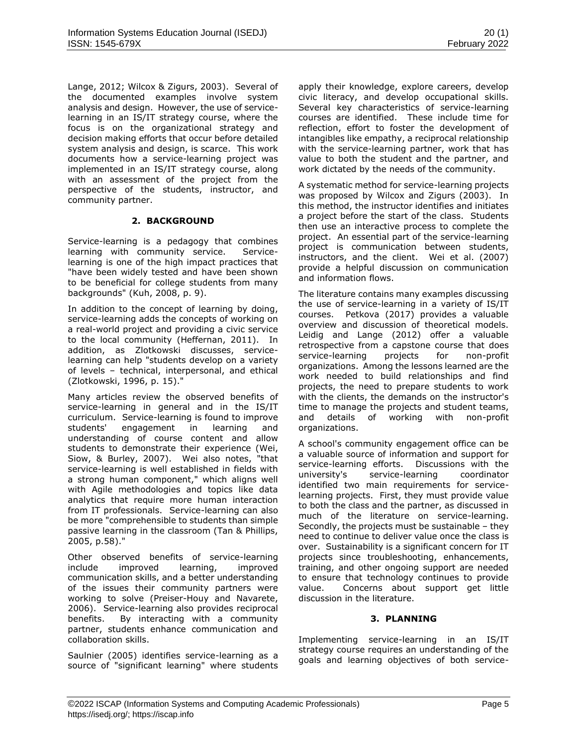Lange, 2012; Wilcox & Zigurs, 2003). Several of the documented examples involve system analysis and design. However, the use of service-learning in an IS/IT strategy course, where the focus is on the organizational strategy and decision making efforts that occur before detailed system analysis and design, is scarce. This work documents how a service-learning project was implemented in an IS/IT strategy course, along with an assessment of the project from the perspective of the students, instructor, and community partner.

## 2. BACKGROUND

Service-learning is a pedagogy that combines learning with community service. Service-learning is one of the high impact practices that "have been widely tested and have been shown to be beneficial for college students from many backgrounds" (Kuh, 2008, p. 9).

In addition to the concept of learning by doing, service-learning adds the concepts of working on a real-world project and providing a civic service to the local community (Heffernan, 2011). In addition, as Zlotkowski discusses, service-learning can help "students develop on a variety of levels – technical, interpersonal, and ethical (Zlotkowski, 1996, p. 15)."

Many articles review the observed benefits of service-learning in general and in the IS/IT curriculum. Service-learning is found to improve students' engagement in learning and understanding of course content and allow students to demonstrate their experience (Wei, Siow, & Burley, 2007). Wei also notes, "that service-learning is well established in fields with a strong human component," which aligns well with Agile methodologies and topics like data analytics that require more human interaction from IT professionals. Service-learning can also be more "comprehensible to students than simple passive learning in the classroom (Tan & Phillips, 2005, p.58)."

Other observed benefits of service-learning include improved learning, improved communication skills, and a better understanding of the issues their community partners were working to solve (Preiser-Houy and Navarete, 2006). Service-learning also provides reciprocal benefits. By interacting with a community partner, students enhance communication and collaboration skills.

Saulnier (2005) identifies service-learning as a source of "significant learning" where students apply their knowledge, explore careers, develop civic literacy, and develop occupational skills. Several key characteristics of service-learning courses are identified. These include time for reflection, effort to foster the development of intangibles like empathy, a reciprocal relationship with the service-learning partner, work that has value to both the student and the partner, and work dictated by the needs of the community.

A systematic method for service-learning projects was proposed by Wilcox and Zigurs (2003). In this method, the instructor identifies and initiates a project before the start of the class. Students then use an interactive process to complete the project. An essential part of the service-learning project is communication between students, instructors, and the client. Wei et al. (2007) provide a helpful discussion on communication and information flows.

The literature contains many examples discussing the use of service-learning in a variety of IS/IT courses. Petkova (2017) provides a valuable overview and discussion of theoretical models. Leidig and Lange (2012) offer a valuable retrospective from a capstone course that does service-learning projects for non-profit organizations. Among the lessons learned are the work needed to build relationships and find projects, the need to prepare students to work with the clients, the demands on the instructor's time to manage the projects and student teams, and details of working with non-profit organizations.

A school's community engagement office can be a valuable source of information and support for service-learning efforts. Discussions with the university's service-learning coordinator identified two main requirements for service-learning projects. First, they must provide value to both the class and the partner, as discussed in much of the literature on service-learning. Secondly, the projects must be sustainable – they need to continue to deliver value once the class is over. Sustainability is a significant concern for IT projects since troubleshooting, enhancements, training, and other ongoing support are needed to ensure that technology continues to provide value. Concerns about support get little discussion in the literature.

## 3. PLANNING

Implementing service-learning in an IS/IT strategy course requires an understanding of the goals and learning objectives of both service-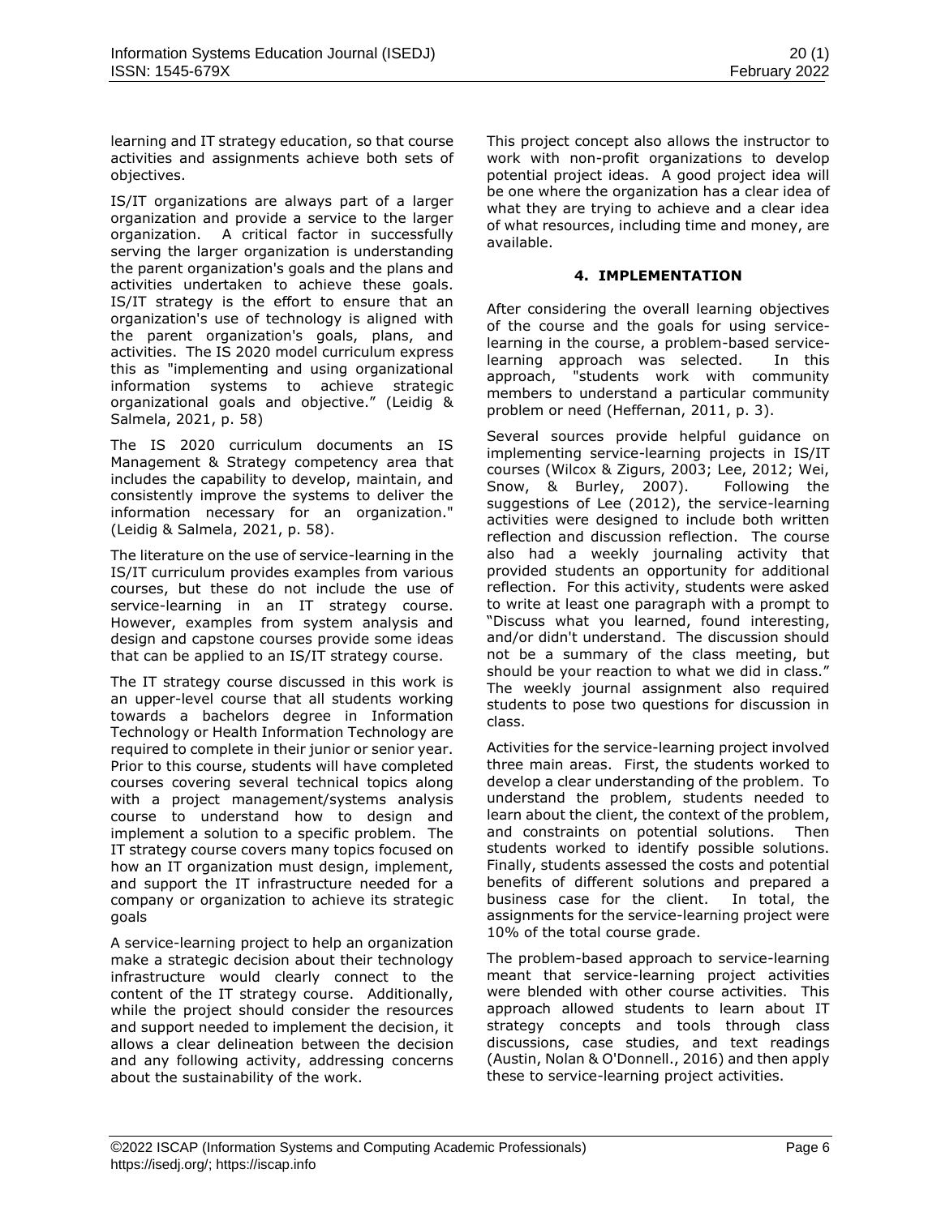learning and IT strategy education, so that course activities and assignments achieve both sets of objectives.

IS/IT organizations are always part of a larger organization and provide a service to the larger organization. A critical factor in successfully serving the larger organization is understanding the parent organization's goals and the plans and activities undertaken to achieve these goals. IS/IT strategy is the effort to ensure that an organization's use of technology is aligned with the parent organization's goals, plans, and activities. The IS 2020 model curriculum express this as "implementing and using organizational information systems to achieve strategic organizational goals and objective." (Leidig & Salmela, 2021, p. 58)

The IS 2020 curriculum documents an IS Management & Strategy competency area that includes the capability to develop, maintain, and consistently improve the systems to deliver the information necessary for an organization." (Leidig & Salmela, 2021, p. 58).

The literature on the use of service-learning in the IS/IT curriculum provides examples from various courses, but these do not include the use of service-learning in an IT strategy course. However, examples from system analysis and design and capstone courses provide some ideas that can be applied to an IS/IT strategy course.

The IT strategy course discussed in this work is an upper-level course that all students working towards a bachelors degree in Information Technology or Health Information Technology are required to complete in their junior or senior year. Prior to this course, students will have completed courses covering several technical topics along with a project management/systems analysis course to understand how to design and implement a solution to a specific problem. The IT strategy course covers many topics focused on how an IT organization must design, implement, and support the IT infrastructure needed for a company or organization to achieve its strategic goals

A service-learning project to help an organization make a strategic decision about their technology infrastructure would clearly connect to the content of the IT strategy course. Additionally, while the project should consider the resources and support needed to implement the decision, it allows a clear delineation between the decision and any following activity, addressing concerns about the sustainability of the work.

This project concept also allows the instructor to work with non-profit organizations to develop potential project ideas. A good project idea will be one where the organization has a clear idea of what they are trying to achieve and a clear idea of what resources, including time and money, are available.

## 4. IMPLEMENTATION

After considering the overall learning objectives of the course and the goals for using service-learning in the course, a problem-based service-learning approach was selected. In this approach, "students work with community members to understand a particular community problem or need (Heffernan, 2011, p. 3).

Several sources provide helpful guidance on implementing service-learning projects in IS/IT courses (Wilcox & Zigurs, 2003; Lee, 2012; Wei, Snow, & Burley, 2007). Following the suggestions of Lee (2012), the service-learning activities were designed to include both written reflection and discussion reflection. The course also had a weekly journaling activity that provided students an opportunity for additional reflection. For this activity, students were asked to write at least one paragraph with a prompt to "Discuss what you learned, found interesting, and/or didn't understand. The discussion should not be a summary of the class meeting, but should be your reaction to what we did in class." The weekly journal assignment also required students to pose two questions for discussion in class.

Activities for the service-learning project involved three main areas. First, the students worked to develop a clear understanding of the problem. To understand the problem, students needed to learn about the client, the context of the problem, and constraints on potential solutions. Then students worked to identify possible solutions. Finally, students assessed the costs and potential benefits of different solutions and prepared a business case for the client. In total, the assignments for the service-learning project were 10% of the total course grade.

The problem-based approach to service-learning meant that service-learning project activities were blended with other course activities. This approach allowed students to learn about IT strategy concepts and tools through class discussions, case studies, and text readings (Austin, Nolan & O'Donnell., 2016) and then apply these to service-learning project activities.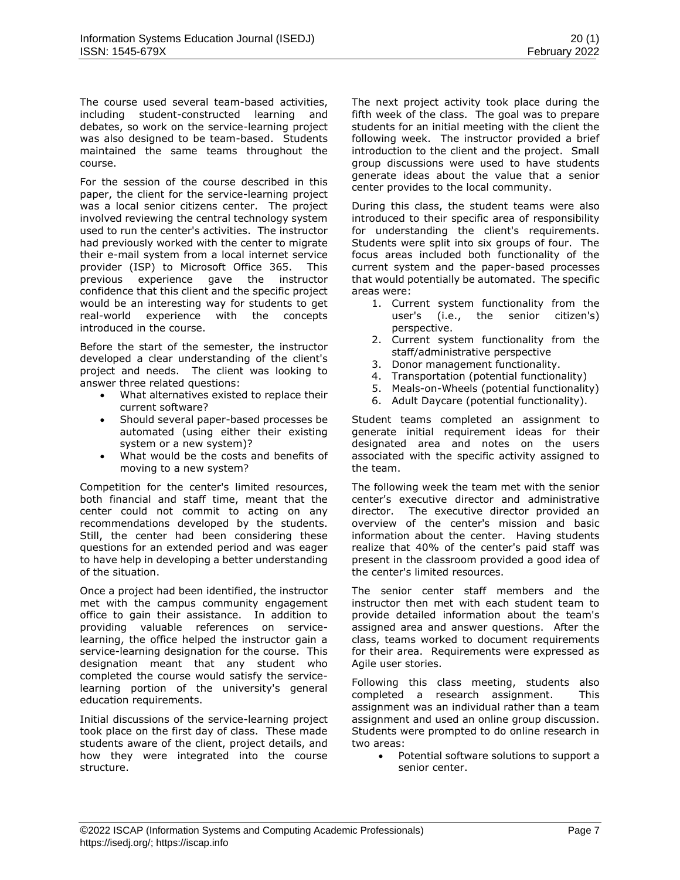The course used several team-based activities, including student-constructed learning and debates, so work on the service-learning project was also designed to be team-based. Students maintained the same teams throughout the course.

For the session of the course described in this paper, the client for the service-learning project was a local senior citizens center. The project involved reviewing the central technology system used to run the center's activities. The instructor had previously worked with the center to migrate their e-mail system from a local internet service provider (ISP) to Microsoft Office 365. This previous experience gave the instructor confidence that this client and the specific project would be an interesting way for students to get real-world experience with the concepts introduced in the course.

Before the start of the semester, the instructor developed a clear understanding of the client's project and needs. The client was looking to answer three related questions:

- What alternatives existed to replace their current software?
- Should several paper-based processes be automated (using either their existing system or a new system)?
- What would be the costs and benefits of moving to a new system?

Competition for the center's limited resources, both financial and staff time, meant that the center could not commit to acting on any recommendations developed by the students. Still, the center had been considering these questions for an extended period and was eager to have help in developing a better understanding of the situation.

Once a project had been identified, the instructor met with the campus community engagement office to gain their assistance. In addition to providing valuable references on service-learning, the office helped the instructor gain a service-learning designation for the course. This designation meant that any student who completed the course would satisfy the service-learning portion of the university's general education requirements.

Initial discussions of the service-learning project took place on the first day of class. These made students aware of the client, project details, and how they were integrated into the course structure.

The next project activity took place during the fifth week of the class. The goal was to prepare students for an initial meeting with the client the following week. The instructor provided a brief introduction to the client and the project. Small group discussions were used to have students generate ideas about the value that a senior center provides to the local community.

During this class, the student teams were also introduced to their specific area of responsibility for understanding the client's requirements. Students were split into six groups of four. The focus areas included both functionality of the current system and the paper-based processes that would potentially be automated. The specific areas were:

1. Current system functionality from the user's (i.e., the senior citizen's) perspective.
2. Current system functionality from the staff/administrative perspective
3. Donor management functionality.
4. Transportation (potential functionality)
5. Meals-on-Wheels (potential functionality)
6. Adult Daycare (potential functionality).

Student teams completed an assignment to generate initial requirement ideas for their designated area and notes on the users associated with the specific activity assigned to the team.

The following week the team met with the senior center's executive director and administrative director. The executive director provided an overview of the center's mission and basic information about the center. Having students realize that 40% of the center's paid staff was present in the classroom provided a good idea of the center's limited resources.

The senior center staff members and the instructor then met with each student team to provide detailed information about the team's assigned area and answer questions. After the class, teams worked to document requirements for their area. Requirements were expressed as Agile user stories.

Following this class meeting, students also completed a research assignment. This assignment was an individual rather than a team assignment and used an online group discussion. Students were prompted to do online research in two areas:

- Potential software solutions to support a senior center.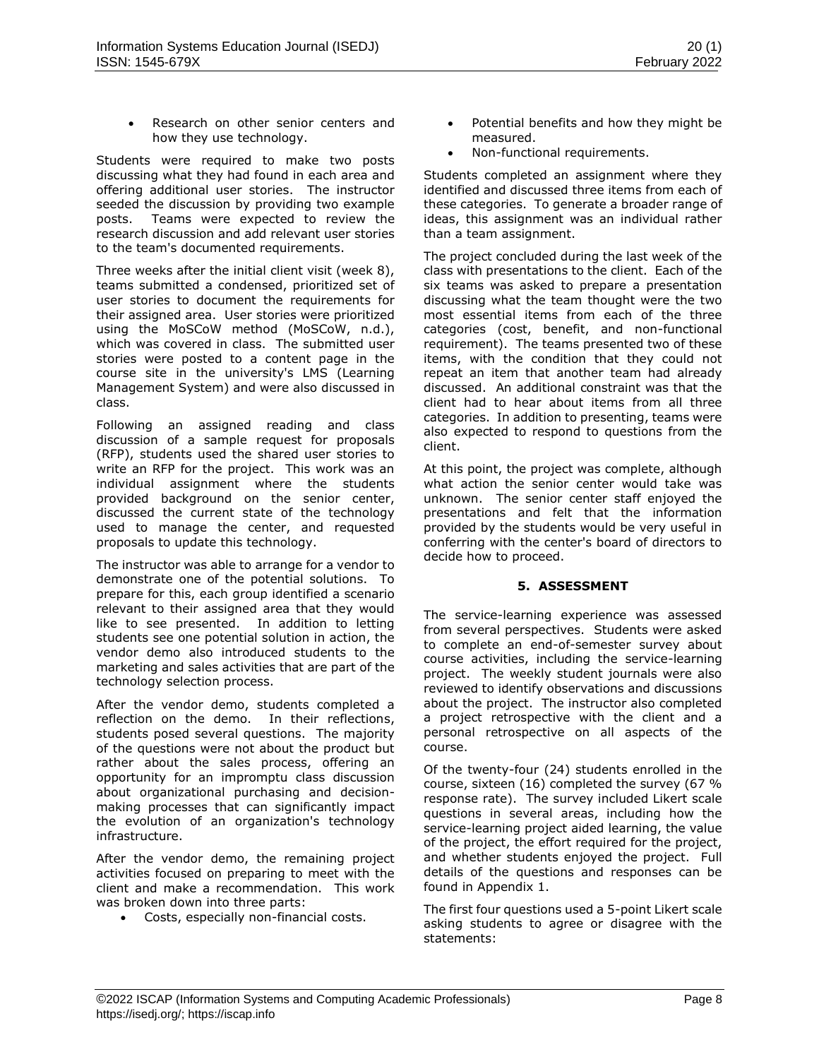- Research on other senior centers and how they use technology.

Students were required to make two posts discussing what they had found in each area and offering additional user stories. The instructor seeded the discussion by providing two example posts. Teams were expected to review the research discussion and add relevant user stories to the team's documented requirements.

Three weeks after the initial client visit (week 8), teams submitted a condensed, prioritized set of user stories to document the requirements for their assigned area. User stories were prioritized using the MoSCoW method (MoSCoW, n.d.), which was covered in class. The submitted user stories were posted to a content page in the course site in the university's LMS (Learning Management System) and were also discussed in class.

Following an assigned reading and class discussion of a sample request for proposals (RFP), students used the shared user stories to write an RFP for the project. This work was an individual assignment where the students provided background on the senior center, discussed the current state of the technology used to manage the center, and requested proposals to update this technology.

The instructor was able to arrange for a vendor to demonstrate one of the potential solutions. To prepare for this, each group identified a scenario relevant to their assigned area that they would like to see presented. In addition to letting students see one potential solution in action, the vendor demo also introduced students to the marketing and sales activities that are part of the technology selection process.

After the vendor demo, students completed a reflection on the demo. In their reflections, students posed several questions. The majority of the questions were not about the product but rather about the sales process, offering an opportunity for an impromptu class discussion about organizational purchasing and decision-making processes that can significantly impact the evolution of an organization's technology infrastructure.

After the vendor demo, the remaining project activities focused on preparing to meet with the client and make a recommendation. This work was broken down into three parts:

- Costs, especially non-financial costs.
- Potential benefits and how they might be measured.
- Non-functional requirements.

Students completed an assignment where they identified and discussed three items from each of these categories. To generate a broader range of ideas, this assignment was an individual rather than a team assignment.

The project concluded during the last week of the class with presentations to the client. Each of the six teams was asked to prepare a presentation discussing what the team thought were the two most essential items from each of the three categories (cost, benefit, and non-functional requirement). The teams presented two of these items, with the condition that they could not repeat an item that another team had already discussed. An additional constraint was that the client had to hear about items from all three categories. In addition to presenting, teams were also expected to respond to questions from the client.

At this point, the project was complete, although what action the senior center would take was unknown. The senior center staff enjoyed the presentations and felt that the information provided by the students would be very useful in conferring with the center's board of directors to decide how to proceed.

## 5. ASSESSMENT

The service-learning experience was assessed from several perspectives. Students were asked to complete an end-of-semester survey about course activities, including the service-learning project. The weekly student journals were also reviewed to identify observations and discussions about the project. The instructor also completed a project retrospective with the client and a personal retrospective on all aspects of the course.

Of the twenty-four (24) students enrolled in the course, sixteen (16) completed the survey (67 % response rate). The survey included Likert scale questions in several areas, including how the service-learning project aided learning, the value of the project, the effort required for the project, and whether students enjoyed the project. Full details of the questions and responses can be found in Appendix 1.

The first four questions used a 5-point Likert scale asking students to agree or disagree with the statements: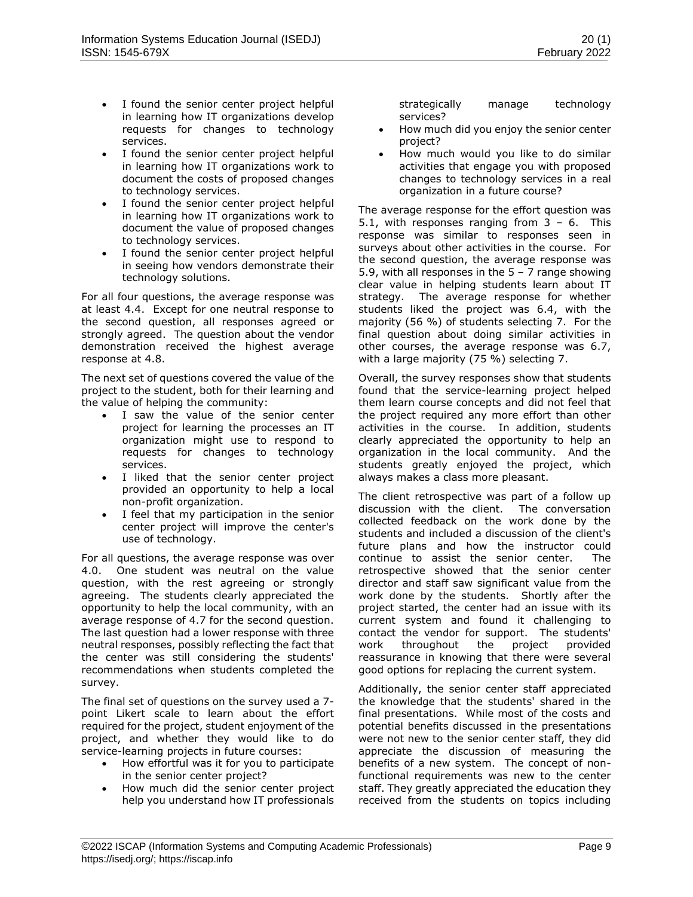- I found the senior center project helpful in learning how IT organizations develop requests for changes to technology services.
- I found the senior center project helpful in learning how IT organizations work to document the costs of proposed changes to technology services.
- I found the senior center project helpful in learning how IT organizations work to document the value of proposed changes to technology services.
- I found the senior center project helpful in seeing how vendors demonstrate their technology solutions.

For all four questions, the average response was at least 4.4. Except for one neutral response to the second question, all responses agreed or strongly agreed. The question about the vendor demonstration received the highest average response at 4.8.

The next set of questions covered the value of the project to the student, both for their learning and the value of helping the community:

- I saw the value of the senior center project for learning the processes an IT organization might use to respond to requests for changes to technology services.
- I liked that the senior center project provided an opportunity to help a local non-profit organization.
- I feel that my participation in the senior center project will improve the center's use of technology.

For all questions, the average response was over 4.0. One student was neutral on the value question, with the rest agreeing or strongly agreeing. The students clearly appreciated the opportunity to help the local community, with an average response of 4.7 for the second question. The last question had a lower response with three neutral responses, possibly reflecting the fact that the center was still considering the students' recommendations when students completed the survey.

The final set of questions on the survey used a 7-point Likert scale to learn about the effort required for the project, student enjoyment of the project, and whether they would like to do service-learning projects in future courses:

- How effortful was it for you to participate in the senior center project?
- How much did the senior center project help you understand how IT professionals strategically manage technology services?
- How much did you enjoy the senior center project?
- How much would you like to do similar activities that engage you with proposed changes to technology services in a real organization in a future course?

The average response for the effort question was 5.1, with responses ranging from 3 – 6. This response was similar to responses seen in surveys about other activities in the course. For the second question, the average response was 5.9, with all responses in the 5 – 7 range showing clear value in helping students learn about IT strategy. The average response for whether students liked the project was 6.4, with the majority (56 %) of students selecting 7. For the final question about doing similar activities in other courses, the average response was 6.7, with a large majority (75 %) selecting 7.

Overall, the survey responses show that students found that the service-learning project helped them learn course concepts and did not feel that the project required any more effort than other activities in the course. In addition, students clearly appreciated the opportunity to help an organization in the local community. And the students greatly enjoyed the project, which always makes a class more pleasant.

The client retrospective was part of a follow up discussion with the client. The conversation collected feedback on the work done by the students and included a discussion of the client's future plans and how the instructor could continue to assist the senior center. The retrospective showed that the senior center director and staff saw significant value from the work done by the students. Shortly after the project started, the center had an issue with its current system and found it challenging to contact the vendor for support. The students' work throughout the project provided reassurance in knowing that there were several good options for replacing the current system.

Additionally, the senior center staff appreciated the knowledge that the students' shared in the final presentations. While most of the costs and potential benefits discussed in the presentations were not new to the senior center staff, they did appreciate the discussion of measuring the benefits of a new system. The concept of non-functional requirements was new to the center staff. They greatly appreciated the education they received from the students on topics including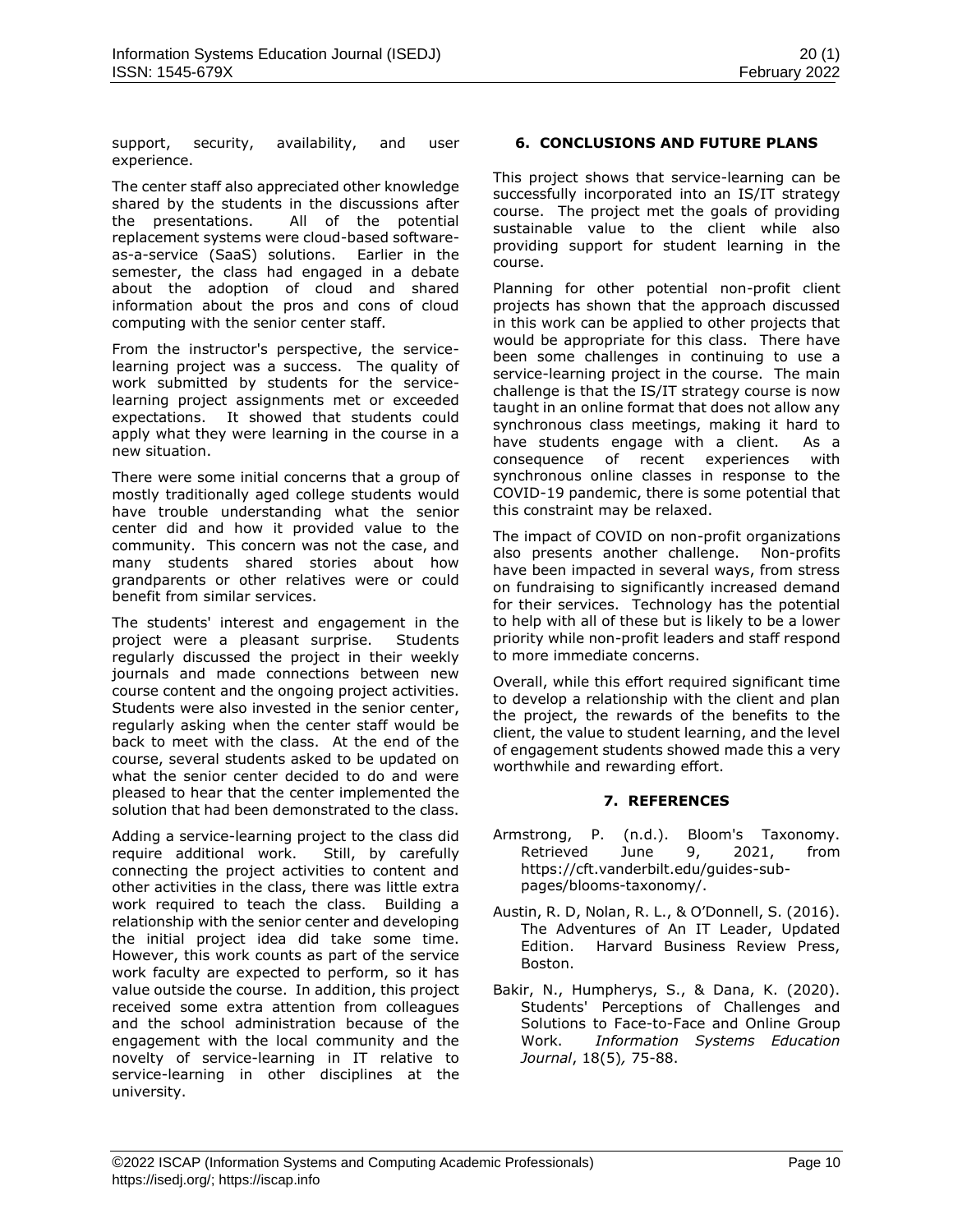support, security, availability, and user experience.

The center staff also appreciated other knowledge shared by the students in the discussions after the presentations. All of the potential replacement systems were cloud-based software-as-a-service (SaaS) solutions. Earlier in the semester, the class had engaged in a debate about the adoption of cloud and shared information about the pros and cons of cloud computing with the senior center staff.

From the instructor's perspective, the service-learning project was a success. The quality of work submitted by students for the service-learning project assignments met or exceeded expectations. It showed that students could apply what they were learning in the course in a new situation.

There were some initial concerns that a group of mostly traditionally aged college students would have trouble understanding what the senior center did and how it provided value to the community. This concern was not the case, and many students shared stories about how grandparents or other relatives were or could benefit from similar services.

The students' interest and engagement in the project were a pleasant surprise. Students regularly discussed the project in their weekly journals and made connections between new course content and the ongoing project activities. Students were also invested in the senior center, regularly asking when the center staff would be back to meet with the class. At the end of the course, several students asked to be updated on what the senior center decided to do and were pleased to hear that the center implemented the solution that had been demonstrated to the class.

Adding a service-learning project to the class did require additional work. Still, by carefully connecting the project activities to content and other activities in the class, there was little extra work required to teach the class. Building a relationship with the senior center and developing the initial project idea did take some time. However, this work counts as part of the service work faculty are expected to perform, so it has value outside the course. In addition, this project received some extra attention from colleagues and the school administration because of the engagement with the local community and the novelty of service-learning in IT relative to service-learning in other disciplines at the university.

## 6. CONCLUSIONS AND FUTURE PLANS

This project shows that service-learning can be successfully incorporated into an IS/IT strategy course. The project met the goals of providing sustainable value to the client while also providing support for student learning in the course.

Planning for other potential non-profit client projects has shown that the approach discussed in this work can be applied to other projects that would be appropriate for this class. There have been some challenges in continuing to use a service-learning project in the course. The main challenge is that the IS/IT strategy course is now taught in an online format that does not allow any synchronous class meetings, making it hard to have students engage with a client. As a consequence of recent experiences with synchronous online classes in response to the COVID-19 pandemic, there is some potential that this constraint may be relaxed.

The impact of COVID on non-profit organizations also presents another challenge. Non-profits have been impacted in several ways, from stress on fundraising to significantly increased demand for their services. Technology has the potential to help with all of these but is likely to be a lower priority while non-profit leaders and staff respond to more immediate concerns.

Overall, while this effort required significant time to develop a relationship with the client and plan the project, the rewards of the benefits to the client, the value to student learning, and the level of engagement students showed made this a very worthwhile and rewarding effort.

## 7. REFERENCES

Armstrong, P. (n.d.). Bloom's Taxonomy. Retrieved June 9, 2021, from https://cft.vanderbilt.edu/guides-sub-pages/blooms-taxonomy/.

Austin, R. D, Nolan, R. L., & O'Donnell, S. (2016). The Adventures of An IT Leader, Updated Edition. Harvard Business Review Press, Boston.

Bakir, N., Humpherys, S., & Dana, K. (2020). Students' Perceptions of Challenges and Solutions to Face-to-Face and Online Group Work. *Information Systems Education Journal*, 18(5), 75-88.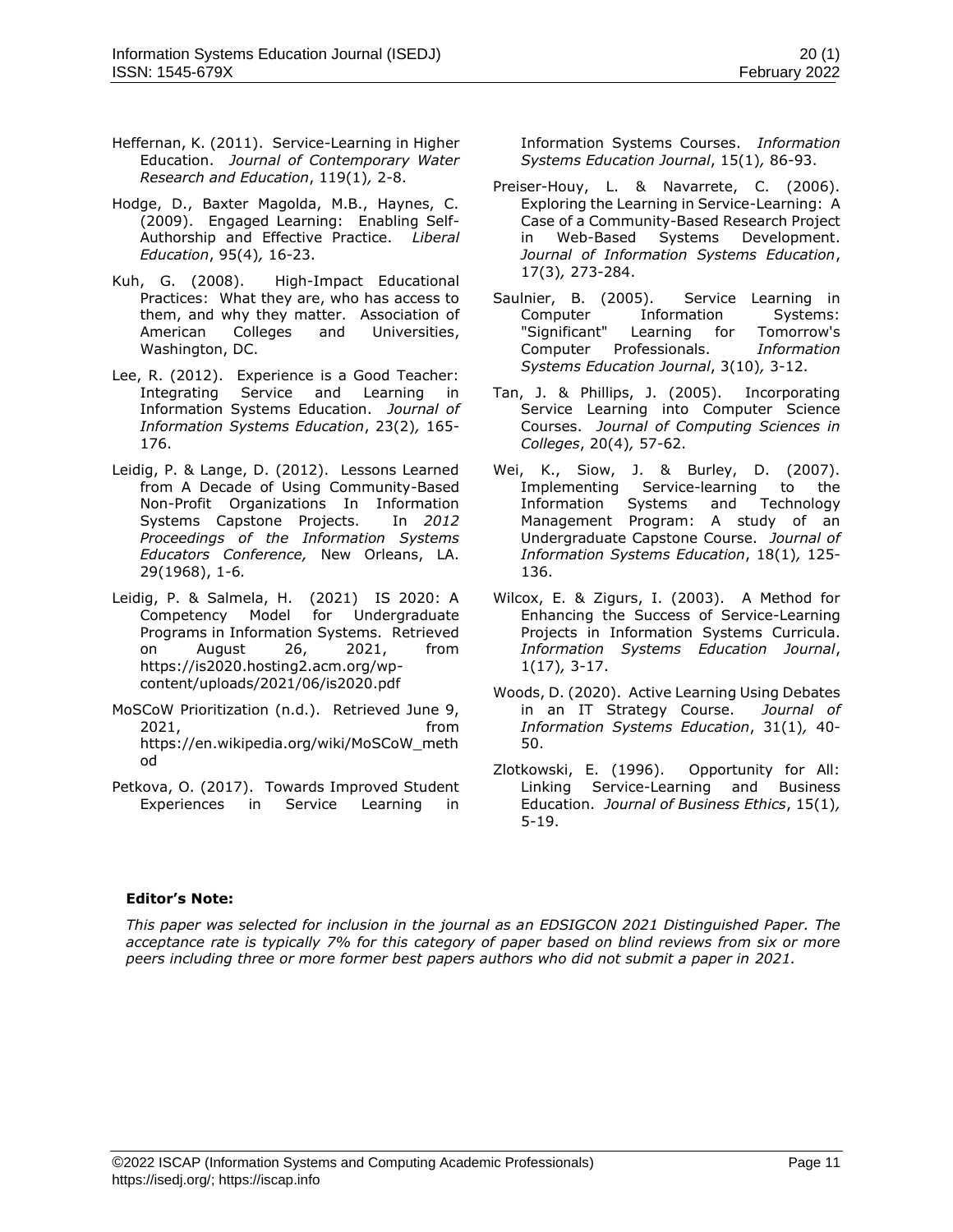Heffernan, K. (2011). Service-Learning in Higher Education. *Journal of Contemporary Water Research and Education*, 119(1), 2-8.

Hodge, D., Baxter Magolda, M.B., Haynes, C. (2009). Engaged Learning: Enabling Self-Authorship and Effective Practice. *Liberal Education*, 95(4), 16-23.

Kuh, G. (2008). High-Impact Educational Practices: What they are, who has access to them, and why they matter. Association of American Colleges and Universities, Washington, DC.

Lee, R. (2012). Experience is a Good Teacher: Integrating Service and Learning in Information Systems Education. *Journal of Information Systems Education*, 23(2), 165-176.

Leidig, P. & Lange, D. (2012). Lessons Learned from A Decade of Using Community-Based Non-Profit Organizations In Information Systems Capstone Projects. In *2012 Proceedings of the Information Systems Educators Conference,* New Orleans, LA. 29(1968), 1-6.

Leidig, P. & Salmela, H. (2021) IS 2020: A Competency Model for Undergraduate Programs in Information Systems. Retrieved on August 26, 2021, from https://is2020.hosting2.acm.org/wp-content/uploads/2021/06/is2020.pdf

MoSCoW Prioritization (n.d.). Retrieved June 9, 2021, from https://en.wikipedia.org/wiki/MoSCoW_method

Petkova, O. (2017). Towards Improved Student Experiences in Service Learning in Information Systems Courses. *Information Systems Education Journal*, 15(1), 86-93.

Preiser-Houy, L. & Navarrete, C. (2006). Exploring the Learning in Service-Learning: A Case of a Community-Based Research Project in Web-Based Systems Development. *Journal of Information Systems Education*, 17(3), 273-284.

Saulnier, B. (2005). Service Learning in Computer Information Systems: "Significant" Learning for Tomorrow's Computer Professionals. *Information Systems Education Journal*, 3(10), 3-12.

Tan, J. & Phillips, J. (2005). Incorporating Service Learning into Computer Science Courses. *Journal of Computing Sciences in Colleges*, 20(4), 57-62.

Wei, K., Siow, J. & Burley, D. (2007). Implementing Service-learning to the Information Systems and Technology Management Program: A study of an Undergraduate Capstone Course. *Journal of Information Systems Education*, 18(1), 125-136.

Wilcox, E. & Zigurs, I. (2003). A Method for Enhancing the Success of Service-Learning Projects in Information Systems Curricula. *Information Systems Education Journal*, 1(17), 3-17.

Woods, D. (2020). Active Learning Using Debates in an IT Strategy Course. *Journal of Information Systems Education*, 31(1), 40-50.

Zlotkowski, E. (1996). Opportunity for All: Linking Service-Learning and Business Education. *Journal of Business Ethics*, 15(1), 5-19.

**Editor's Note:**

*This paper was selected for inclusion in the journal as an EDSIGCON 2021 Distinguished Paper. The acceptance rate is typically 7% for this category of paper based on blind reviews from six or more peers including three or more former best papers authors who did not submit a paper in 2021.*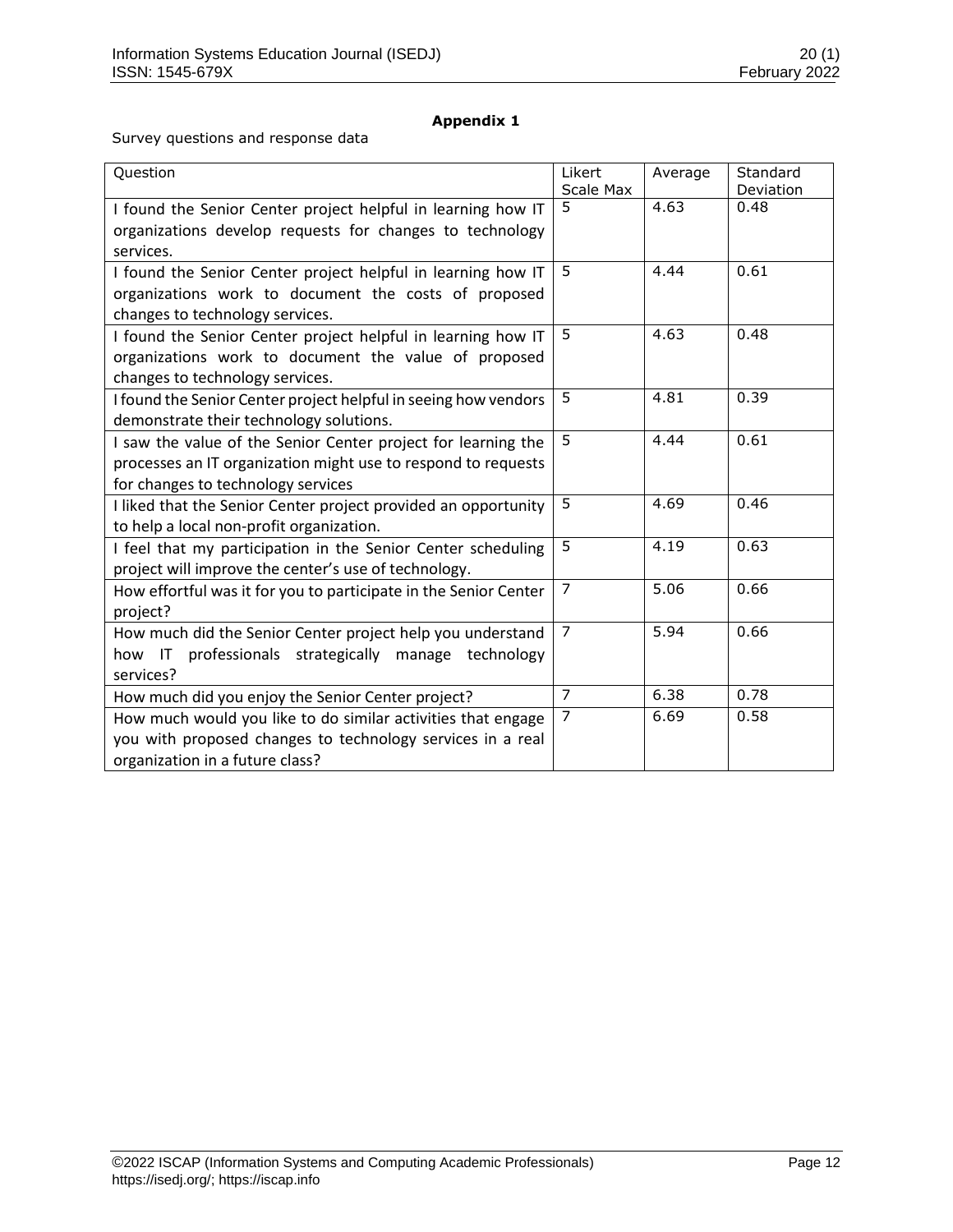## Appendix 1

Survey questions and response data

| Question | Likert Scale Max | Average | Standard Deviation |
|---|---|---|---|
| I found the Senior Center project helpful in learning how IT organizations develop requests for changes to technology services. | 5 | 4.63 | 0.48 |
| I found the Senior Center project helpful in learning how IT organizations work to document the costs of proposed changes to technology services. | 5 | 4.44 | 0.61 |
| I found the Senior Center project helpful in learning how IT organizations work to document the value of proposed changes to technology services. | 5 | 4.63 | 0.48 |
| I found the Senior Center project helpful in seeing how vendors demonstrate their technology solutions. | 5 | 4.81 | 0.39 |
| I saw the value of the Senior Center project for learning the processes an IT organization might use to respond to requests for changes to technology services | 5 | 4.44 | 0.61 |
| I liked that the Senior Center project provided an opportunity to help a local non-profit organization. | 5 | 4.69 | 0.46 |
| I feel that my participation in the Senior Center scheduling project will improve the center's use of technology. | 5 | 4.19 | 0.63 |
| How effortful was it for you to participate in the Senior Center project? | 7 | 5.06 | 0.66 |
| How much did the Senior Center project help you understand how IT professionals strategically manage technology services? | 7 | 5.94 | 0.66 |
| How much did you enjoy the Senior Center project? | 7 | 6.38 | 0.78 |
| How much would you like to do similar activities that engage you with proposed changes to technology services in a real organization in a future class? | 7 | 6.69 | 0.58 |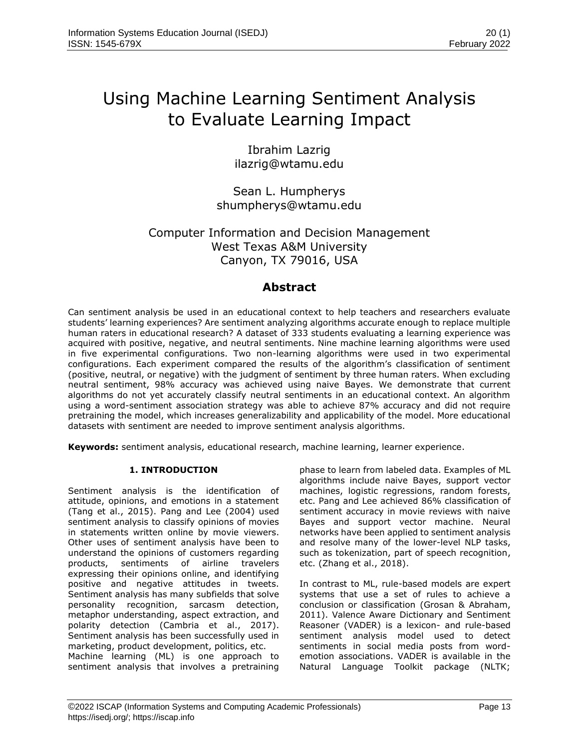# Using Machine Learning Sentiment Analysis to Evaluate Learning Impact

Ibrahim Lazrig
ilazrig@wtamu.edu

Sean L. Humpherys
shumpherys@wtamu.edu

Computer Information and Decision Management
West Texas A&M University
Canyon, TX 79016, USA

## Abstract

Can sentiment analysis be used in an educational context to help teachers and researchers evaluate students' learning experiences? Are sentiment analyzing algorithms accurate enough to replace multiple human raters in educational research? A dataset of 333 students evaluating a learning experience was acquired with positive, negative, and neutral sentiments. Nine machine learning algorithms were used in five experimental configurations. Two non-learning algorithms were used in two experimental configurations. Each experiment compared the results of the algorithm's classification of sentiment (positive, neutral, or negative) with the judgment of sentiment by three human raters. When excluding neutral sentiment, 98% accuracy was achieved using naive Bayes. We demonstrate that current algorithms do not yet accurately classify neutral sentiments in an educational context. An algorithm using a word-sentiment association strategy was able to achieve 87% accuracy and did not require pretraining the model, which increases generalizability and applicability of the model. More educational datasets with sentiment are needed to improve sentiment analysis algorithms.

**Keywords:** sentiment analysis, educational research, machine learning, learner experience.

## 1. INTRODUCTION

Sentiment analysis is the identification of attitude, opinions, and emotions in a statement (Tang et al., 2015). Pang and Lee (2004) used sentiment analysis to classify opinions of movies in statements written online by movie viewers. Other uses of sentiment analysis have been to understand the opinions of customers regarding products, sentiments of airline travelers expressing their opinions online, and identifying positive and negative attitudes in tweets. Sentiment analysis has many subfields that solve personality recognition, sarcasm detection, metaphor understanding, aspect extraction, and polarity detection (Cambria et al., 2017). Sentiment analysis has been successfully used in marketing, product development, politics, etc.

Machine learning (ML) is one approach to sentiment analysis that involves a pretraining phase to learn from labeled data. Examples of ML algorithms include naive Bayes, support vector machines, logistic regressions, random forests, etc. Pang and Lee achieved 86% classification of sentiment accuracy in movie reviews with naive Bayes and support vector machine. Neural networks have been applied to sentiment analysis and resolve many of the lower-level NLP tasks, such as tokenization, part of speech recognition, etc. (Zhang et al., 2018).

In contrast to ML, rule-based models are expert systems that use a set of rules to achieve a conclusion or classification (Grosan & Abraham, 2011). Valence Aware Dictionary and Sentiment Reasoner (VADER) is a lexicon- and rule-based sentiment analysis model used to detect sentiments in social media posts from word-emotion associations. VADER is available in the Natural Language Toolkit package (NLTK;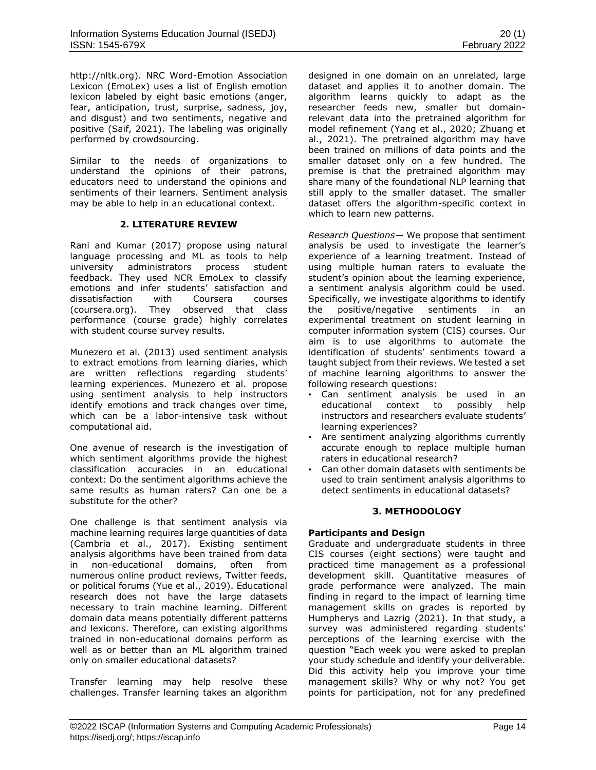http://nltk.org). NRC Word-Emotion Association Lexicon (EmoLex) uses a list of English emotion lexicon labeled by eight basic emotions (anger, fear, anticipation, trust, surprise, sadness, joy, and disgust) and two sentiments, negative and positive (Saif, 2021). The labeling was originally performed by crowdsourcing.

Similar to the needs of organizations to understand the opinions of their patrons, educators need to understand the opinions and sentiments of their learners. Sentiment analysis may be able to help in an educational context.

## 2. LITERATURE REVIEW

Rani and Kumar (2017) propose using natural language processing and ML as tools to help university administrators process student feedback. They used NCR EmoLex to classify emotions and infer students' satisfaction and dissatisfaction with Coursera courses (coursera.org). They observed that class performance (course grade) highly correlates with student course survey results.

Munezero et al. (2013) used sentiment analysis to extract emotions from learning diaries, which are written reflections regarding students' learning experiences. Munezero et al. propose using sentiment analysis to help instructors identify emotions and track changes over time, which can be a labor-intensive task without computational aid.

One avenue of research is the investigation of which sentiment algorithms provide the highest classification accuracies in an educational context: Do the sentiment algorithms achieve the same results as human raters? Can one be a substitute for the other?

One challenge is that sentiment analysis via machine learning requires large quantities of data (Cambria et al., 2017). Existing sentiment analysis algorithms have been trained from data in non-educational domains, often from numerous online product reviews, Twitter feeds, or political forums (Yue et al., 2019). Educational research does not have the large datasets necessary to train machine learning. Different domain data means potentially different patterns and lexicons. Therefore, can existing algorithms trained in non-educational domains perform as well as or better than an ML algorithm trained only on smaller educational datasets?

Transfer learning may help resolve these challenges. Transfer learning takes an algorithm designed in one domain on an unrelated, large dataset and applies it to another domain. The algorithm learns quickly to adapt as the researcher feeds new, smaller but domain-relevant data into the pretrained algorithm for model refinement (Yang et al., 2020; Zhuang et al., 2021). The pretrained algorithm may have been trained on millions of data points and the smaller dataset only on a few hundred. The premise is that the pretrained algorithm may share many of the foundational NLP learning that still apply to the smaller dataset. The smaller dataset offers the algorithm-specific context in which to learn new patterns.

*Research Questions*— We propose that sentiment analysis be used to investigate the learner's experience of a learning treatment. Instead of using multiple human raters to evaluate the student's opinion about the learning experience, a sentiment analysis algorithm could be used. Specifically, we investigate algorithms to identify the positive/negative sentiments in an experimental treatment on student learning in computer information system (CIS) courses. Our aim is to use algorithms to automate the identification of students' sentiments toward a taught subject from their reviews. We tested a set of machine learning algorithms to answer the following research questions:

- Can sentiment analysis be used in an educational context to possibly help instructors and researchers evaluate students' learning experiences?
- Are sentiment analyzing algorithms currently accurate enough to replace multiple human raters in educational research?
- Can other domain datasets with sentiments be used to train sentiment analysis algorithms to detect sentiments in educational datasets?

## 3. METHODOLOGY

### Participants and Design

Graduate and undergraduate students in three CIS courses (eight sections) were taught and practiced time management as a professional development skill. Quantitative measures of grade performance were analyzed. The main finding in regard to the impact of learning time management skills on grades is reported by Humpherys and Lazrig (2021). In that study, a survey was administered regarding students' perceptions of the learning exercise with the question "Each week you were asked to preplan your study schedule and identify your deliverable. Did this activity help you improve your time management skills? Why or why not? You get points for participation, not for any predefined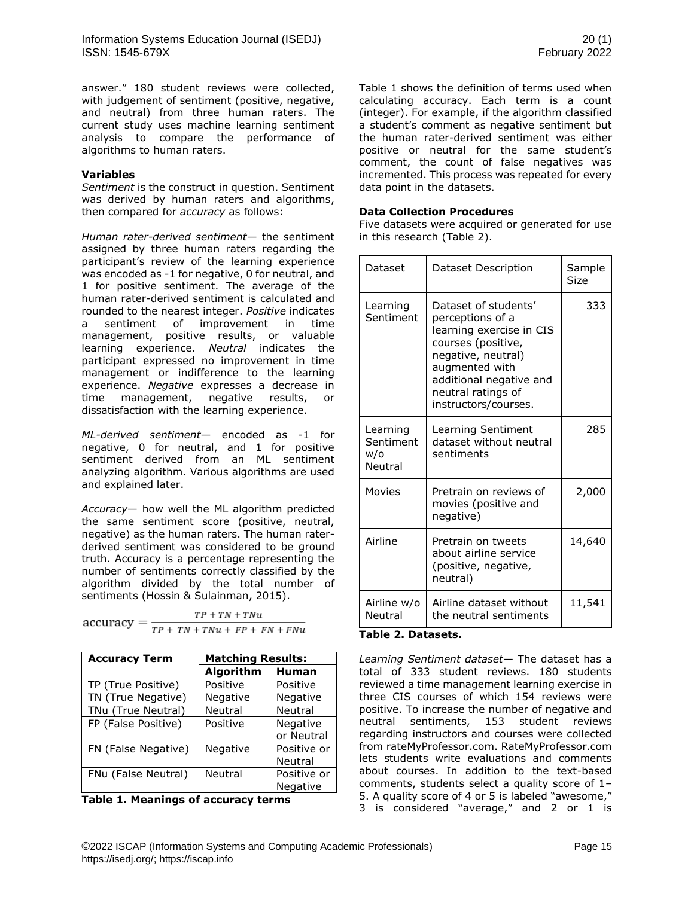answer." 180 student reviews were collected, with judgement of sentiment (positive, negative, and neutral) from three human raters. The current study uses machine learning sentiment analysis to compare the performance of algorithms to human raters.

### Variables

*Sentiment* is the construct in question. Sentiment was derived by human raters and algorithms, then compared for *accuracy* as follows:

*Human rater-derived sentiment*— the sentiment assigned by three human raters regarding the participant's review of the learning experience was encoded as -1 for negative, 0 for neutral, and 1 for positive sentiment. The average of the human rater-derived sentiment is calculated and rounded to the nearest integer. *Positive* indicates a sentiment of improvement in time management, positive results, or valuable learning experience. *Neutral* indicates the participant expressed no improvement in time management or indifference to the learning experience. *Negative* expresses a decrease in time management, negative results, or dissatisfaction with the learning experience.

*ML-derived sentiment*— encoded as -1 for negative, 0 for neutral, and 1 for positive sentiment derived from an ML sentiment analyzing algorithm. Various algorithms are used and explained later.

*Accuracy*— how well the ML algorithm predicted the same sentiment score (positive, neutral, negative) as the human raters. The human rater-derived sentiment was considered to be ground truth. Accuracy is a percentage representing the number of sentiments correctly classified by the algorithm divided by the total number of sentiments (Hossin & Sulainman, 2015).

$$\text{accuracy} = \frac{TP + TN + TNu}{TP + TN + TNu + FP + FN + FNu}$$

| Accuracy Term | Matching Results: | |
|---|---|---|
| | **Algorithm** | **Human** |
| TP (True Positive) | Positive | Positive |
| TN (True Negative) | Negative | Negative |
| TNu (True Neutral) | Neutral | Neutral |
| FP (False Positive) | Positive | Negative or Neutral |
| FN (False Negative) | Negative | Positive or Neutral |
| FNu (False Neutral) | Neutral | Positive or Negative |

**Table 1. Meanings of accuracy terms**

Table 1 shows the definition of terms used when calculating accuracy. Each term is a count (integer). For example, if the algorithm classified a student's comment as negative sentiment but the human rater-derived sentiment was either positive or neutral for the same student's comment, the count of false negatives was incremented. This process was repeated for every data point in the datasets.

### Data Collection Procedures

Five datasets were acquired or generated for use in this research (Table 2).

| Dataset | Dataset Description | Sample Size |
|---|---|---|
| Learning Sentiment | Dataset of students' perceptions of a learning exercise in CIS courses (positive, negative, neutral) augmented with additional negative and neutral ratings of instructors/courses. | 333 |
| Learning Sentiment w/o Neutral | Learning Sentiment dataset without neutral sentiments | 285 |
| Movies | Pretrain on reviews of movies (positive and negative) | 2,000 |
| Airline | Pretrain on tweets about airline service (positive, negative, neutral) | 14,640 |
| Airline w/o Neutral | Airline dataset without the neutral sentiments | 11,541 |

**Table 2. Datasets.**

*Learning Sentiment dataset*— The dataset has a total of 333 student reviews. 180 students reviewed a time management learning exercise in three CIS courses of which 154 reviews were positive. To increase the number of negative and neutral sentiments, 153 student reviews regarding instructors and courses were collected from rateMyProfessor.com. RateMyProfessor.com lets students write evaluations and comments about courses. In addition to the text-based comments, students select a quality score of 1–5. A quality score of 4 or 5 is labeled "awesome," 3 is considered "average," and 2 or 1 is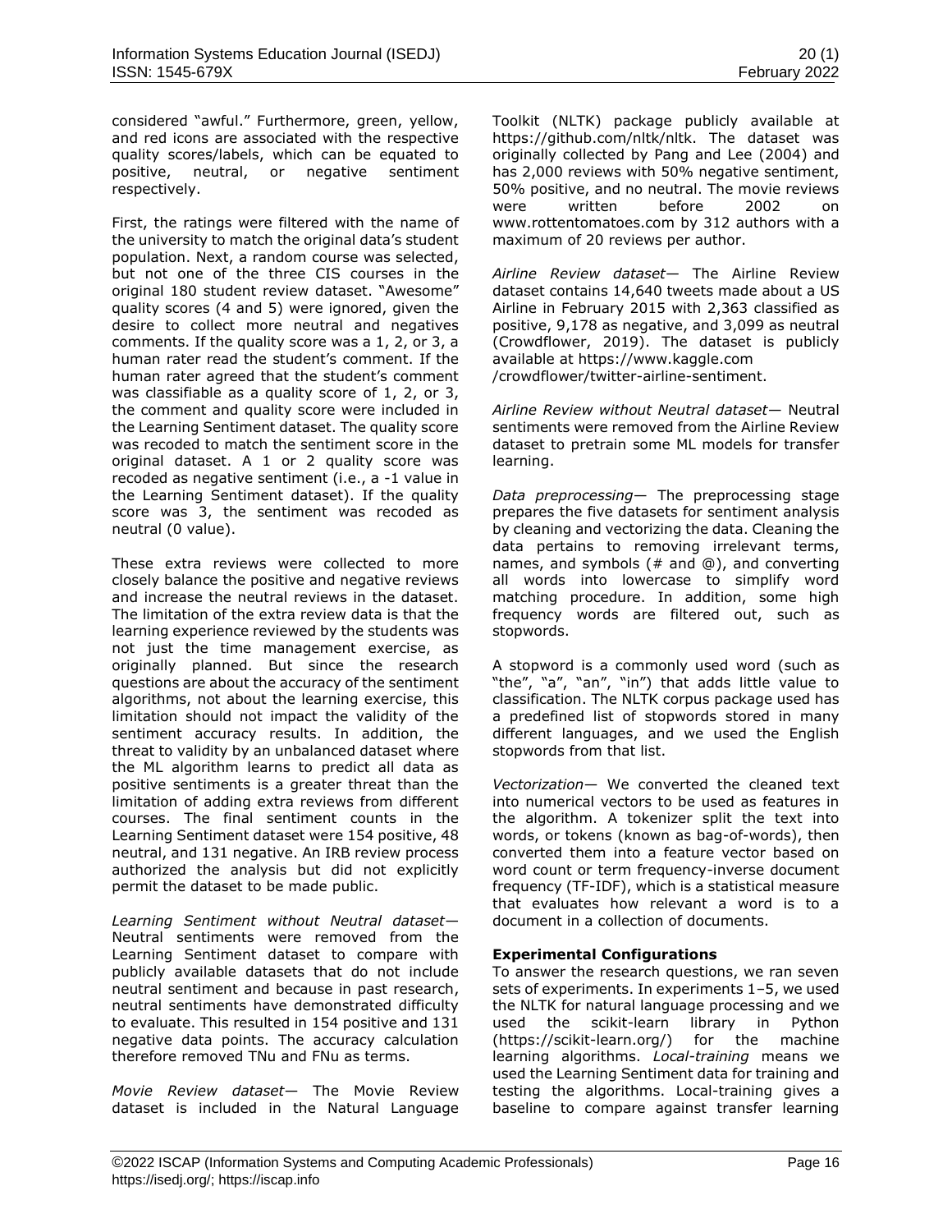considered "awful." Furthermore, green, yellow, and red icons are associated with the respective quality scores/labels, which can be equated to positive, neutral, or negative sentiment respectively.

First, the ratings were filtered with the name of the university to match the original data's student population. Next, a random course was selected, but not one of the three CIS courses in the original 180 student review dataset. "Awesome" quality scores (4 and 5) were ignored, given the desire to collect more neutral and negatives comments. If the quality score was a 1, 2, or 3, a human rater read the student's comment. If the human rater agreed that the student's comment was classifiable as a quality score of 1, 2, or 3, the comment and quality score were included in the Learning Sentiment dataset. The quality score was recoded to match the sentiment score in the original dataset. A 1 or 2 quality score was recoded as negative sentiment (i.e., a -1 value in the Learning Sentiment dataset). If the quality score was 3, the sentiment was recoded as neutral (0 value).

These extra reviews were collected to more closely balance the positive and negative reviews and increase the neutral reviews in the dataset. The limitation of the extra review data is that the learning experience reviewed by the students was not just the time management exercise, as originally planned. But since the research questions are about the accuracy of the sentiment algorithms, not about the learning exercise, this limitation should not impact the validity of the sentiment accuracy results. In addition, the threat to validity by an unbalanced dataset where the ML algorithm learns to predict all data as positive sentiments is a greater threat than the limitation of adding extra reviews from different courses. The final sentiment counts in the Learning Sentiment dataset were 154 positive, 48 neutral, and 131 negative. An IRB review process authorized the analysis but did not explicitly permit the dataset to be made public.

*Learning Sentiment without Neutral dataset*— Neutral sentiments were removed from the Learning Sentiment dataset to compare with publicly available datasets that do not include neutral sentiment and because in past research, neutral sentiments have demonstrated difficulty to evaluate. This resulted in 154 positive and 131 negative data points. The accuracy calculation therefore removed TNu and FNu as terms.

*Movie Review dataset*— The Movie Review dataset is included in the Natural Language Toolkit (NLTK) package publicly available at https://github.com/nltk/nltk. The dataset was originally collected by Pang and Lee (2004) and has 2,000 reviews with 50% negative sentiment, 50% positive, and no neutral. The movie reviews were written before 2002 on www.rottentomatoes.com by 312 authors with a maximum of 20 reviews per author.

*Airline Review dataset*— The Airline Review dataset contains 14,640 tweets made about a US Airline in February 2015 with 2,363 classified as positive, 9,178 as negative, and 3,099 as neutral (Crowdflower, 2019). The dataset is publicly available at https://www.kaggle.com /crowdflower/twitter-airline-sentiment.

*Airline Review without Neutral dataset*— Neutral sentiments were removed from the Airline Review dataset to pretrain some ML models for transfer learning.

*Data preprocessing*— The preprocessing stage prepares the five datasets for sentiment analysis by cleaning and vectorizing the data. Cleaning the data pertains to removing irrelevant terms, names, and symbols (# and @), and converting all words into lowercase to simplify word matching procedure. In addition, some high frequency words are filtered out, such as stopwords.

A stopword is a commonly used word (such as "the", "a", "an", "in") that adds little value to classification. The NLTK corpus package used has a predefined list of stopwords stored in many different languages, and we used the English stopwords from that list.

*Vectorization*— We converted the cleaned text into numerical vectors to be used as features in the algorithm. A tokenizer split the text into words, or tokens (known as bag-of-words), then converted them into a feature vector based on word count or term frequency-inverse document frequency (TF-IDF), which is a statistical measure that evaluates how relevant a word is to a document in a collection of documents.

**Experimental Configurations**

To answer the research questions, we ran seven sets of experiments. In experiments 1–5, we used the NLTK for natural language processing and we used the scikit-learn library in Python (https://scikit-learn.org/) for the machine learning algorithms. *Local-training* means we used the Learning Sentiment data for training and testing the algorithms. Local-training gives a baseline to compare against transfer learning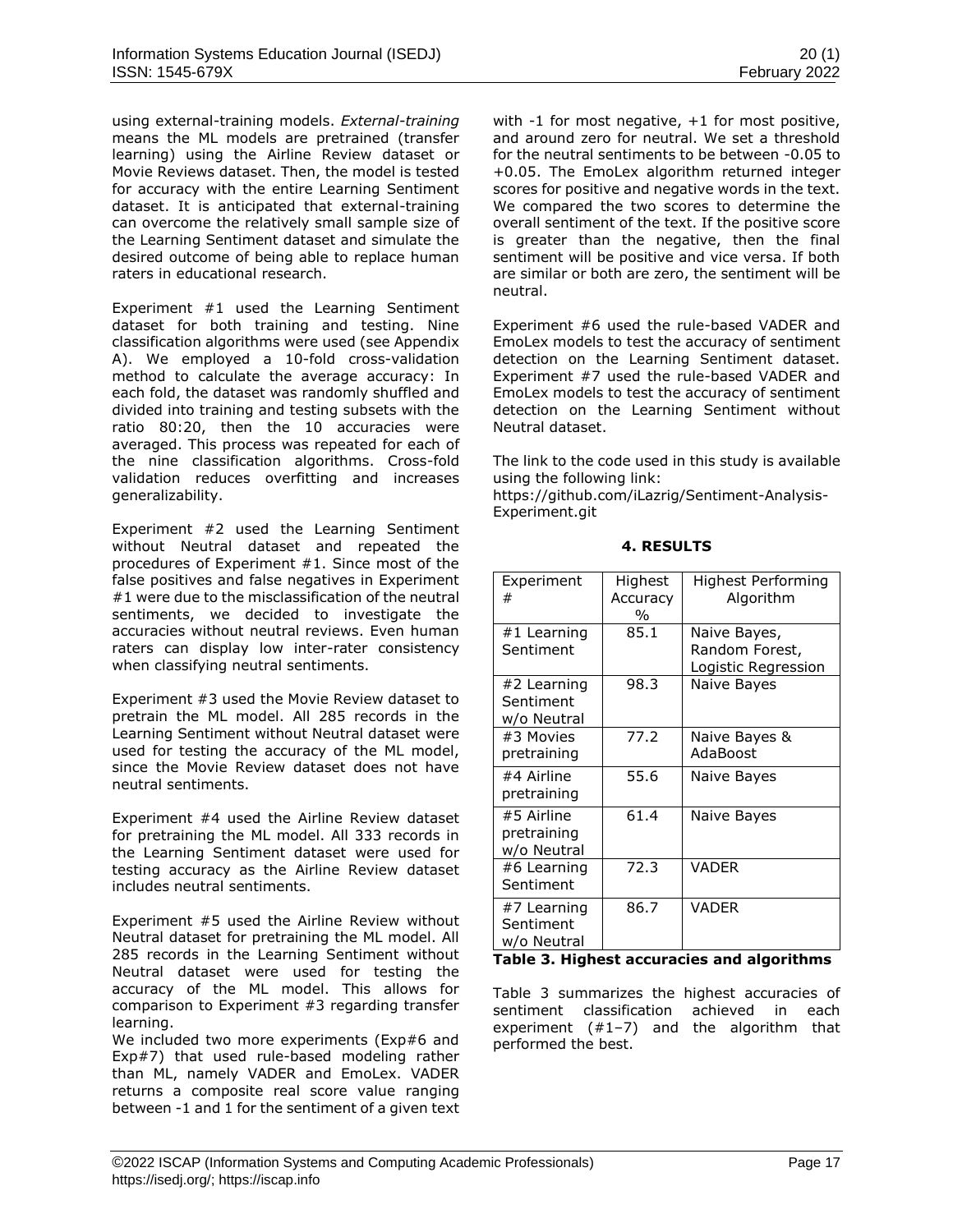using external-training models. *External-training* means the ML models are pretrained (transfer learning) using the Airline Review dataset or Movie Reviews dataset. Then, the model is tested for accuracy with the entire Learning Sentiment dataset. It is anticipated that external-training can overcome the relatively small sample size of the Learning Sentiment dataset and simulate the desired outcome of being able to replace human raters in educational research.

Experiment #1 used the Learning Sentiment dataset for both training and testing. Nine classification algorithms were used (see Appendix A). We employed a 10-fold cross-validation method to calculate the average accuracy: In each fold, the dataset was randomly shuffled and divided into training and testing subsets with the ratio 80:20, then the 10 accuracies were averaged. This process was repeated for each of the nine classification algorithms. Cross-fold validation reduces overfitting and increases generalizability.

Experiment #2 used the Learning Sentiment without Neutral dataset and repeated the procedures of Experiment #1. Since most of the false positives and false negatives in Experiment #1 were due to the misclassification of the neutral sentiments, we decided to investigate the accuracies without neutral reviews. Even human raters can display low inter-rater consistency when classifying neutral sentiments.

Experiment #3 used the Movie Review dataset to pretrain the ML model. All 285 records in the Learning Sentiment without Neutral dataset were used for testing the accuracy of the ML model, since the Movie Review dataset does not have neutral sentiments.

Experiment #4 used the Airline Review dataset for pretraining the ML model. All 333 records in the Learning Sentiment dataset were used for testing accuracy as the Airline Review dataset includes neutral sentiments.

Experiment #5 used the Airline Review without Neutral dataset for pretraining the ML model. All 285 records in the Learning Sentiment without Neutral dataset were used for testing the accuracy of the ML model. This allows for comparison to Experiment #3 regarding transfer learning.

We included two more experiments (Exp#6 and Exp#7) that used rule-based modeling rather than ML, namely VADER and EmoLex. VADER returns a composite real score value ranging between -1 and 1 for the sentiment of a given text with -1 for most negative, +1 for most positive, and around zero for neutral. We set a threshold for the neutral sentiments to be between -0.05 to +0.05. The EmoLex algorithm returned integer scores for positive and negative words in the text. We compared the two scores to determine the overall sentiment of the text. If the positive score is greater than the negative, then the final sentiment will be positive and vice versa. If both are similar or both are zero, the sentiment will be neutral.

Experiment #6 used the rule-based VADER and EmoLex models to test the accuracy of sentiment detection on the Learning Sentiment dataset. Experiment #7 used the rule-based VADER and EmoLex models to test the accuracy of sentiment detection on the Learning Sentiment without Neutral dataset.

The link to the code used in this study is available using the following link:
https://github.com/iLazrig/Sentiment-Analysis-Experiment.git

## 4. RESULTS

| Experiment # | Highest Accuracy % | Highest Performing Algorithm |
|---|---|---|
| #1 Learning Sentiment | 85.1 | Naive Bayes, Random Forest, Logistic Regression |
| #2 Learning Sentiment w/o Neutral | 98.3 | Naive Bayes |
| #3 Movies pretraining | 77.2 | Naive Bayes & AdaBoost |
| #4 Airline pretraining | 55.6 | Naive Bayes |
| #5 Airline pretraining w/o Neutral | 61.4 | Naive Bayes |
| #6 Learning Sentiment | 72.3 | VADER |
| #7 Learning Sentiment w/o Neutral | 86.7 | VADER |

**Table 3. Highest accuracies and algorithms**

Table 3 summarizes the highest accuracies of sentiment classification achieved in each experiment (#1–7) and the algorithm that performed the best.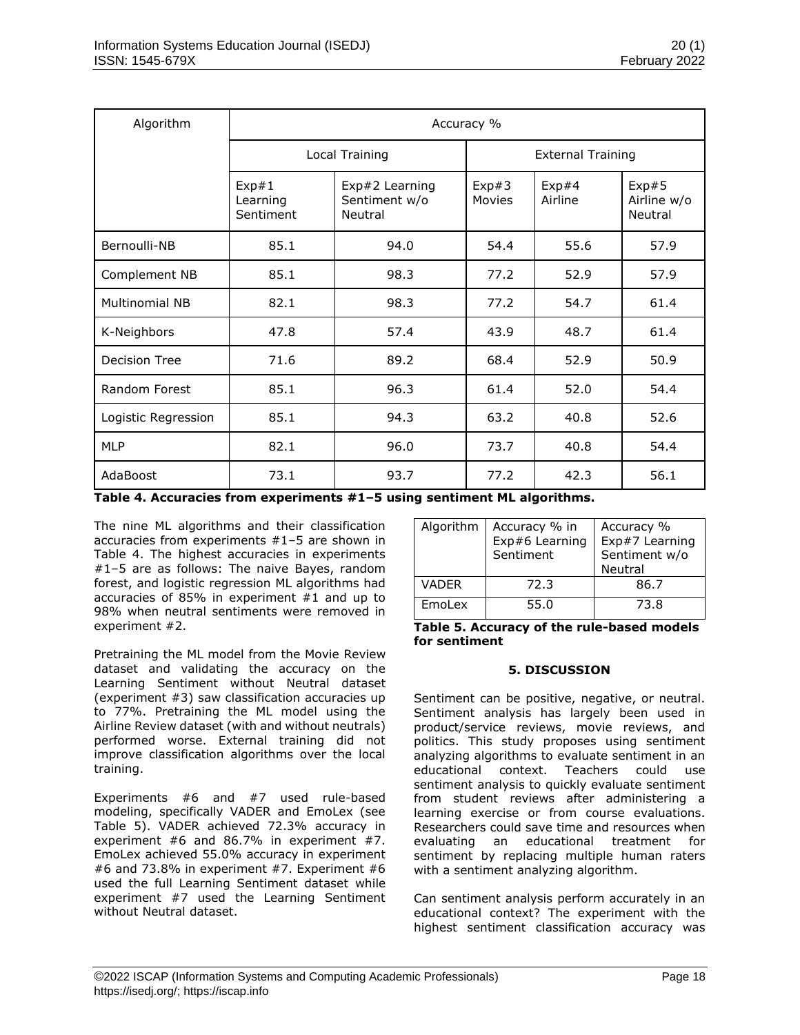| Algorithm | Accuracy % | | | | |
|---|---|---|---|---|---|
| | Local Training | | External Training | | |
| | Exp#1 Learning Sentiment | Exp#2 Learning Sentiment w/o Neutral | Exp#3 Movies | Exp#4 Airline | Exp#5 Airline w/o Neutral |
| Bernoulli-NB | 85.1 | 94.0 | 54.4 | 55.6 | 57.9 |
| Complement NB | 85.1 | 98.3 | 77.2 | 52.9 | 57.9 |
| Multinomial NB | 82.1 | 98.3 | 77.2 | 54.7 | 61.4 |
| K-Neighbors | 47.8 | 57.4 | 43.9 | 48.7 | 61.4 |
| Decision Tree | 71.6 | 89.2 | 68.4 | 52.9 | 50.9 |
| Random Forest | 85.1 | 96.3 | 61.4 | 52.0 | 54.4 |
| Logistic Regression | 85.1 | 94.3 | 63.2 | 40.8 | 52.6 |
| MLP | 82.1 | 96.0 | 73.7 | 40.8 | 54.4 |
| AdaBoost | 73.1 | 93.7 | 77.2 | 42.3 | 56.1 |

**Table 4. Accuracies from experiments #1–5 using sentiment ML algorithms.**

The nine ML algorithms and their classification accuracies from experiments #1–5 are shown in Table 4. The highest accuracies in experiments #1–5 are as follows: The naive Bayes, random forest, and logistic regression ML algorithms had accuracies of 85% in experiment #1 and up to 98% when neutral sentiments were removed in experiment #2.

Pretraining the ML model from the Movie Review dataset and validating the accuracy on the Learning Sentiment without Neutral dataset (experiment #3) saw classification accuracies up to 77%. Pretraining the ML model using the Airline Review dataset (with and without neutrals) performed worse. External training did not improve classification algorithms over the local training.

Experiments #6 and #7 used rule-based modeling, specifically VADER and EmoLex (see Table 5). VADER achieved 72.3% accuracy in experiment #6 and 86.7% in experiment #7. EmoLex achieved 55.0% accuracy in experiment #6 and 73.8% in experiment #7. Experiment #6 used the full Learning Sentiment dataset while experiment #7 used the Learning Sentiment without Neutral dataset.

| Algorithm | Accuracy % in Exp#6 Learning Sentiment | Accuracy % Exp#7 Learning Sentiment w/o Neutral |
|---|---|---|
| VADER | 72.3 | 86.7 |
| EmoLex | 55.0 | 73.8 |

**Table 5. Accuracy of the rule-based models for sentiment**

## 5. DISCUSSION

Sentiment can be positive, negative, or neutral. Sentiment analysis has largely been used in product/service reviews, movie reviews, and politics. This study proposes using sentiment analyzing algorithms to evaluate sentiment in an educational context. Teachers could use sentiment analysis to quickly evaluate sentiment from student reviews after administering a learning exercise or from course evaluations. Researchers could save time and resources when evaluating an educational treatment for sentiment by replacing multiple human raters with a sentiment analyzing algorithm.

Can sentiment analysis perform accurately in an educational context? The experiment with the highest sentiment classification accuracy was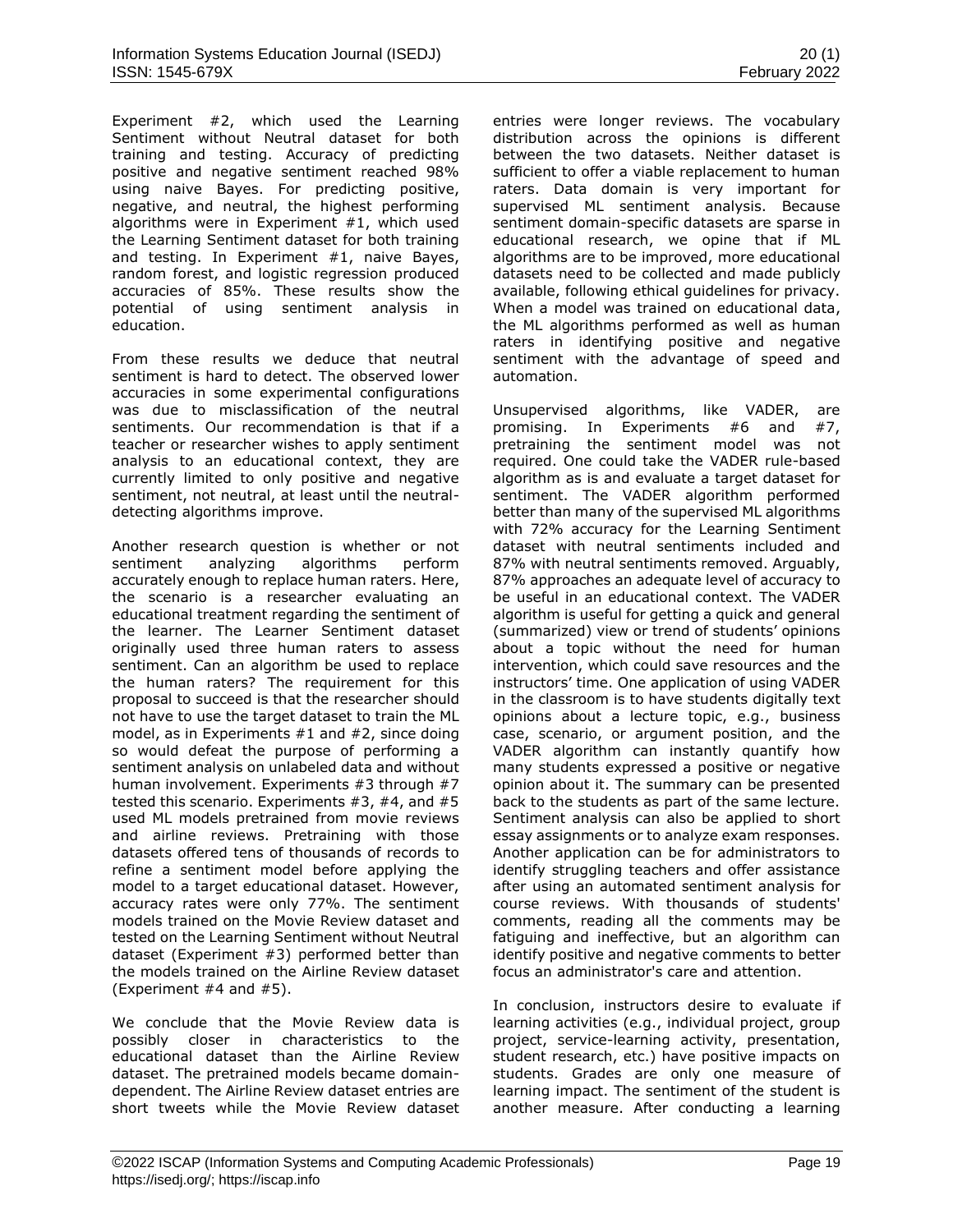Experiment #2, which used the Learning Sentiment without Neutral dataset for both training and testing. Accuracy of predicting positive and negative sentiment reached 98% using naive Bayes. For predicting positive, negative, and neutral, the highest performing algorithms were in Experiment #1, which used the Learning Sentiment dataset for both training and testing. In Experiment #1, naive Bayes, random forest, and logistic regression produced accuracies of 85%. These results show the potential of using sentiment analysis in education.

From these results we deduce that neutral sentiment is hard to detect. The observed lower accuracies in some experimental configurations was due to misclassification of the neutral sentiments. Our recommendation is that if a teacher or researcher wishes to apply sentiment analysis to an educational context, they are currently limited to only positive and negative sentiment, not neutral, at least until the neutral-detecting algorithms improve.

Another research question is whether or not sentiment analyzing algorithms perform accurately enough to replace human raters. Here, the scenario is a researcher evaluating an educational treatment regarding the sentiment of the learner. The Learner Sentiment dataset originally used three human raters to assess sentiment. Can an algorithm be used to replace the human raters? The requirement for this proposal to succeed is that the researcher should not have to use the target dataset to train the ML model, as in Experiments #1 and #2, since doing so would defeat the purpose of performing a sentiment analysis on unlabeled data and without human involvement. Experiments #3 through #7 tested this scenario. Experiments #3, #4, and #5 used ML models pretrained from movie reviews and airline reviews. Pretraining with those datasets offered tens of thousands of records to refine a sentiment model before applying the model to a target educational dataset. However, accuracy rates were only 77%. The sentiment models trained on the Movie Review dataset and tested on the Learning Sentiment without Neutral dataset (Experiment #3) performed better than the models trained on the Airline Review dataset (Experiment #4 and #5).

We conclude that the Movie Review data is possibly closer in characteristics to the educational dataset than the Airline Review dataset. The pretrained models became domain-dependent. The Airline Review dataset entries are short tweets while the Movie Review dataset entries were longer reviews. The vocabulary distribution across the opinions is different between the two datasets. Neither dataset is sufficient to offer a viable replacement to human raters. Data domain is very important for supervised ML sentiment analysis. Because sentiment domain-specific datasets are sparse in educational research, we opine that if ML algorithms are to be improved, more educational datasets need to be collected and made publicly available, following ethical guidelines for privacy. When a model was trained on educational data, the ML algorithms performed as well as human raters in identifying positive and negative sentiment with the advantage of speed and automation.

Unsupervised algorithms, like VADER, are promising. In Experiments #6 and #7, pretraining the sentiment model was not required. One could take the VADER rule-based algorithm as is and evaluate a target dataset for sentiment. The VADER algorithm performed better than many of the supervised ML algorithms with 72% accuracy for the Learning Sentiment dataset with neutral sentiments included and 87% with neutral sentiments removed. Arguably, 87% approaches an adequate level of accuracy to be useful in an educational context. The VADER algorithm is useful for getting a quick and general (summarized) view or trend of students' opinions about a topic without the need for human intervention, which could save resources and the instructors' time. One application of using VADER in the classroom is to have students digitally text opinions about a lecture topic, e.g., business case, scenario, or argument position, and the VADER algorithm can instantly quantify how many students expressed a positive or negative opinion about it. The summary can be presented back to the students as part of the same lecture. Sentiment analysis can also be applied to short essay assignments or to analyze exam responses. Another application can be for administrators to identify struggling teachers and offer assistance after using an automated sentiment analysis for course reviews. With thousands of students' comments, reading all the comments may be fatiguing and ineffective, but an algorithm can identify positive and negative comments to better focus an administrator's care and attention.

In conclusion, instructors desire to evaluate if learning activities (e.g., individual project, group project, service-learning activity, presentation, student research, etc.) have positive impacts on students. Grades are only one measure of learning impact. The sentiment of the student is another measure. After conducting a learning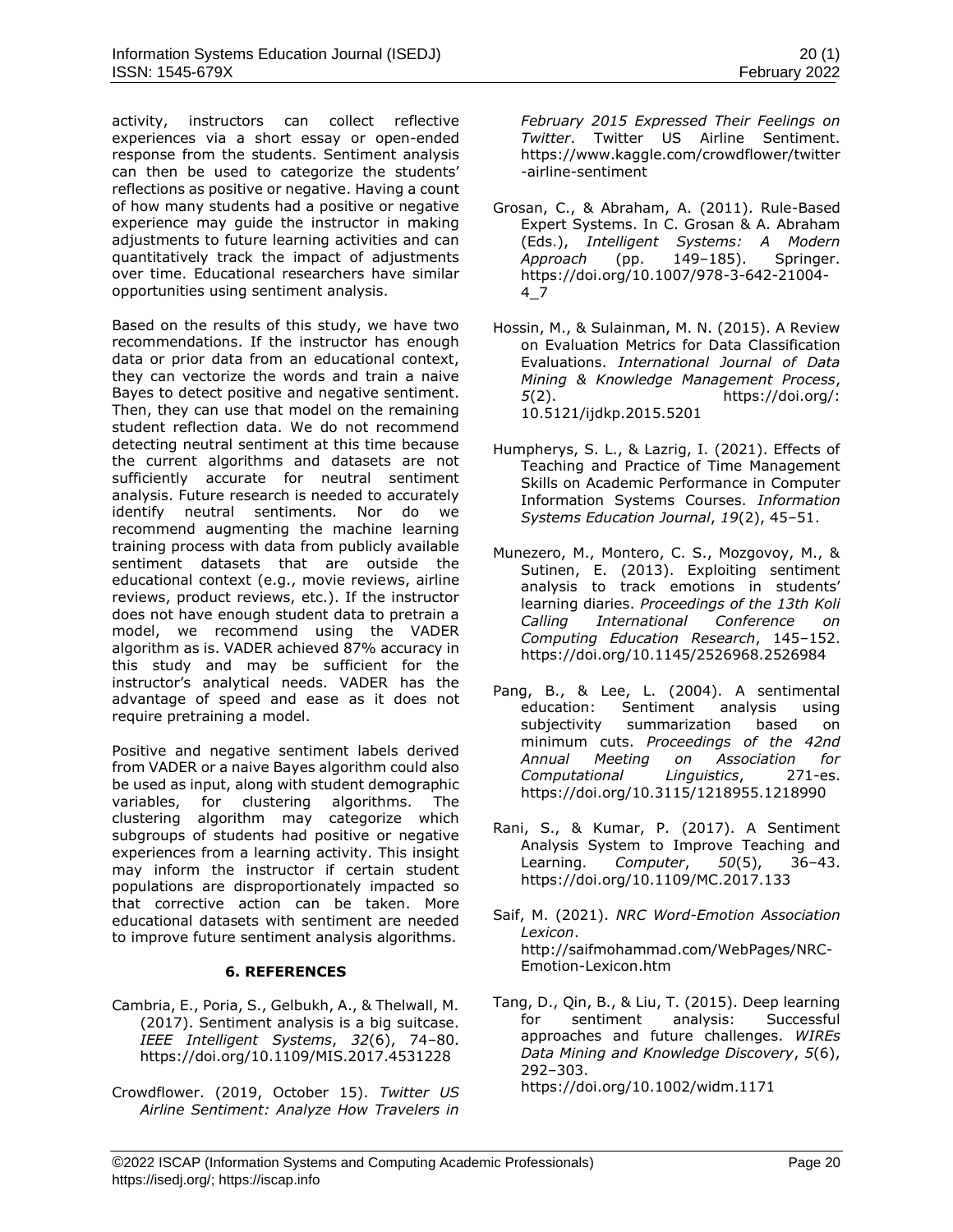activity, instructors can collect reflective experiences via a short essay or open-ended response from the students. Sentiment analysis can then be used to categorize the students' reflections as positive or negative. Having a count of how many students had a positive or negative experience may guide the instructor in making adjustments to future learning activities and can quantitatively track the impact of adjustments over time. Educational researchers have similar opportunities using sentiment analysis.

Based on the results of this study, we have two recommendations. If the instructor has enough data or prior data from an educational context, they can vectorize the words and train a naive Bayes to detect positive and negative sentiment. Then, they can use that model on the remaining student reflection data. We do not recommend detecting neutral sentiment at this time because the current algorithms and datasets are not sufficiently accurate for neutral sentiment analysis. Future research is needed to accurately identify neutral sentiments. Nor do we recommend augmenting the machine learning training process with data from publicly available sentiment datasets that are outside the educational context (e.g., movie reviews, airline reviews, product reviews, etc.). If the instructor does not have enough student data to pretrain a model, we recommend using the VADER algorithm as is. VADER achieved 87% accuracy in this study and may be sufficient for the instructor's analytical needs. VADER has the advantage of speed and ease as it does not require pretraining a model.

Positive and negative sentiment labels derived from VADER or a naive Bayes algorithm could also be used as input, along with student demographic variables, for clustering algorithms. The clustering algorithm may categorize which subgroups of students had positive or negative experiences from a learning activity. This insight may inform the instructor if certain student populations are disproportionately impacted so that corrective action can be taken. More educational datasets with sentiment are needed to improve future sentiment analysis algorithms.

## 6. REFERENCES

Cambria, E., Poria, S., Gelbukh, A., & Thelwall, M. (2017). Sentiment analysis is a big suitcase. *IEEE Intelligent Systems*, *32*(6), 74–80. https://doi.org/10.1109/MIS.2017.4531228

Crowdflower. (2019, October 15). *Twitter US Airline Sentiment: Analyze How Travelers in February 2015 Expressed Their Feelings on Twitter*. Twitter US Airline Sentiment. https://www.kaggle.com/crowdflower/twitter-airline-sentiment

Grosan, C., & Abraham, A. (2011). Rule-Based Expert Systems. In C. Grosan & A. Abraham (Eds.), *Intelligent Systems: A Modern Approach* (pp. 149–185). Springer. https://doi.org/10.1007/978-3-642-21004-4_7

Hossin, M., & Sulainman, M. N. (2015). A Review on Evaluation Metrics for Data Classification Evaluations. *International Journal of Data Mining & Knowledge Management Process*, *5*(2). https://doi.org/: 10.5121/ijdkp.2015.5201

Humpherys, S. L., & Lazrig, I. (2021). Effects of Teaching and Practice of Time Management Skills on Academic Performance in Computer Information Systems Courses. *Information Systems Education Journal*, *19*(2), 45–51.

Munezero, M., Montero, C. S., Mozgovoy, M., & Sutinen, E. (2013). Exploiting sentiment analysis to track emotions in students' learning diaries. *Proceedings of the 13th Koli Calling International Conference on Computing Education Research*, 145–152. https://doi.org/10.1145/2526968.2526984

Pang, B., & Lee, L. (2004). A sentimental education: Sentiment analysis using subjectivity summarization based on minimum cuts. *Proceedings of the 42nd Annual Meeting on Association for Computational Linguistics*, 271-es. https://doi.org/10.3115/1218955.1218990

Rani, S., & Kumar, P. (2017). A Sentiment Analysis System to Improve Teaching and Learning. *Computer*, *50*(5), 36–43. https://doi.org/10.1109/MC.2017.133

Saif, M. (2021). *NRC Word-Emotion Association Lexicon*. http://saifmohammad.com/WebPages/NRC-Emotion-Lexicon.htm

Tang, D., Qin, B., & Liu, T. (2015). Deep learning for sentiment analysis: Successful approaches and future challenges. *WIREs Data Mining and Knowledge Discovery*, *5*(6), 292–303. https://doi.org/10.1002/widm.1171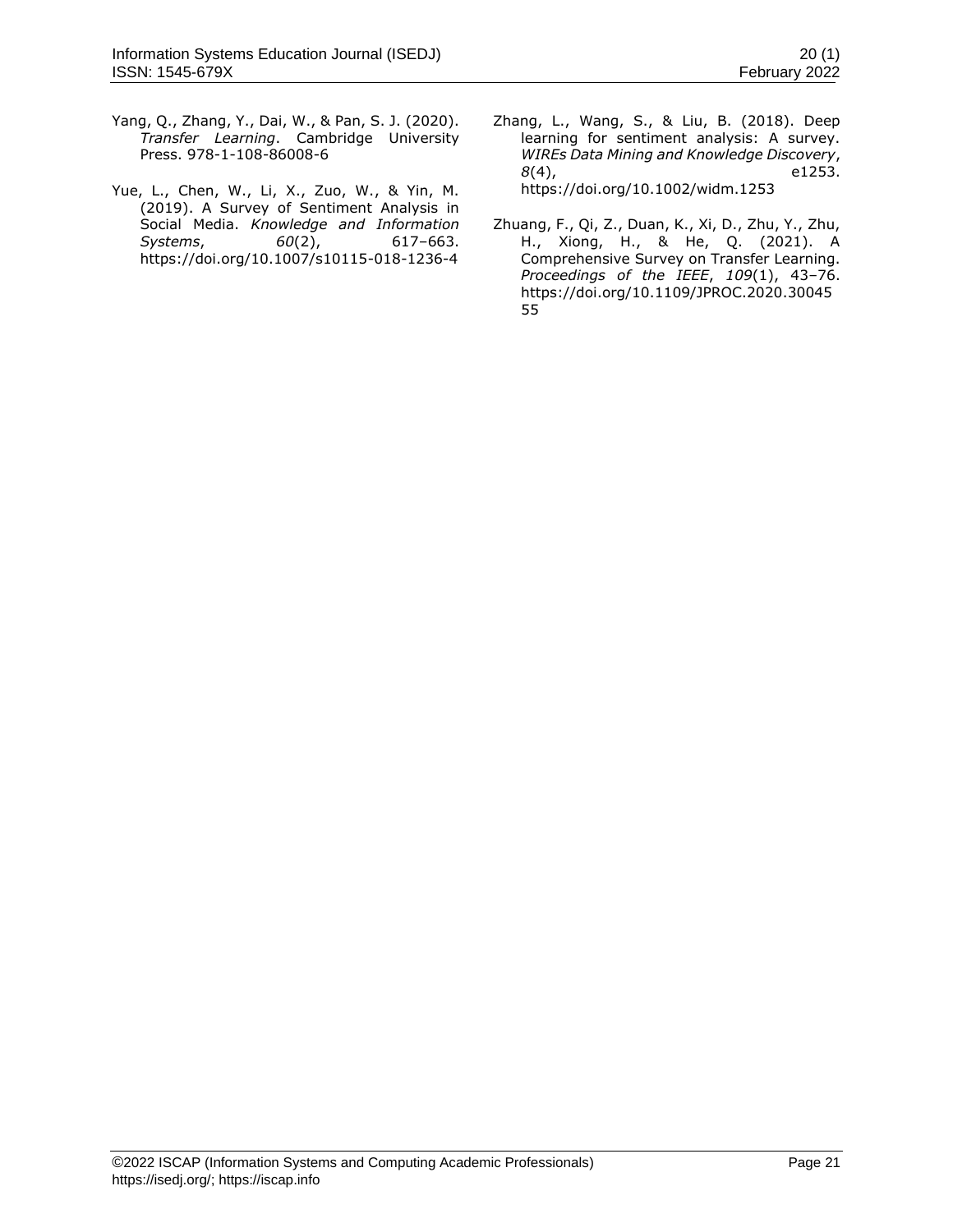Yang, Q., Zhang, Y., Dai, W., & Pan, S. J. (2020). *Transfer Learning*. Cambridge University Press. 978-1-108-86008-6

Yue, L., Chen, W., Li, X., Zuo, W., & Yin, M. (2019). A Survey of Sentiment Analysis in Social Media. *Knowledge and Information Systems*, *60*(2), 617–663. https://doi.org/10.1007/s10115-018-1236-4

Zhang, L., Wang, S., & Liu, B. (2018). Deep learning for sentiment analysis: A survey. *WIREs Data Mining and Knowledge Discovery*, *8*(4), e1253. https://doi.org/10.1002/widm.1253

Zhuang, F., Qi, Z., Duan, K., Xi, D., Zhu, Y., Zhu, H., Xiong, H., & He, Q. (2021). A Comprehensive Survey on Transfer Learning. *Proceedings of the IEEE*, *109*(1), 43–76. https://doi.org/10.1109/JPROC.2020.3004555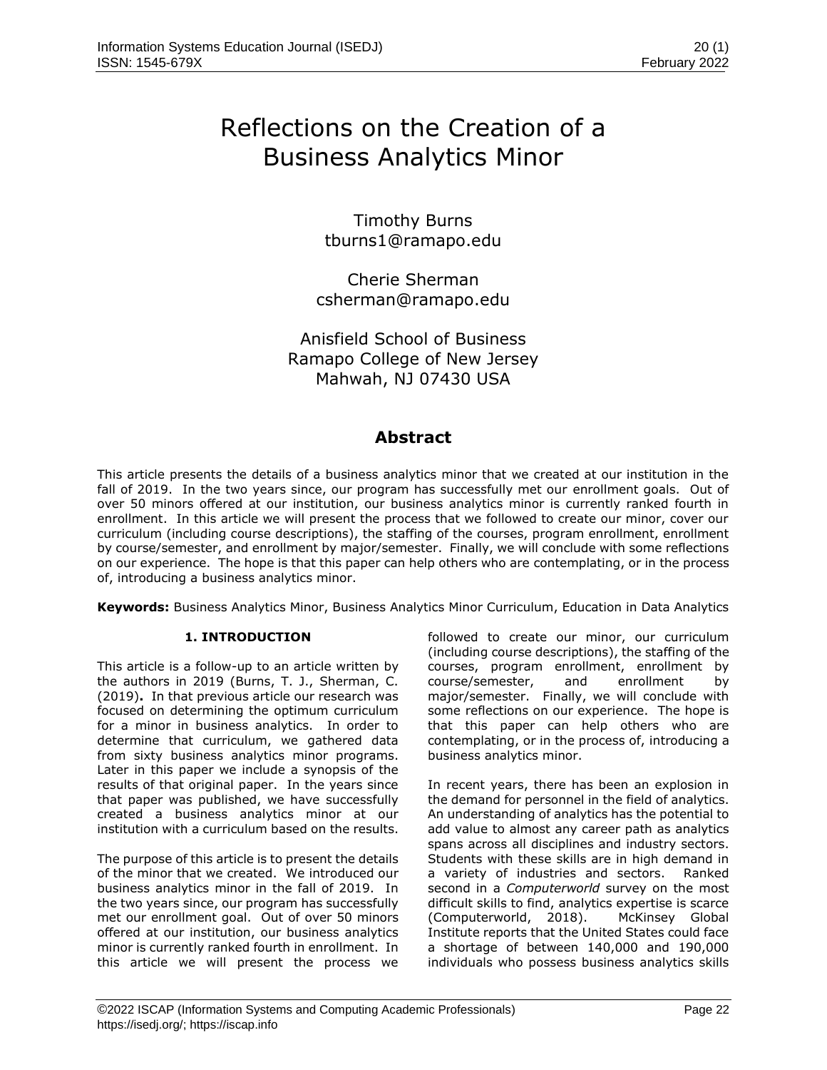# Reflections on the Creation of a Business Analytics Minor

Timothy Burns
tburns1@ramapo.edu

Cherie Sherman
csherman@ramapo.edu

Anisfield School of Business
Ramapo College of New Jersey
Mahwah, NJ 07430 USA

## Abstract

This article presents the details of a business analytics minor that we created at our institution in the fall of 2019. In the two years since, our program has successfully met our enrollment goals. Out of over 50 minors offered at our institution, our business analytics minor is currently ranked fourth in enrollment. In this article we will present the process that we followed to create our minor, cover our curriculum (including course descriptions), the staffing of the courses, program enrollment, enrollment by course/semester, and enrollment by major/semester. Finally, we will conclude with some reflections on our experience. The hope is that this paper can help others who are contemplating, or in the process of, introducing a business analytics minor.

**Keywords:** Business Analytics Minor, Business Analytics Minor Curriculum, Education in Data Analytics

## 1. INTRODUCTION

This article is a follow-up to an article written by the authors in 2019 (Burns, T. J., Sherman, C. (2019)**.** In that previous article our research was focused on determining the optimum curriculum for a minor in business analytics. In order to determine that curriculum, we gathered data from sixty business analytics minor programs. Later in this paper we include a synopsis of the results of that original paper. In the years since that paper was published, we have successfully created a business analytics minor at our institution with a curriculum based on the results.

The purpose of this article is to present the details of the minor that we created. We introduced our business analytics minor in the fall of 2019. In the two years since, our program has successfully met our enrollment goal. Out of over 50 minors offered at our institution, our business analytics minor is currently ranked fourth in enrollment. In this article we will present the process we followed to create our minor, our curriculum (including course descriptions), the staffing of the courses, program enrollment, enrollment by course/semester, and enrollment by major/semester. Finally, we will conclude with some reflections on our experience. The hope is that this paper can help others who are contemplating, or in the process of, introducing a business analytics minor.

In recent years, there has been an explosion in the demand for personnel in the field of analytics. An understanding of analytics has the potential to add value to almost any career path as analytics spans across all disciplines and industry sectors. Students with these skills are in high demand in a variety of industries and sectors. Ranked second in a *Computerworld* survey on the most difficult skills to find, analytics expertise is scarce (Computerworld, 2018). McKinsey Global Institute reports that the United States could face a shortage of between 140,000 and 190,000 individuals who possess business analytics skills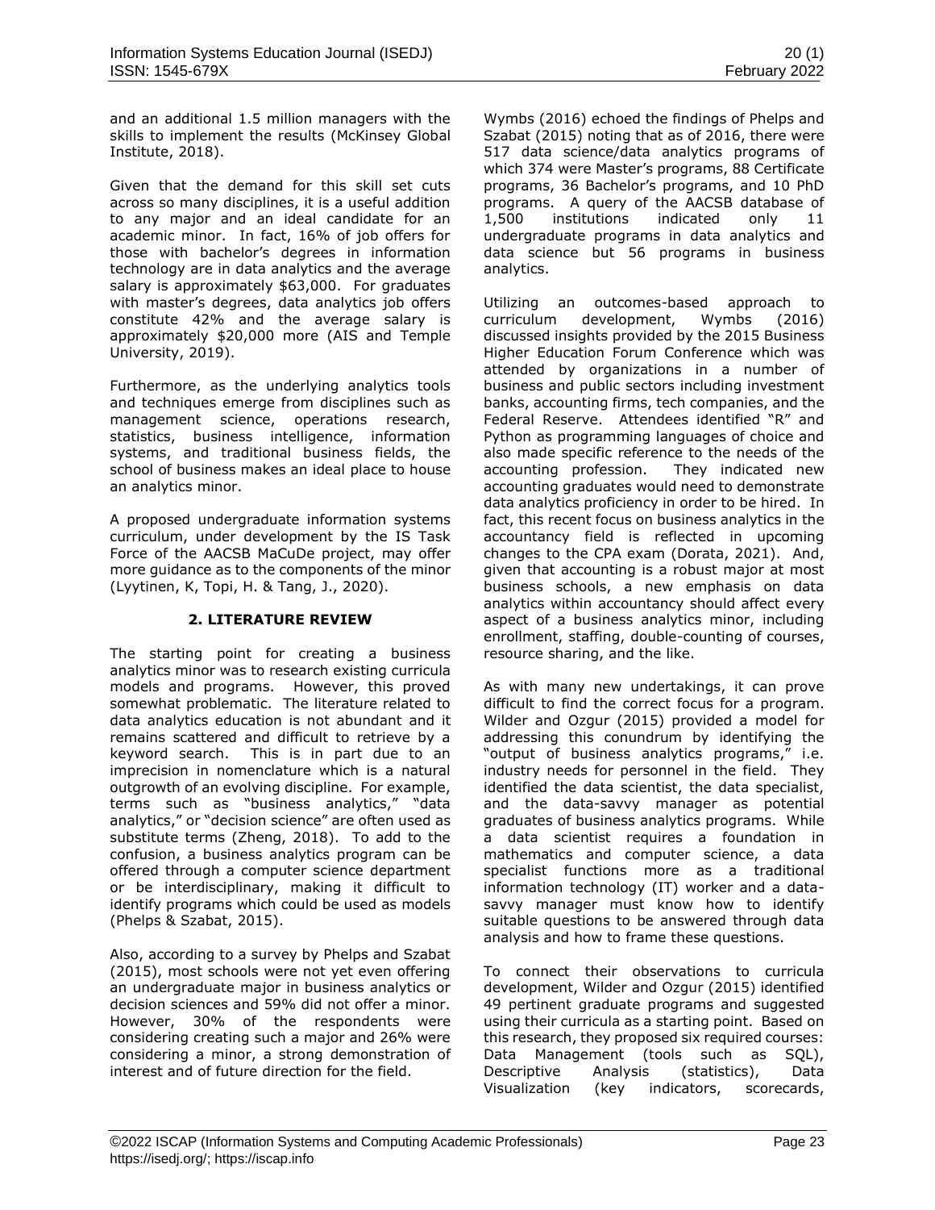and an additional 1.5 million managers with the skills to implement the results (McKinsey Global Institute, 2018).

Given that the demand for this skill set cuts across so many disciplines, it is a useful addition to any major and an ideal candidate for an academic minor. In fact, 16% of job offers for those with bachelor's degrees in information technology are in data analytics and the average salary is approximately $63,000. For graduates with master's degrees, data analytics job offers constitute 42% and the average salary is approximately $20,000 more (AIS and Temple University, 2019).

Furthermore, as the underlying analytics tools and techniques emerge from disciplines such as management science, operations research, statistics, business intelligence, information systems, and traditional business fields, the school of business makes an ideal place to house an analytics minor.

A proposed undergraduate information systems curriculum, under development by the IS Task Force of the AACSB MaCuDe project, may offer more guidance as to the components of the minor (Lyytinen, K, Topi, H. & Tang, J., 2020).

## 2. LITERATURE REVIEW

The starting point for creating a business analytics minor was to research existing curricula models and programs. However, this proved somewhat problematic. The literature related to data analytics education is not abundant and it remains scattered and difficult to retrieve by a keyword search. This is in part due to an imprecision in nomenclature which is a natural outgrowth of an evolving discipline. For example, terms such as "business analytics," "data analytics," or "decision science" are often used as substitute terms (Zheng, 2018). To add to the confusion, a business analytics program can be offered through a computer science department or be interdisciplinary, making it difficult to identify programs which could be used as models (Phelps & Szabat, 2015).

Also, according to a survey by Phelps and Szabat (2015), most schools were not yet even offering an undergraduate major in business analytics or decision sciences and 59% did not offer a minor. However, 30% of the respondents were considering creating such a major and 26% were considering a minor, a strong demonstration of interest and of future direction for the field.

Wymbs (2016) echoed the findings of Phelps and Szabat (2015) noting that as of 2016, there were 517 data science/data analytics programs of which 374 were Master's programs, 88 Certificate programs, 36 Bachelor's programs, and 10 PhD programs. A query of the AACSB database of 1,500 institutions indicated only 11 undergraduate programs in data analytics and data science but 56 programs in business analytics.

Utilizing an outcomes-based approach to curriculum development, Wymbs (2016) discussed insights provided by the 2015 Business Higher Education Forum Conference which was attended by organizations in a number of business and public sectors including investment banks, accounting firms, tech companies, and the Federal Reserve. Attendees identified "R" and Python as programming languages of choice and also made specific reference to the needs of the accounting profession. They indicated new accounting graduates would need to demonstrate data analytics proficiency in order to be hired. In fact, this recent focus on business analytics in the accountancy field is reflected in upcoming changes to the CPA exam (Dorata, 2021). And, given that accounting is a robust major at most business schools, a new emphasis on data analytics within accountancy should affect every aspect of a business analytics minor, including enrollment, staffing, double-counting of courses, resource sharing, and the like.

As with many new undertakings, it can prove difficult to find the correct focus for a program. Wilder and Ozgur (2015) provided a model for addressing this conundrum by identifying the "output of business analytics programs," i.e. industry needs for personnel in the field. They identified the data scientist, the data specialist, and the data-savvy manager as potential graduates of business analytics programs. While a data scientist requires a foundation in mathematics and computer science, a data specialist functions more as a traditional information technology (IT) worker and a data-savvy manager must know how to identify suitable questions to be answered through data analysis and how to frame these questions.

To connect their observations to curricula development, Wilder and Ozgur (2015) identified 49 pertinent graduate programs and suggested using their curricula as a starting point. Based on this research, they proposed six required courses: Data Management (tools such as SQL), Descriptive Analysis (statistics), Data Visualization (key indicators, scorecards,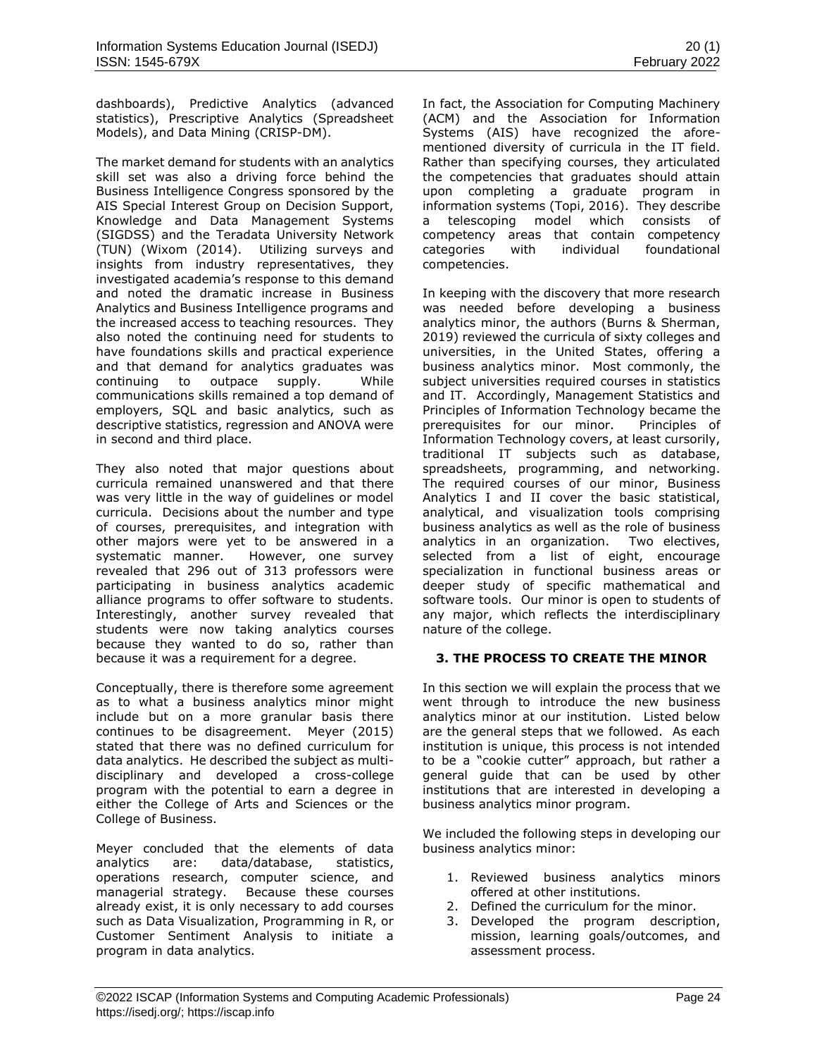dashboards), Predictive Analytics (advanced statistics), Prescriptive Analytics (Spreadsheet Models), and Data Mining (CRISP-DM).

The market demand for students with an analytics skill set was also a driving force behind the Business Intelligence Congress sponsored by the AIS Special Interest Group on Decision Support, Knowledge and Data Management Systems (SIGDSS) and the Teradata University Network (TUN) (Wixom (2014). Utilizing surveys and insights from industry representatives, they investigated academia's response to this demand and noted the dramatic increase in Business Analytics and Business Intelligence programs and the increased access to teaching resources. They also noted the continuing need for students to have foundations skills and practical experience and that demand for analytics graduates was continuing to outpace supply. While communications skills remained a top demand of employers, SQL and basic analytics, such as descriptive statistics, regression and ANOVA were in second and third place.

They also noted that major questions about curricula remained unanswered and that there was very little in the way of guidelines or model curricula. Decisions about the number and type of courses, prerequisites, and integration with other majors were yet to be answered in a systematic manner. However, one survey revealed that 296 out of 313 professors were participating in business analytics academic alliance programs to offer software to students. Interestingly, another survey revealed that students were now taking analytics courses because they wanted to do so, rather than because it was a requirement for a degree.

Conceptually, there is therefore some agreement as to what a business analytics minor might include but on a more granular basis there continues to be disagreement. Meyer (2015) stated that there was no defined curriculum for data analytics. He described the subject as multi-disciplinary and developed a cross-college program with the potential to earn a degree in either the College of Arts and Sciences or the College of Business.

Meyer concluded that the elements of data analytics are: data/database, statistics, operations research, computer science, and managerial strategy. Because these courses already exist, it is only necessary to add courses such as Data Visualization, Programming in R, or Customer Sentiment Analysis to initiate a program in data analytics.

In fact, the Association for Computing Machinery (ACM) and the Association for Information Systems (AIS) have recognized the afore-mentioned diversity of curricula in the IT field. Rather than specifying courses, they articulated the competencies that graduates should attain upon completing a graduate program in information systems (Topi, 2016). They describe a telescoping model which consists of competency areas that contain competency categories with individual foundational competencies.

In keeping with the discovery that more research was needed before developing a business analytics minor, the authors (Burns & Sherman, 2019) reviewed the curricula of sixty colleges and universities, in the United States, offering a business analytics minor. Most commonly, the subject universities required courses in statistics and IT. Accordingly, Management Statistics and Principles of Information Technology became the prerequisites for our minor. Principles of Information Technology covers, at least cursorily, traditional IT subjects such as database, spreadsheets, programming, and networking. The required courses of our minor, Business Analytics I and II cover the basic statistical, analytical, and visualization tools comprising business analytics as well as the role of business analytics in an organization. Two electives, selected from a list of eight, encourage specialization in functional business areas or deeper study of specific mathematical and software tools. Our minor is open to students of any major, which reflects the interdisciplinary nature of the college.

## 3. THE PROCESS TO CREATE THE MINOR

In this section we will explain the process that we went through to introduce the new business analytics minor at our institution. Listed below are the general steps that we followed. As each institution is unique, this process is not intended to be a "cookie cutter" approach, but rather a general guide that can be used by other institutions that are interested in developing a business analytics minor program.

We included the following steps in developing our business analytics minor:

1. Reviewed business analytics minors offered at other institutions.
2. Defined the curriculum for the minor.
3. Developed the program description, mission, learning goals/outcomes, and assessment process.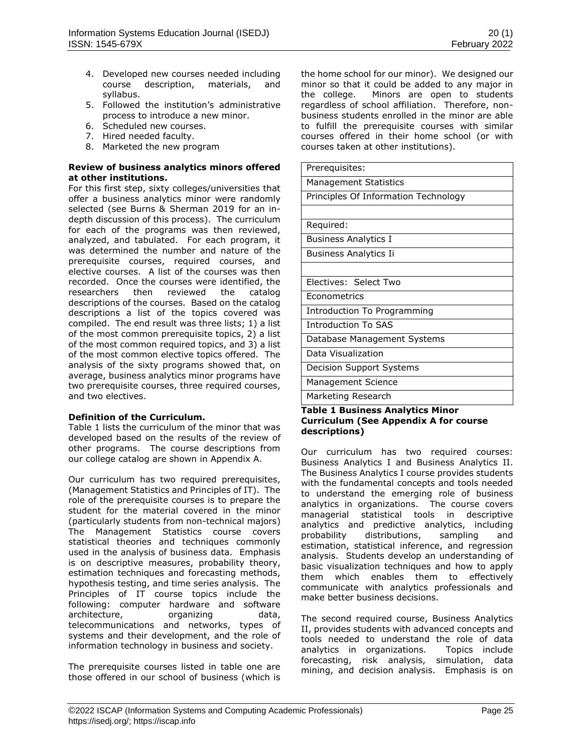4. Developed new courses needed including course description, materials, and syllabus.
5. Followed the institution's administrative process to introduce a new minor.
6. Scheduled new courses.
7. Hired needed faculty.
8. Marketed the new program

**Review of business analytics minors offered at other institutions.**

For this first step, sixty colleges/universities that offer a business analytics minor were randomly selected (see Burns & Sherman 2019 for an in-depth discussion of this process). The curriculum for each of the programs was then reviewed, analyzed, and tabulated. For each program, it was determined the number and nature of the prerequisite courses, required courses, and elective courses. A list of the courses was then recorded. Once the courses were identified, the researchers then reviewed the catalog descriptions of the courses. Based on the catalog descriptions a list of the topics covered was compiled. The end result was three lists; 1) a list of the most common prerequisite topics, 2) a list of the most common required topics, and 3) a list of the most common elective topics offered. The analysis of the sixty programs showed that, on average, business analytics minor programs have two prerequisite courses, three required courses, and two electives.

**Definition of the Curriculum.**

Table 1 lists the curriculum of the minor that was developed based on the results of the review of other programs. The course descriptions from our college catalog are shown in Appendix A.

Our curriculum has two required prerequisites, (Management Statistics and Principles of IT). The role of the prerequisite courses is to prepare the student for the material covered in the minor (particularly students from non-technical majors) The Management Statistics course covers statistical theories and techniques commonly used in the analysis of business data. Emphasis is on descriptive measures, probability theory, estimation techniques and forecasting methods, hypothesis testing, and time series analysis. The Principles of IT course topics include the following: computer hardware and software architecture, organizing data, telecommunications and networks, types of systems and their development, and the role of information technology in business and society.

The prerequisite courses listed in table one are those offered in our school of business (which is the home school for our minor). We designed our minor so that it could be added to any major in the college. Minors are open to students regardless of school affiliation. Therefore, non-business students enrolled in the minor are able to fulfill the prerequisite courses with similar courses offered in their home school (or with courses taken at other institutions).

| Prerequisites: |
|---|
| Management Statistics |
| Principles Of Information Technology |
| |
| Required: |
| Business Analytics I |
| Business Analytics Ii |
| |
| Electives: Select Two |
| Econometrics |
| Introduction To Programming |
| Introduction To SAS |
| Database Management Systems |
| Data Visualization |
| Decision Support Systems |
| Management Science |
| Marketing Research |

**Table 1 Business Analytics Minor Curriculum (See Appendix A for course descriptions)**

Our curriculum has two required courses: Business Analytics I and Business Analytics II. The Business Analytics I course provides students with the fundamental concepts and tools needed to understand the emerging role of business analytics in organizations. The course covers managerial statistical tools in descriptive analytics and predictive analytics, including probability distributions, sampling and estimation, statistical inference, and regression analysis. Students develop an understanding of basic visualization techniques and how to apply them which enables them to effectively communicate with analytics professionals and make better business decisions.

The second required course, Business Analytics II, provides students with advanced concepts and tools needed to understand the role of data analytics in organizations. Topics include forecasting, risk analysis, simulation, data mining, and decision analysis. Emphasis is on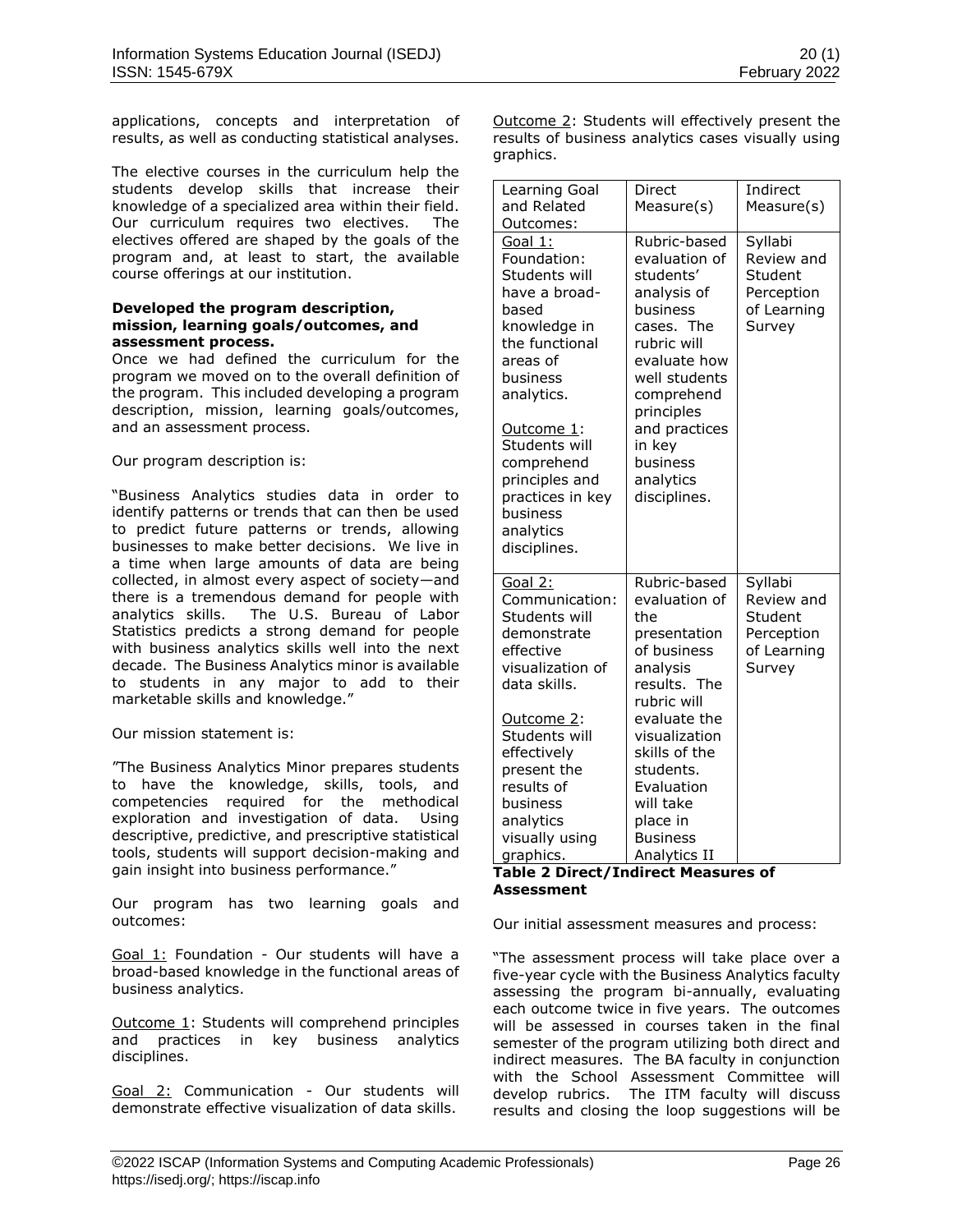applications, concepts and interpretation of results, as well as conducting statistical analyses.

The elective courses in the curriculum help the students develop skills that increase their knowledge of a specialized area within their field. Our curriculum requires two electives. The electives offered are shaped by the goals of the program and, at least to start, the available course offerings at our institution.

**Developed the program description, mission, learning goals/outcomes, and assessment process.**

Once we had defined the curriculum for the program we moved on to the overall definition of the program. This included developing a program description, mission, learning goals/outcomes, and an assessment process.

Our program description is:

"Business Analytics studies data in order to identify patterns or trends that can then be used to predict future patterns or trends, allowing businesses to make better decisions. We live in a time when large amounts of data are being collected, in almost every aspect of society—and there is a tremendous demand for people with analytics skills. The U.S. Bureau of Labor Statistics predicts a strong demand for people with business analytics skills well into the next decade. The Business Analytics minor is available to students in any major to add to their marketable skills and knowledge."

Our mission statement is:

"The Business Analytics Minor prepares students to have the knowledge, skills, tools, and competencies required for the methodical exploration and investigation of data. Using descriptive, predictive, and prescriptive statistical tools, students will support decision-making and gain insight into business performance."

Our program has two learning goals and outcomes:

Goal 1: Foundation - Our students will have a broad-based knowledge in the functional areas of business analytics.

Outcome 1: Students will comprehend principles and practices in key business analytics disciplines.

Goal 2: Communication - Our students will demonstrate effective visualization of data skills.

Outcome 2: Students will effectively present the results of business analytics cases visually using graphics.

| Learning Goal and Related Outcomes: | Direct Measure(s) | Indirect Measure(s) |
|---|---|---|
| Goal 1: Foundation: Students will have a broad-based knowledge in the functional areas of business analytics. Outcome 1: Students will comprehend principles and practices in key business analytics disciplines. | Rubric-based evaluation of students' analysis of business cases. The rubric will evaluate how well students comprehend principles and practices in key business analytics disciplines. | Syllabi Review and Student Perception of Learning Survey |
| Goal 2: Communication: Students will demonstrate effective visualization of data skills. Outcome 2: Students will effectively present the results of business analytics visually using graphics. | Rubric-based evaluation of the presentation of business analysis results. The rubric will evaluate the visualization skills of the students. Evaluation will take place in Business Analytics II | Syllabi Review and Student Perception of Learning Survey |

**Table 2 Direct/Indirect Measures of Assessment**

Our initial assessment measures and process:

"The assessment process will take place over a five-year cycle with the Business Analytics faculty assessing the program bi-annually, evaluating each outcome twice in five years. The outcomes will be assessed in courses taken in the final semester of the program utilizing both direct and indirect measures. The BA faculty in conjunction with the School Assessment Committee will develop rubrics. The ITM faculty will discuss results and closing the loop suggestions will be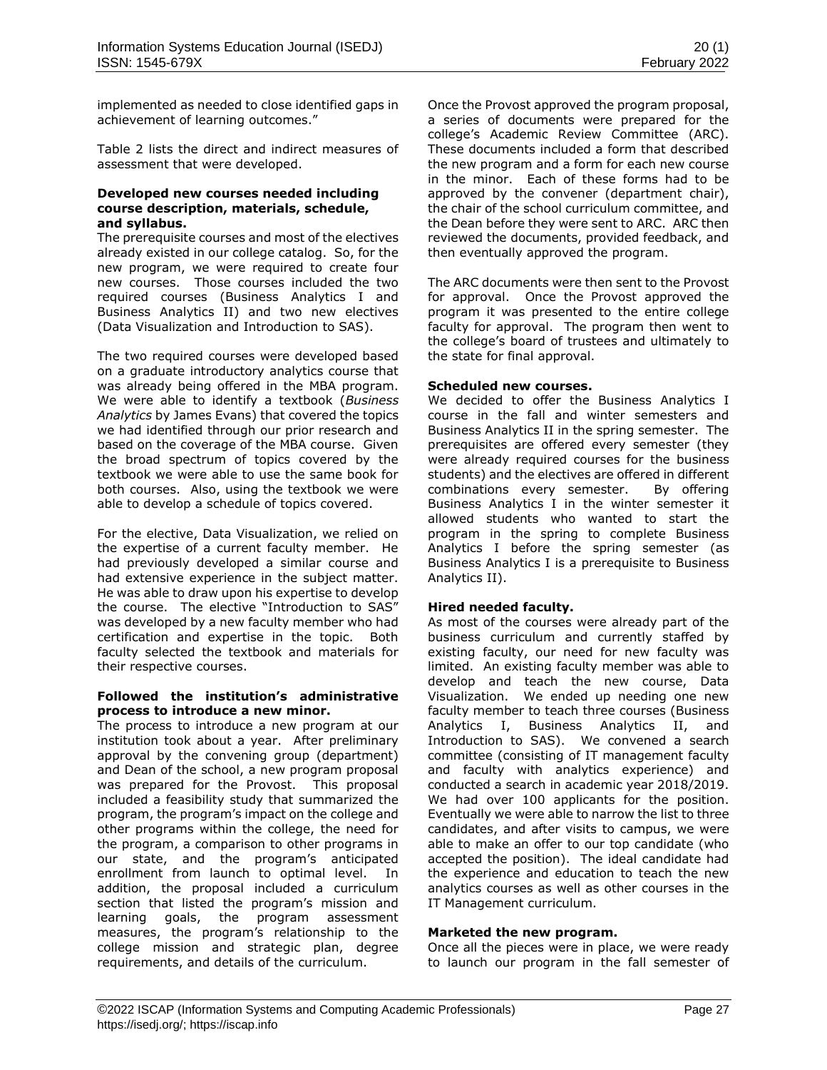implemented as needed to close identified gaps in achievement of learning outcomes."

Table 2 lists the direct and indirect measures of assessment that were developed.

**Developed new courses needed including course description, materials, schedule, and syllabus.**

The prerequisite courses and most of the electives already existed in our college catalog. So, for the new program, we were required to create four new courses. Those courses included the two required courses (Business Analytics I and Business Analytics II) and two new electives (Data Visualization and Introduction to SAS).

The two required courses were developed based on a graduate introductory analytics course that was already being offered in the MBA program. We were able to identify a textbook (*Business Analytics* by James Evans) that covered the topics we had identified through our prior research and based on the coverage of the MBA course. Given the broad spectrum of topics covered by the textbook we were able to use the same book for both courses. Also, using the textbook we were able to develop a schedule of topics covered.

For the elective, Data Visualization, we relied on the expertise of a current faculty member. He had previously developed a similar course and had extensive experience in the subject matter. He was able to draw upon his expertise to develop the course. The elective "Introduction to SAS" was developed by a new faculty member who had certification and expertise in the topic. Both faculty selected the textbook and materials for their respective courses.

**Followed the institution's administrative process to introduce a new minor.**

The process to introduce a new program at our institution took about a year. After preliminary approval by the convening group (department) and Dean of the school, a new program proposal was prepared for the Provost. This proposal included a feasibility study that summarized the program, the program's impact on the college and other programs within the college, the need for the program, a comparison to other programs in our state, and the program's anticipated enrollment from launch to optimal level. In addition, the proposal included a curriculum section that listed the program's mission and learning goals, the program assessment measures, the program's relationship to the college mission and strategic plan, degree requirements, and details of the curriculum.

Once the Provost approved the program proposal, a series of documents were prepared for the college's Academic Review Committee (ARC). These documents included a form that described the new program and a form for each new course in the minor. Each of these forms had to be approved by the convener (department chair), the chair of the school curriculum committee, and the Dean before they were sent to ARC. ARC then reviewed the documents, provided feedback, and then eventually approved the program.

The ARC documents were then sent to the Provost for approval. Once the Provost approved the program it was presented to the entire college faculty for approval. The program then went to the college's board of trustees and ultimately to the state for final approval.

**Scheduled new courses.**

We decided to offer the Business Analytics I course in the fall and winter semesters and Business Analytics II in the spring semester. The prerequisites are offered every semester (they were already required courses for the business students) and the electives are offered in different combinations every semester. By offering Business Analytics I in the winter semester it allowed students who wanted to start the program in the spring to complete Business Analytics I before the spring semester (as Business Analytics I is a prerequisite to Business Analytics II).

**Hired needed faculty.**

As most of the courses were already part of the business curriculum and currently staffed by existing faculty, our need for new faculty was limited. An existing faculty member was able to develop and teach the new course, Data Visualization. We ended up needing one new faculty member to teach three courses (Business Analytics I, Business Analytics II, and Introduction to SAS). We convened a search committee (consisting of IT management faculty and faculty with analytics experience) and conducted a search in academic year 2018/2019. We had over 100 applicants for the position. Eventually we were able to narrow the list to three candidates, and after visits to campus, we were able to make an offer to our top candidate (who accepted the position). The ideal candidate had the experience and education to teach the new analytics courses as well as other courses in the IT Management curriculum.

**Marketed the new program.**

Once all the pieces were in place, we were ready to launch our program in the fall semester of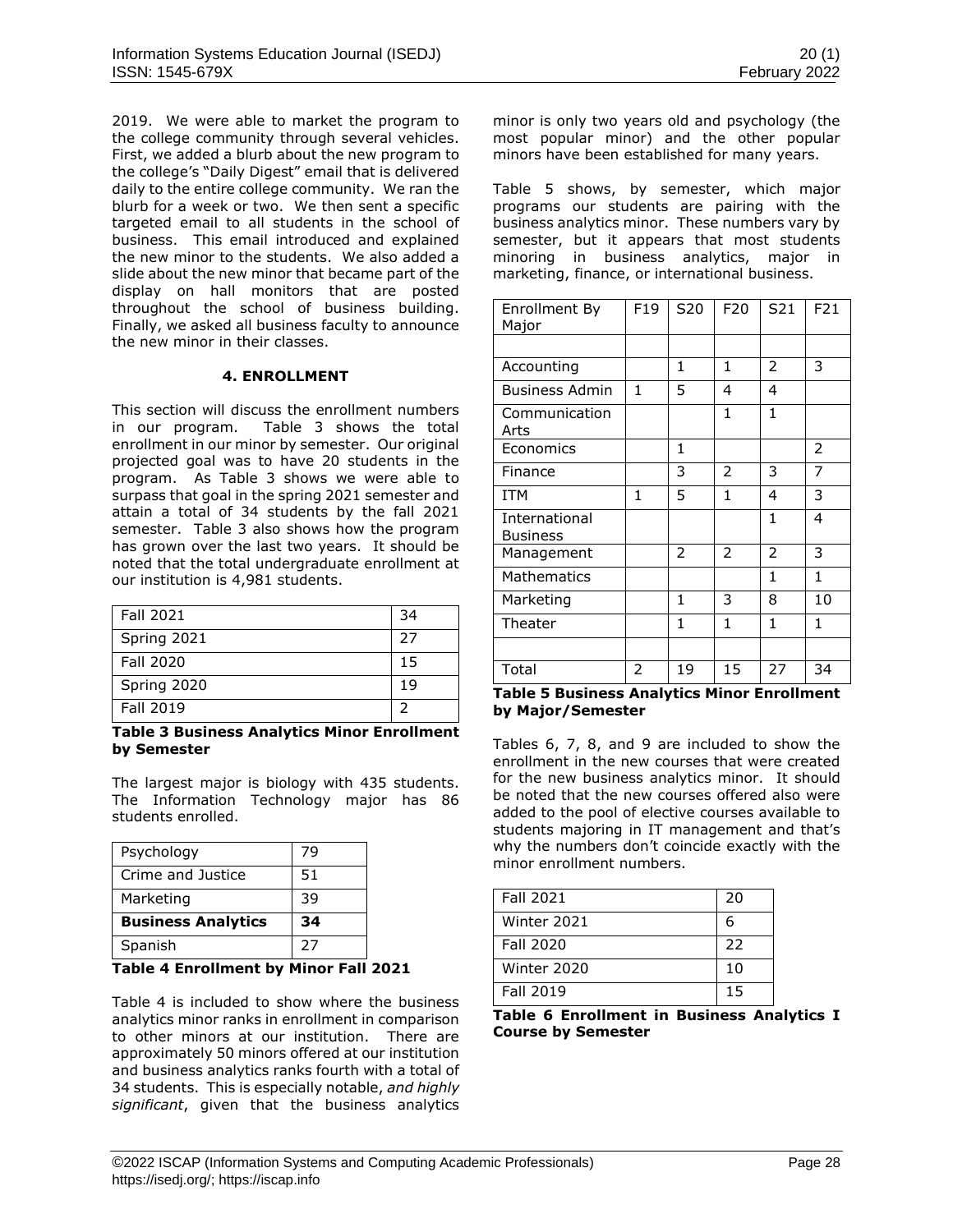2019. We were able to market the program to the college community through several vehicles. First, we added a blurb about the new program to the college's "Daily Digest" email that is delivered daily to the entire college community. We ran the blurb for a week or two. We then sent a specific targeted email to all students in the school of business. This email introduced and explained the new minor to the students. We also added a slide about the new minor that became part of the display on hall monitors that are posted throughout the school of business building. Finally, we asked all business faculty to announce the new minor in their classes.

## 4. ENROLLMENT

This section will discuss the enrollment numbers in our program. Table 3 shows the total enrollment in our minor by semester. Our original projected goal was to have 20 students in the program. As Table 3 shows we were able to surpass that goal in the spring 2021 semester and attain a total of 34 students by the fall 2021 semester. Table 3 also shows how the program has grown over the last two years. It should be noted that the total undergraduate enrollment at our institution is 4,981 students.

| | |
|---|---|
| Fall 2021 | 34 |
| Spring 2021 | 27 |
| Fall 2020 | 15 |
| Spring 2020 | 19 |
| Fall 2019 | 2 |

**Table 3 Business Analytics Minor Enrollment by Semester**

The largest major is biology with 435 students. The Information Technology major has 86 students enrolled.

| | |
|---|---|
| Psychology | 79 |
| Crime and Justice | 51 |
| Marketing | 39 |
| **Business Analytics** | **34** |
| Spanish | 27 |

**Table 4 Enrollment by Minor Fall 2021**

Table 4 is included to show where the business analytics minor ranks in enrollment in comparison to other minors at our institution. There are approximately 50 minors offered at our institution and business analytics ranks fourth with a total of 34 students. This is especially notable, *and highly significant*, given that the business analytics minor is only two years old and psychology (the most popular minor) and the other popular minors have been established for many years.

Table 5 shows, by semester, which major programs our students are pairing with the business analytics minor. These numbers vary by semester, but it appears that most students minoring in business analytics, major in marketing, finance, or international business.

| Enrollment By Major | F19 | S20 | F20 | S21 | F21 |
|---|---|---|---|---|---|
| | | | | | |
| Accounting | | 1 | 1 | 2 | 3 |
| Business Admin | 1 | 5 | 4 | 4 | |
| Communication Arts | | | 1 | 1 | |
| Economics | | 1 | | | 2 |
| Finance | | 3 | 2 | 3 | 7 |
| ITM | 1 | 5 | 1 | 4 | 3 |
| International Business | | | | 1 | 4 |
| Management | | 2 | 2 | 2 | 3 |
| Mathematics | | | | 1 | 1 |
| Marketing | | 1 | 3 | 8 | 10 |
| Theater | | 1 | 1 | 1 | 1 |
| | | | | | |
| Total | 2 | 19 | 15 | 27 | 34 |

**Table 5 Business Analytics Minor Enrollment by Major/Semester**

Tables 6, 7, 8, and 9 are included to show the enrollment in the new courses that were created for the new business analytics minor. It should be noted that the new courses offered also were added to the pool of elective courses available to students majoring in IT management and that's why the numbers don't coincide exactly with the minor enrollment numbers.

| | |
|---|---|
| Fall 2021 | 20 |
| Winter 2021 | 6 |
| Fall 2020 | 22 |
| Winter 2020 | 10 |
| Fall 2019 | 15 |

**Table 6 Enrollment in Business Analytics I Course by Semester**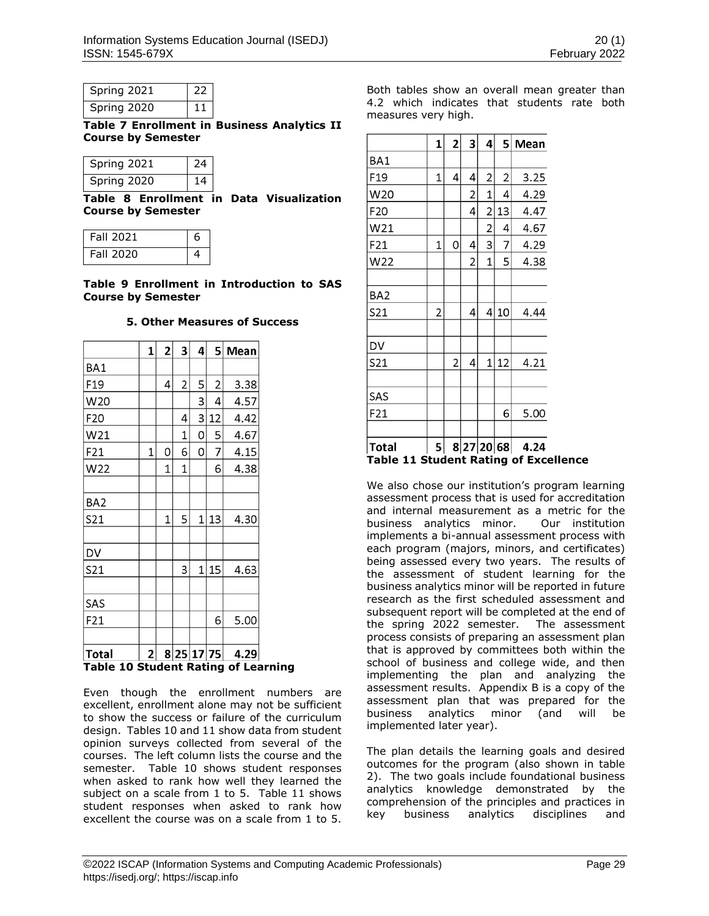| | |
|---|---|
| Spring 2021 | 22 |
| Spring 2020 | 11 |

**Table 7 Enrollment in Business Analytics II Course by Semester**

| | |
|---|---|
| Spring 2021 | 24 |
| Spring 2020 | 14 |

**Table 8 Enrollment in Data Visualization Course by Semester**

| | |
|---|---|
| Fall 2021 | 6 |
| Fall 2020 | 4 |

**Table 9 Enrollment in Introduction to SAS Course by Semester**

## 5. Other Measures of Success

| | 1 | 2 | 3 | 4 | 5 | Mean |
|---|---|---|---|---|---|---|
| BA1 | | | | | | |
| F19 | | 4 | 2 | 5 | 2 | 3.38 |
| W20 | | | | 3 | 4 | 4.57 |
| F20 | | | 4 | 3 | 12 | 4.42 |
| W21 | | | 1 | 0 | 5 | 4.67 |
| F21 | 1 | 0 | 6 | 0 | 7 | 4.15 |
| W22 | | 1 | 1 | | 6 | 4.38 |
| | | | | | | |
| BA2 | | | | | | |
| S21 | | 1 | 5 | 1 | 13 | 4.30 |
| | | | | | | |
| DV | | | | | | |
| S21 | | | 3 | 1 | 15 | 4.63 |
| | | | | | | |
| SAS | | | | | | |
| F21 | | | | | 6 | 5.00 |
| | | | | | | |
| **Total** | **2** | **8** | **25** | **17** | **75** | **4.29** |

**Table 10 Student Rating of Learning**

Even though the enrollment numbers are excellent, enrollment alone may not be sufficient to show the success or failure of the curriculum design. Tables 10 and 11 show data from student opinion surveys collected from several of the courses. The left column lists the course and the semester. Table 10 shows student responses when asked to rank how well they learned the subject on a scale from 1 to 5. Table 11 shows student responses when asked to rank how excellent the course was on a scale from 1 to 5. Both tables show an overall mean greater than 4.2 which indicates that students rate both measures very high.

| | 1 | 2 | 3 | 4 | 5 | Mean |
|---|---|---|---|---|---|---|
| BA1 | | | | | | |
| F19 | 1 | 4 | 4 | 2 | 2 | 3.25 |
| W20 | | | 2 | 1 | 4 | 4.29 |
| F20 | | | 4 | 2 | 13 | 4.47 |
| W21 | | | | 2 | 4 | 4.67 |
| F21 | 1 | 0 | 4 | 3 | 7 | 4.29 |
| W22 | | | 2 | 1 | 5 | 4.38 |
| | | | | | | |
| BA2 | | | | | | |
| S21 | 2 | | 4 | 4 | 10 | 4.44 |
| | | | | | | |
| DV | | | | | | |
| S21 | | 2 | 4 | 1 | 12 | 4.21 |
| | | | | | | |
| SAS | | | | | | |
| F21 | | | | | 6 | 5.00 |
| | | | | | | |
| **Total** | **5** | **8** | **27** | **20** | **68** | **4.24** |

**Table 11 Student Rating of Excellence**

We also chose our institution's program learning assessment process that is used for accreditation and internal measurement as a metric for the business analytics minor. Our institution implements a bi-annual assessment process with each program (majors, minors, and certificates) being assessed every two years. The results of the assessment of student learning for the business analytics minor will be reported in future research as the first scheduled assessment and subsequent report will be completed at the end of the spring 2022 semester. The assessment process consists of preparing an assessment plan that is approved by committees both within the school of business and college wide, and then implementing the plan and analyzing the assessment results. Appendix B is a copy of the assessment plan that was prepared for the business analytics minor (and will be implemented later year).

The plan details the learning goals and desired outcomes for the program (also shown in table 2). The two goals include foundational business analytics knowledge demonstrated by the comprehension of the principles and practices in key business analytics disciplines and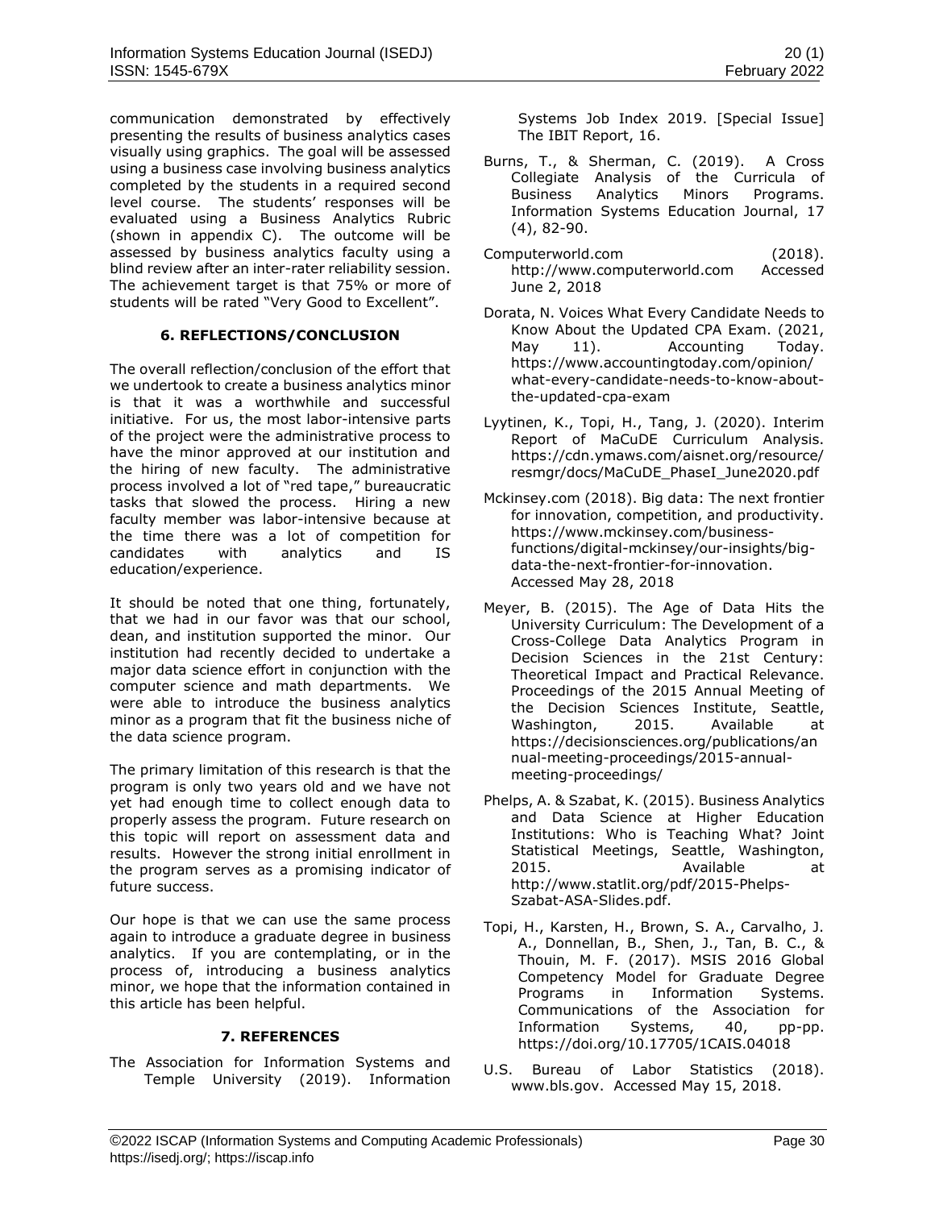communication demonstrated by effectively presenting the results of business analytics cases visually using graphics. The goal will be assessed using a business case involving business analytics completed by the students in a required second level course. The students' responses will be evaluated using a Business Analytics Rubric (shown in appendix C). The outcome will be assessed by business analytics faculty using a blind review after an inter-rater reliability session. The achievement target is that 75% or more of students will be rated "Very Good to Excellent".

## 6. REFLECTIONS/CONCLUSION

The overall reflection/conclusion of the effort that we undertook to create a business analytics minor is that it was a worthwhile and successful initiative. For us, the most labor-intensive parts of the project were the administrative process to have the minor approved at our institution and the hiring of new faculty. The administrative process involved a lot of "red tape," bureaucratic tasks that slowed the process. Hiring a new faculty member was labor-intensive because at the time there was a lot of competition for candidates with analytics and IS education/experience.

It should be noted that one thing, fortunately, that we had in our favor was that our school, dean, and institution supported the minor. Our institution had recently decided to undertake a major data science effort in conjunction with the computer science and math departments. We were able to introduce the business analytics minor as a program that fit the business niche of the data science program.

The primary limitation of this research is that the program is only two years old and we have not yet had enough time to collect enough data to properly assess the program. Future research on this topic will report on assessment data and results. However the strong initial enrollment in the program serves as a promising indicator of future success.

Our hope is that we can use the same process again to introduce a graduate degree in business analytics. If you are contemplating, or in the process of, introducing a business analytics minor, we hope that the information contained in this article has been helpful.

## 7. REFERENCES

The Association for Information Systems and Temple University (2019). Information Systems Job Index 2019. [Special Issue] The IBIT Report, 16.

Burns, T., & Sherman, C. (2019). A Cross Collegiate Analysis of the Curricula of Business Analytics Minors Programs. Information Systems Education Journal, 17 (4), 82-90.

Computerworld.com (2018). http://www.computerworld.com Accessed June 2, 2018

Dorata, N. Voices What Every Candidate Needs to Know About the Updated CPA Exam. (2021, May 11). Accounting Today. https://www.accountingtoday.com/opinion/what-every-candidate-needs-to-know-about-the-updated-cpa-exam

Lyytinen, K., Topi, H., Tang, J. (2020). Interim Report of MaCuDE Curriculum Analysis. https://cdn.ymaws.com/aisnet.org/resource/resmgr/docs/MaCuDE_PhaseI_June2020.pdf

Mckinsey.com (2018). Big data: The next frontier for innovation, competition, and productivity. https://www.mckinsey.com/business-functions/digital-mckinsey/our-insights/big-data-the-next-frontier-for-innovation. Accessed May 28, 2018

Meyer, B. (2015). The Age of Data Hits the University Curriculum: The Development of a Cross-College Data Analytics Program in Decision Sciences in the 21st Century: Theoretical Impact and Practical Relevance. Proceedings of the 2015 Annual Meeting of the Decision Sciences Institute, Seattle, Washington, 2015. Available at https://decisionsciences.org/publications/annual-meeting-proceedings/2015-annual-meeting-proceedings/

Phelps, A. & Szabat, K. (2015). Business Analytics and Data Science at Higher Education Institutions: Who is Teaching What? Joint Statistical Meetings, Seattle, Washington, 2015. Available at http://www.statlit.org/pdf/2015-Phelps-Szabat-ASA-Slides.pdf.

Topi, H., Karsten, H., Brown, S. A., Carvalho, J. A., Donnellan, B., Shen, J., Tan, B. C., & Thouin, M. F. (2017). MSIS 2016 Global Competency Model for Graduate Degree Programs in Information Systems. Communications of the Association for Information Systems, 40, pp-pp. https://doi.org/10.17705/1CAIS.04018

U.S. Bureau of Labor Statistics (2018). www.bls.gov. Accessed May 15, 2018.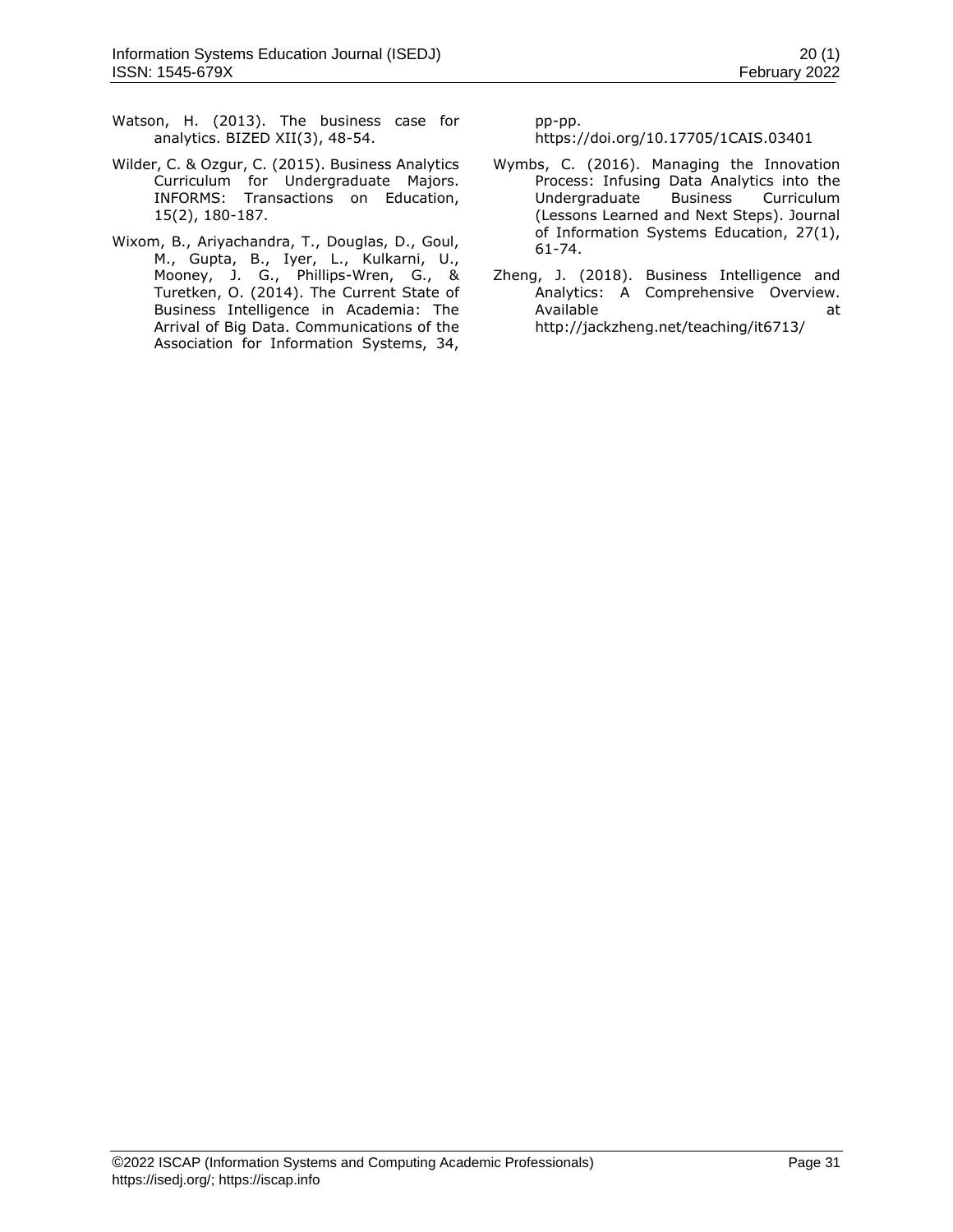Watson, H. (2013). The business case for analytics. BIZED XII(3), 48-54.

Wilder, C. & Ozgur, C. (2015). Business Analytics Curriculum for Undergraduate Majors. INFORMS: Transactions on Education, 15(2), 180-187.

Wixom, B., Ariyachandra, T., Douglas, D., Goul, M., Gupta, B., Iyer, L., Kulkarni, U., Mooney, J. G., Phillips-Wren, G., & Turetken, O. (2014). The Current State of Business Intelligence in Academia: The Arrival of Big Data. Communications of the Association for Information Systems, 34, pp-pp. https://doi.org/10.17705/1CAIS.03401

Wymbs, C. (2016). Managing the Innovation Process: Infusing Data Analytics into the Undergraduate Business Curriculum (Lessons Learned and Next Steps). Journal of Information Systems Education, 27(1), 61-74.

Zheng, J. (2018). Business Intelligence and Analytics: A Comprehensive Overview. Available at http://jackzheng.net/teaching/it6713/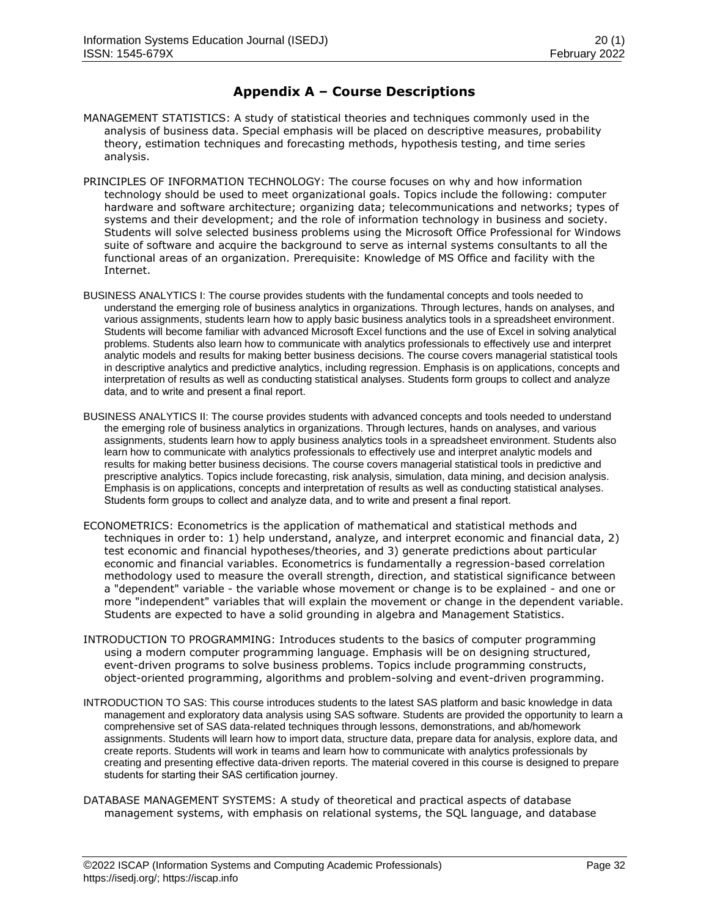## Appendix A – Course Descriptions

MANAGEMENT STATISTICS: A study of statistical theories and techniques commonly used in the analysis of business data. Special emphasis will be placed on descriptive measures, probability theory, estimation techniques and forecasting methods, hypothesis testing, and time series analysis.

PRINCIPLES OF INFORMATION TECHNOLOGY: The course focuses on why and how information technology should be used to meet organizational goals. Topics include the following: computer hardware and software architecture; organizing data; telecommunications and networks; types of systems and their development; and the role of information technology in business and society. Students will solve selected business problems using the Microsoft Office Professional for Windows suite of software and acquire the background to serve as internal systems consultants to all the functional areas of an organization. Prerequisite: Knowledge of MS Office and facility with the Internet.

BUSINESS ANALYTICS I: The course provides students with the fundamental concepts and tools needed to understand the emerging role of business analytics in organizations. Through lectures, hands on analyses, and various assignments, students learn how to apply basic business analytics tools in a spreadsheet environment. Students will become familiar with advanced Microsoft Excel functions and the use of Excel in solving analytical problems. Students also learn how to communicate with analytics professionals to effectively use and interpret analytic models and results for making better business decisions. The course covers managerial statistical tools in descriptive analytics and predictive analytics, including regression. Emphasis is on applications, concepts and interpretation of results as well as conducting statistical analyses. Students form groups to collect and analyze data, and to write and present a final report.

BUSINESS ANALYTICS II: The course provides students with advanced concepts and tools needed to understand the emerging role of business analytics in organizations. Through lectures, hands on analyses, and various assignments, students learn how to apply business analytics tools in a spreadsheet environment. Students also learn how to communicate with analytics professionals to effectively use and interpret analytic models and results for making better business decisions. The course covers managerial statistical tools in predictive and prescriptive analytics. Topics include forecasting, risk analysis, simulation, data mining, and decision analysis. Emphasis is on applications, concepts and interpretation of results as well as conducting statistical analyses. Students form groups to collect and analyze data, and to write and present a final report.

ECONOMETRICS: Econometrics is the application of mathematical and statistical methods and techniques in order to: 1) help understand, analyze, and interpret economic and financial data, 2) test economic and financial hypotheses/theories, and 3) generate predictions about particular economic and financial variables. Econometrics is fundamentally a regression-based correlation methodology used to measure the overall strength, direction, and statistical significance between a "dependent" variable - the variable whose movement or change is to be explained - and one or more "independent" variables that will explain the movement or change in the dependent variable. Students are expected to have a solid grounding in algebra and Management Statistics.

INTRODUCTION TO PROGRAMMING: Introduces students to the basics of computer programming using a modern computer programming language. Emphasis will be on designing structured, event-driven programs to solve business problems. Topics include programming constructs, object-oriented programming, algorithms and problem-solving and event-driven programming.

INTRODUCTION TO SAS: This course introduces students to the latest SAS platform and basic knowledge in data management and exploratory data analysis using SAS software. Students are provided the opportunity to learn a comprehensive set of SAS data-related techniques through lessons, demonstrations, and ab/homework assignments. Students will learn how to import data, structure data, prepare data for analysis, explore data, and create reports. Students will work in teams and learn how to communicate with analytics professionals by creating and presenting effective data-driven reports. The material covered in this course is designed to prepare students for starting their SAS certification journey.

DATABASE MANAGEMENT SYSTEMS: A study of theoretical and practical aspects of database management systems, with emphasis on relational systems, the SQL language, and database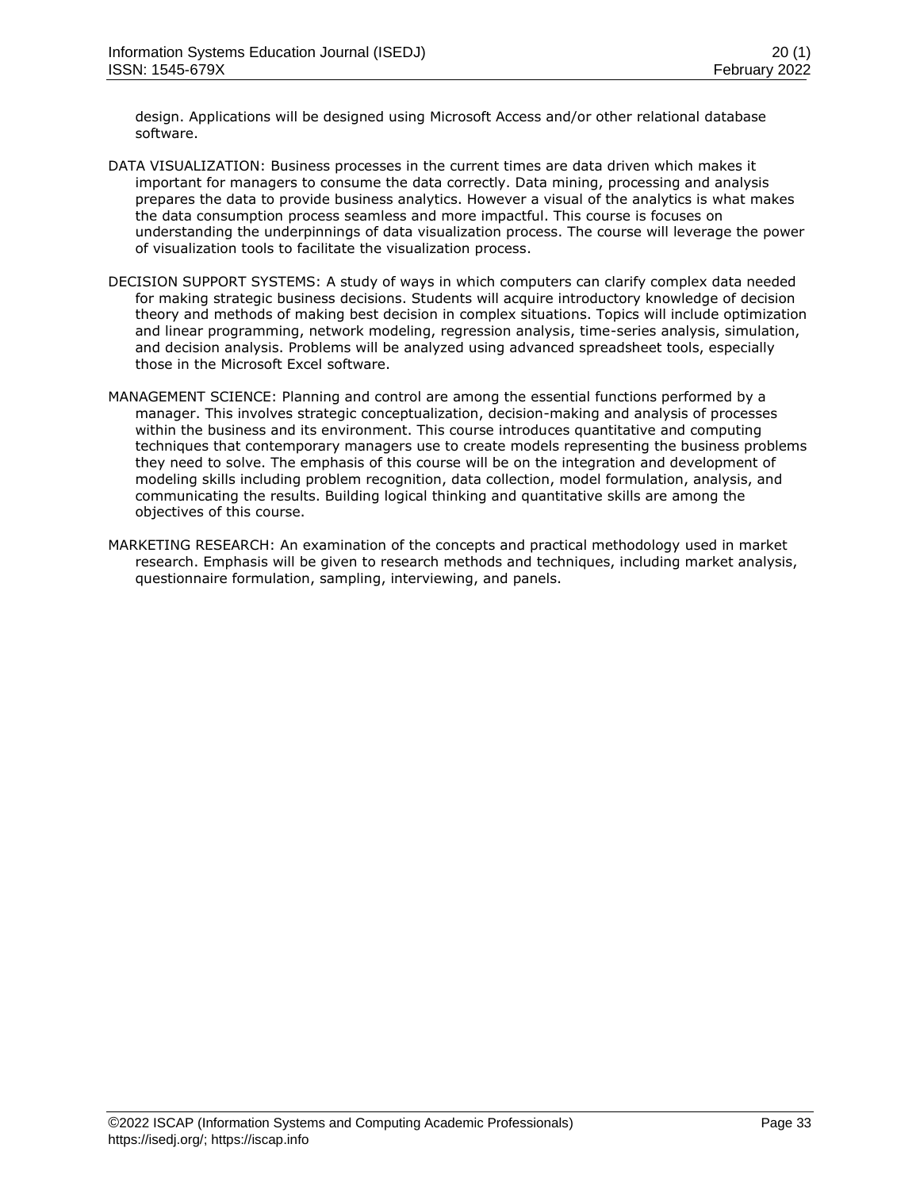design. Applications will be designed using Microsoft Access and/or other relational database software.

DATA VISUALIZATION: Business processes in the current times are data driven which makes it important for managers to consume the data correctly. Data mining, processing and analysis prepares the data to provide business analytics. However a visual of the analytics is what makes the data consumption process seamless and more impactful. This course is focuses on understanding the underpinnings of data visualization process. The course will leverage the power of visualization tools to facilitate the visualization process.

DECISION SUPPORT SYSTEMS: A study of ways in which computers can clarify complex data needed for making strategic business decisions. Students will acquire introductory knowledge of decision theory and methods of making best decision in complex situations. Topics will include optimization and linear programming, network modeling, regression analysis, time-series analysis, simulation, and decision analysis. Problems will be analyzed using advanced spreadsheet tools, especially those in the Microsoft Excel software.

MANAGEMENT SCIENCE: Planning and control are among the essential functions performed by a manager. This involves strategic conceptualization, decision-making and analysis of processes within the business and its environment. This course introduces quantitative and computing techniques that contemporary managers use to create models representing the business problems they need to solve. The emphasis of this course will be on the integration and development of modeling skills including problem recognition, data collection, model formulation, analysis, and communicating the results. Building logical thinking and quantitative skills are among the objectives of this course.

MARKETING RESEARCH: An examination of the concepts and practical methodology used in market research. Emphasis will be given to research methods and techniques, including market analysis, questionnaire formulation, sampling, interviewing, and panels.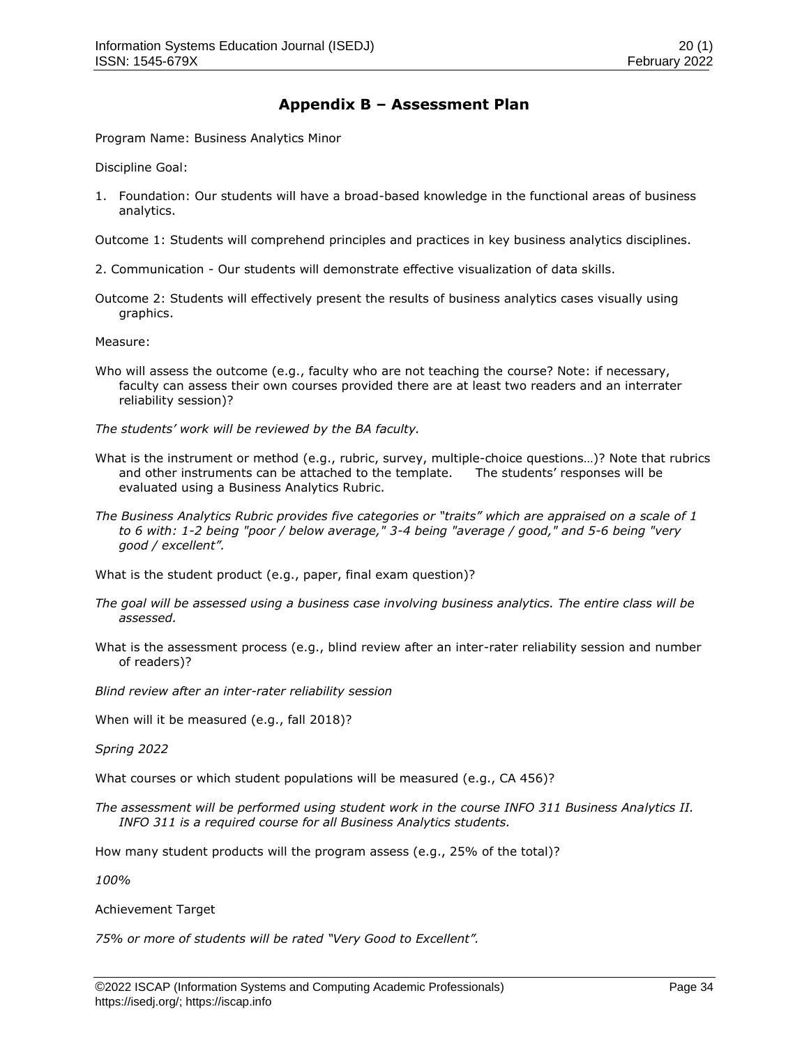## Appendix B – Assessment Plan

Program Name: Business Analytics Minor

Discipline Goal:

1. Foundation: Our students will have a broad-based knowledge in the functional areas of business analytics.

Outcome 1: Students will comprehend principles and practices in key business analytics disciplines.

2. Communication - Our students will demonstrate effective visualization of data skills.

Outcome 2: Students will effectively present the results of business analytics cases visually using graphics.

Measure:

Who will assess the outcome (e.g., faculty who are not teaching the course? Note: if necessary, faculty can assess their own courses provided there are at least two readers and an interrater reliability session)?

*The students' work will be reviewed by the BA faculty.*

What is the instrument or method (e.g., rubric, survey, multiple-choice questions…)? Note that rubrics and other instruments can be attached to the template. The students' responses will be evaluated using a Business Analytics Rubric.

*The Business Analytics Rubric provides five categories or "traits" which are appraised on a scale of 1 to 6 with: 1-2 being "poor / below average," 3-4 being "average / good," and 5-6 being "very good / excellent".*

What is the student product (e.g., paper, final exam question)?

*The goal will be assessed using a business case involving business analytics. The entire class will be assessed.*

What is the assessment process (e.g., blind review after an inter-rater reliability session and number of readers)?

*Blind review after an inter-rater reliability session*

When will it be measured (e.g., fall 2018)?

*Spring 2022*

What courses or which student populations will be measured (e.g., CA 456)?

*The assessment will be performed using student work in the course INFO 311 Business Analytics II. INFO 311 is a required course for all Business Analytics students.*

How many student products will the program assess (e.g., 25% of the total)?

*100%*

Achievement Target

*75% or more of students will be rated "Very Good to Excellent".*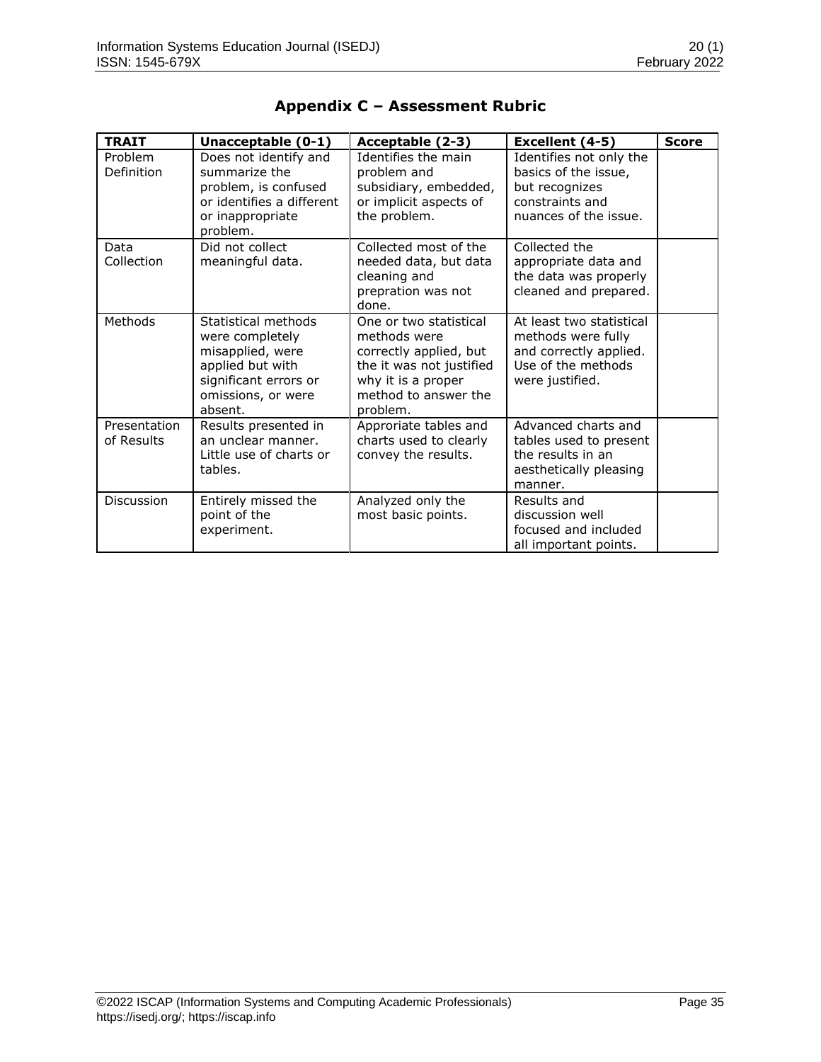## Appendix C – Assessment Rubric

| TRAIT | Unacceptable (0-1) | Acceptable (2-3) | Excellent (4-5) | Score |
|---|---|---|---|---|
| Problem Definition | Does not identify and summarize the problem, is confused or identifies a different or inappropriate problem. | Identifies the main problem and subsidiary, embedded, or implicit aspects of the problem. | Identifies not only the basics of the issue, but recognizes constraints and nuances of the issue. | |
| Data Collection | Did not collect meaningful data. | Collected most of the needed data, but data cleaning and prepration was not done. | Collected the appropriate data and the data was properly cleaned and prepared. | |
| Methods | Statistical methods were completely misapplied, were applied but with significant errors or omissions, or were absent. | One or two statistical methods were correctly applied, but the it was not justified why it is a proper method to answer the problem. | At least two statistical methods were fully and correctly applied. Use of the methods were justified. | |
| Presentation of Results | Results presented in an unclear manner. Little use of charts or tables. | Approriate tables and charts used to clearly convey the results. | Advanced charts and tables used to present the results in an aesthetically pleasing manner. | |
| Discussion | Entirely missed the point of the experiment. | Analyzed only the most basic points. | Results and discussion well focused and included all important points. | |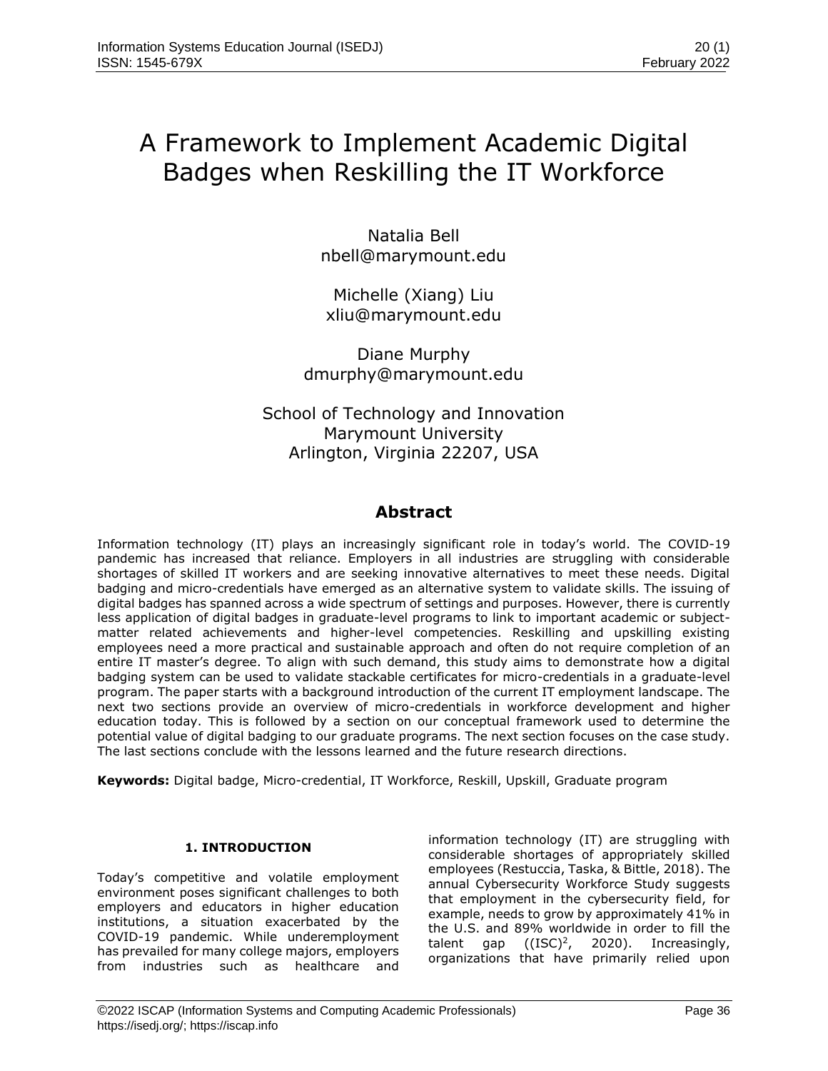# A Framework to Implement Academic Digital Badges when Reskilling the IT Workforce

Natalia Bell
nbell@marymount.edu

Michelle (Xiang) Liu
xliu@marymount.edu

Diane Murphy
dmurphy@marymount.edu

School of Technology and Innovation
Marymount University
Arlington, Virginia 22207, USA

## Abstract

Information technology (IT) plays an increasingly significant role in today's world. The COVID-19 pandemic has increased that reliance. Employers in all industries are struggling with considerable shortages of skilled IT workers and are seeking innovative alternatives to meet these needs. Digital badging and micro-credentials have emerged as an alternative system to validate skills. The issuing of digital badges has spanned across a wide spectrum of settings and purposes. However, there is currently less application of digital badges in graduate-level programs to link to important academic or subject-matter related achievements and higher-level competencies. Reskilling and upskilling existing employees need a more practical and sustainable approach and often do not require completion of an entire IT master's degree. To align with such demand, this study aims to demonstrate how a digital badging system can be used to validate stackable certificates for micro-credentials in a graduate-level program. The paper starts with a background introduction of the current IT employment landscape. The next two sections provide an overview of micro-credentials in workforce development and higher education today. This is followed by a section on our conceptual framework used to determine the potential value of digital badging to our graduate programs. The next section focuses on the case study. The last sections conclude with the lessons learned and the future research directions.

**Keywords:** Digital badge, Micro-credential, IT Workforce, Reskill, Upskill, Graduate program

## 1. INTRODUCTION

Today's competitive and volatile employment environment poses significant challenges to both employers and educators in higher education institutions, a situation exacerbated by the COVID-19 pandemic. While underemployment has prevailed for many college majors, employers from industries such as healthcare and information technology (IT) are struggling with considerable shortages of appropriately skilled employees (Restuccia, Taska, & Bittle, 2018). The annual Cybersecurity Workforce Study suggests that employment in the cybersecurity field, for example, needs to grow by approximately 41% in the U.S. and 89% worldwide in order to fill the talent gap ((ISC)$^2$, 2020). Increasingly, organizations that have primarily relied upon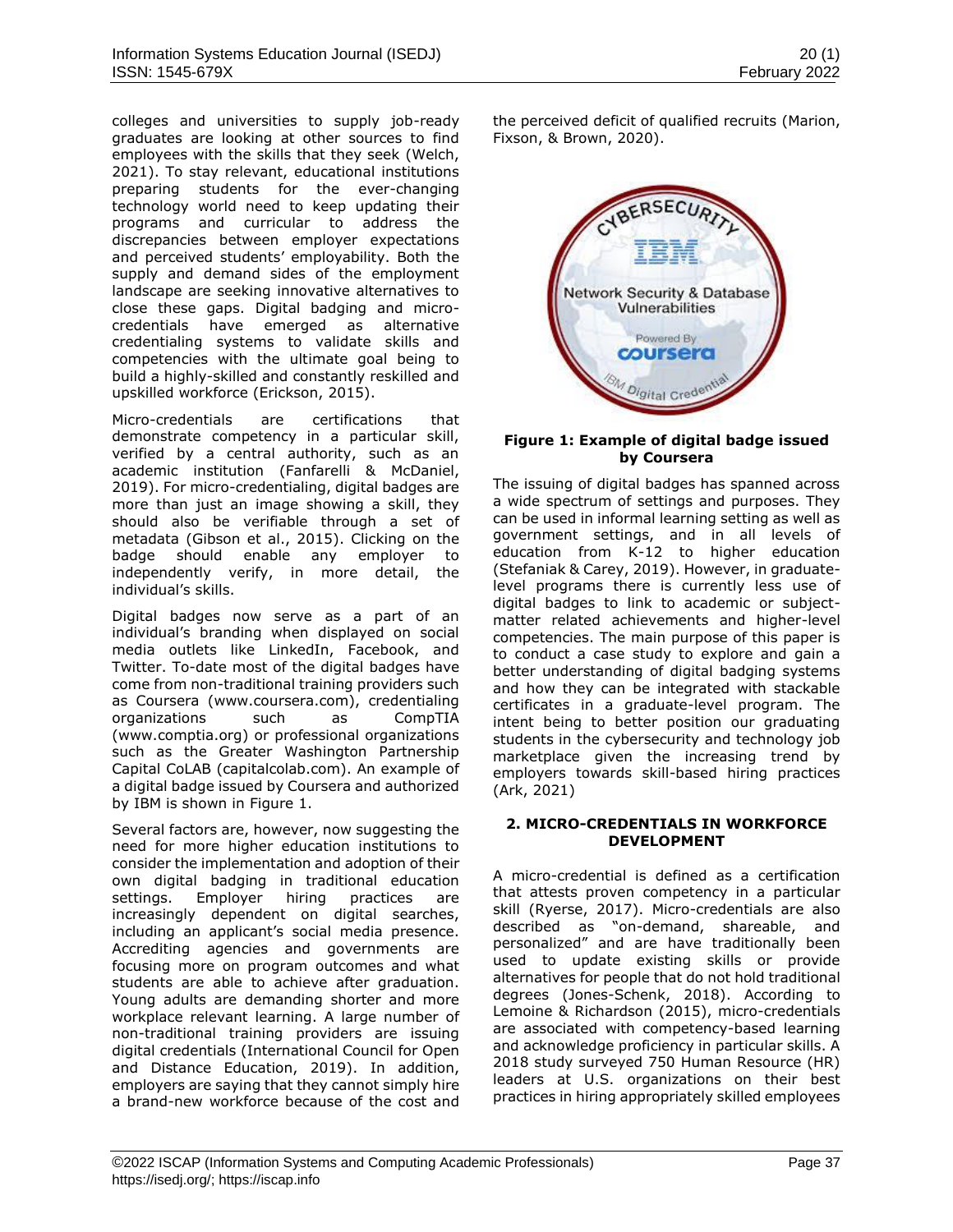colleges and universities to supply job-ready graduates are looking at other sources to find employees with the skills that they seek (Welch, 2021). To stay relevant, educational institutions preparing students for the ever-changing technology world need to keep updating their programs and curricular to address the discrepancies between employer expectations and perceived students' employability. Both the supply and demand sides of the employment landscape are seeking innovative alternatives to close these gaps. Digital badging and micro-credentials have emerged as alternative credentialing systems to validate skills and competencies with the ultimate goal being to build a highly-skilled and constantly reskilled and upskilled workforce (Erickson, 2015).

Micro-credentials are certifications that demonstrate competency in a particular skill, verified by a central authority, such as an academic institution (Fanfarelli & McDaniel, 2019). For micro-credentialing, digital badges are more than just an image showing a skill, they should also be verifiable through a set of metadata (Gibson et al., 2015). Clicking on the badge should enable any employer to independently verify, in more detail, the individual's skills.

Digital badges now serve as a part of an individual's branding when displayed on social media outlets like LinkedIn, Facebook, and Twitter. To-date most of the digital badges have come from non-traditional training providers such as Coursera (www.coursera.com), credentialing organizations such as CompTIA (www.comptia.org) or professional organizations such as the Greater Washington Partnership Capital CoLAB (capitalcolab.com). An example of a digital badge issued by Coursera and authorized by IBM is shown in Figure 1.

Several factors are, however, now suggesting the need for more higher education institutions to consider the implementation and adoption of their own digital badging in traditional education settings. Employer hiring practices are increasingly dependent on digital searches, including an applicant's social media presence. Accrediting agencies and governments are focusing more on program outcomes and what students are able to achieve after graduation. Young adults are demanding shorter and more workplace relevant learning. A large number of non-traditional training providers are issuing digital credentials (International Council for Open and Distance Education, 2019). In addition, employers are saying that they cannot simply hire a brand-new workforce because of the cost and the perceived deficit of qualified recruits (Marion, Fixson, & Brown, 2020).

**Figure 1: Example of digital badge issued by Coursera**

The issuing of digital badges has spanned across a wide spectrum of settings and purposes. They can be used in informal learning setting as well as government settings, and in all levels of education from K-12 to higher education (Stefaniak & Carey, 2019). However, in graduate-level programs there is currently less use of digital badges to link to academic or subject-matter related achievements and higher-level competencies. The main purpose of this paper is to conduct a case study to explore and gain a better understanding of digital badging systems and how they can be integrated with stackable certificates in a graduate-level program. The intent being to better position our graduating students in the cybersecurity and technology job marketplace given the increasing trend by employers towards skill-based hiring practices (Ark, 2021)

## 2. MICRO-CREDENTIALS IN WORKFORCE DEVELOPMENT

A micro-credential is defined as a certification that attests proven competency in a particular skill (Ryerse, 2017). Micro-credentials are also described as "on-demand, shareable, and personalized" and are have traditionally been used to update existing skills or provide alternatives for people that do not hold traditional degrees (Jones-Schenk, 2018). According to Lemoine & Richardson (2015), micro-credentials are associated with competency-based learning and acknowledge proficiency in particular skills. A 2018 study surveyed 750 Human Resource (HR) leaders at U.S. organizations on their best practices in hiring appropriately skilled employees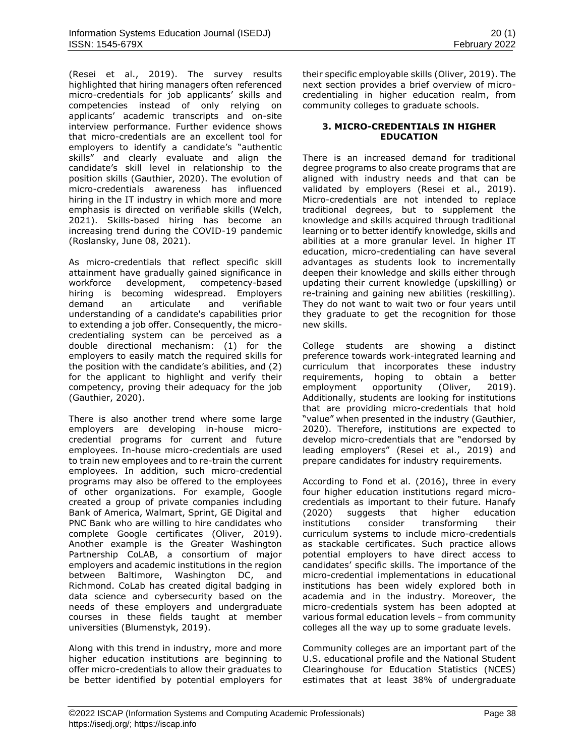(Resei et al., 2019). The survey results highlighted that hiring managers often referenced micro-credentials for job applicants' skills and competencies instead of only relying on applicants' academic transcripts and on-site interview performance. Further evidence shows that micro-credentials are an excellent tool for employers to identify a candidate's "authentic skills" and clearly evaluate and align the candidate's skill level in relationship to the position skills (Gauthier, 2020). The evolution of micro-credentials awareness has influenced hiring in the IT industry in which more and more emphasis is directed on verifiable skills (Welch, 2021). Skills-based hiring has become an increasing trend during the COVID-19 pandemic (Roslansky, June 08, 2021).

As micro-credentials that reflect specific skill attainment have gradually gained significance in workforce development, competency-based hiring is becoming widespread. Employers demand an articulate and verifiable understanding of a candidate's capabilities prior to extending a job offer. Consequently, the micro-credentialing system can be perceived as a double directional mechanism: (1) for the employers to easily match the required skills for the position with the candidate's abilities, and (2) for the applicant to highlight and verify their competency, proving their adequacy for the job (Gauthier, 2020).

There is also another trend where some large employers are developing in-house micro-credential programs for current and future employees. In-house micro-credentials are used to train new employees and to re-train the current employees. In addition, such micro-credential programs may also be offered to the employees of other organizations. For example, Google created a group of private companies including Bank of America, Walmart, Sprint, GE Digital and PNC Bank who are willing to hire candidates who complete Google certificates (Oliver, 2019). Another example is the Greater Washington Partnership CoLAB, a consortium of major employers and academic institutions in the region between Baltimore, Washington DC, and Richmond. CoLab has created digital badging in data science and cybersecurity based on the needs of these employers and undergraduate courses in these fields taught at member universities (Blumenstyk, 2019).

Along with this trend in industry, more and more higher education institutions are beginning to offer micro-credentials to allow their graduates to be better identified by potential employers for their specific employable skills (Oliver, 2019). The next section provides a brief overview of micro-credentialing in higher education realm, from community colleges to graduate schools.

## 3. MICRO-CREDENTIALS IN HIGHER EDUCATION

There is an increased demand for traditional degree programs to also create programs that are aligned with industry needs and that can be validated by employers (Resei et al., 2019). Micro-credentials are not intended to replace traditional degrees, but to supplement the knowledge and skills acquired through traditional learning or to better identify knowledge, skills and abilities at a more granular level. In higher IT education, micro-credentialing can have several advantages as students look to incrementally deepen their knowledge and skills either through updating their current knowledge (upskilling) or re-training and gaining new abilities (reskilling). They do not want to wait two or four years until they graduate to get the recognition for those new skills.

College students are showing a distinct preference towards work-integrated learning and curriculum that incorporates these industry requirements, hoping to obtain a better employment opportunity (Oliver, 2019). Additionally, students are looking for institutions that are providing micro-credentials that hold "value" when presented in the industry (Gauthier, 2020). Therefore, institutions are expected to develop micro-credentials that are "endorsed by leading employers" (Resei et al., 2019) and prepare candidates for industry requirements.

According to Fond et al. (2016), three in every four higher education institutions regard micro-credentials as important to their future. Hanafy (2020) suggests that higher education institutions consider transforming their curriculum systems to include micro-credentials as stackable certificates. Such practice allows potential employers to have direct access to candidates' specific skills. The importance of the micro-credential implementations in educational institutions has been widely explored both in academia and in the industry. Moreover, the micro-credentials system has been adopted at various formal education levels – from community colleges all the way up to some graduate levels.

Community colleges are an important part of the U.S. educational profile and the National Student Clearinghouse for Education Statistics (NCES) estimates that at least 38% of undergraduate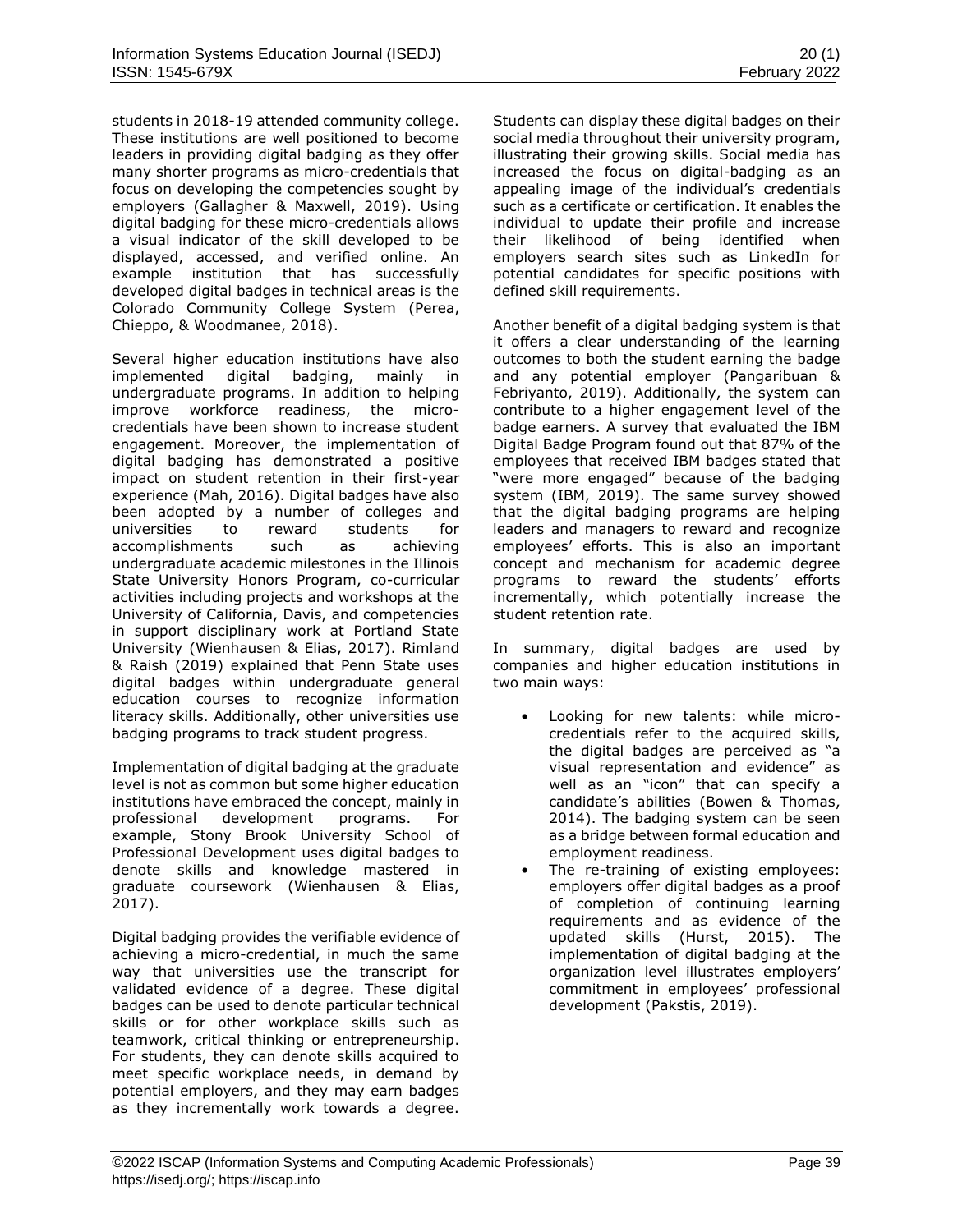students in 2018-19 attended community college. These institutions are well positioned to become leaders in providing digital badging as they offer many shorter programs as micro-credentials that focus on developing the competencies sought by employers (Gallagher & Maxwell, 2019). Using digital badging for these micro-credentials allows a visual indicator of the skill developed to be displayed, accessed, and verified online. An example institution that has successfully developed digital badges in technical areas is the Colorado Community College System (Perea, Chieppo, & Woodmanee, 2018).

Several higher education institutions have also implemented digital badging, mainly in undergraduate programs. In addition to helping improve workforce readiness, the micro-credentials have been shown to increase student engagement. Moreover, the implementation of digital badging has demonstrated a positive impact on student retention in their first-year experience (Mah, 2016). Digital badges have also been adopted by a number of colleges and universities to reward students for accomplishments such as achieving undergraduate academic milestones in the Illinois State University Honors Program, co-curricular activities including projects and workshops at the University of California, Davis, and competencies in support disciplinary work at Portland State University (Wienhausen & Elias, 2017). Rimland & Raish (2019) explained that Penn State uses digital badges within undergraduate general education courses to recognize information literacy skills. Additionally, other universities use badging programs to track student progress.

Implementation of digital badging at the graduate level is not as common but some higher education institutions have embraced the concept, mainly in professional development programs. For example, Stony Brook University School of Professional Development uses digital badges to denote skills and knowledge mastered in graduate coursework (Wienhausen & Elias, 2017).

Digital badging provides the verifiable evidence of achieving a micro-credential, in much the same way that universities use the transcript for validated evidence of a degree. These digital badges can be used to denote particular technical skills or for other workplace skills such as teamwork, critical thinking or entrepreneurship. For students, they can denote skills acquired to meet specific workplace needs, in demand by potential employers, and they may earn badges as they incrementally work towards a degree. Students can display these digital badges on their social media throughout their university program, illustrating their growing skills. Social media has increased the focus on digital-badging as an appealing image of the individual's credentials such as a certificate or certification. It enables the individual to update their profile and increase their likelihood of being identified when employers search sites such as LinkedIn for potential candidates for specific positions with defined skill requirements.

Another benefit of a digital badging system is that it offers a clear understanding of the learning outcomes to both the student earning the badge and any potential employer (Pangaribuan & Febriyanto, 2019). Additionally, the system can contribute to a higher engagement level of the badge earners. A survey that evaluated the IBM Digital Badge Program found out that 87% of the employees that received IBM badges stated that "were more engaged" because of the badging system (IBM, 2019). The same survey showed that the digital badging programs are helping leaders and managers to reward and recognize employees' efforts. This is also an important concept and mechanism for academic degree programs to reward the students' efforts incrementally, which potentially increase the student retention rate.

In summary, digital badges are used by companies and higher education institutions in two main ways:

- Looking for new talents: while micro-credentials refer to the acquired skills, the digital badges are perceived as "a visual representation and evidence" as well as an "icon" that can specify a candidate's abilities (Bowen & Thomas, 2014). The badging system can be seen as a bridge between formal education and employment readiness.
- The re-training of existing employees: employers offer digital badges as a proof of completion of continuing learning requirements and as evidence of the updated skills (Hurst, 2015). The implementation of digital badging at the organization level illustrates employers' commitment in employees' professional development (Pakstis, 2019).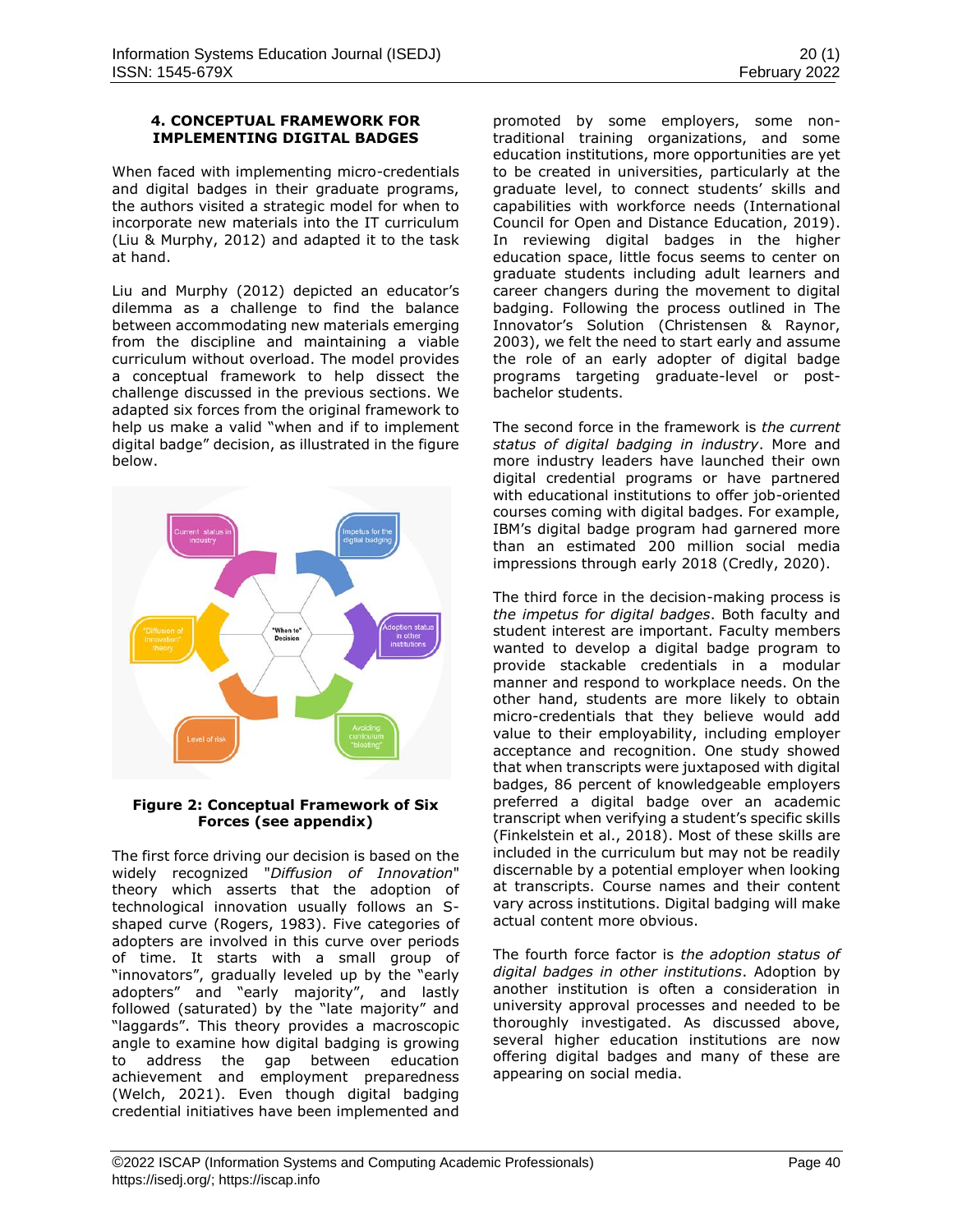## 4. CONCEPTUAL FRAMEWORK FOR IMPLEMENTING DIGITAL BADGES

When faced with implementing micro-credentials and digital badges in their graduate programs, the authors visited a strategic model for when to incorporate new materials into the IT curriculum (Liu & Murphy, 2012) and adapted it to the task at hand.

Liu and Murphy (2012) depicted an educator's dilemma as a challenge to find the balance between accommodating new materials emerging from the discipline and maintaining a viable curriculum without overload. The model provides a conceptual framework to help dissect the challenge discussed in the previous sections. We adapted six forces from the original framework to help us make a valid "when and if to implement digital badge" decision, as illustrated in the figure below.

**Figure 2: Conceptual Framework of Six Forces (see appendix)**

The first force driving our decision is based on the widely recognized "*Diffusion of Innovation*" theory which asserts that the adoption of technological innovation usually follows an S-shaped curve (Rogers, 1983). Five categories of adopters are involved in this curve over periods of time. It starts with a small group of "innovators", gradually leveled up by the "early adopters" and "early majority", and lastly followed (saturated) by the "late majority" and "laggards". This theory provides a macroscopic angle to examine how digital badging is growing to address the gap between education achievement and employment preparedness (Welch, 2021). Even though digital badging credential initiatives have been implemented and promoted by some employers, some non-traditional training organizations, and some education institutions, more opportunities are yet to be created in universities, particularly at the graduate level, to connect students' skills and capabilities with workforce needs (International Council for Open and Distance Education, 2019). In reviewing digital badges in the higher education space, little focus seems to center on graduate students including adult learners and career changers during the movement to digital badging. Following the process outlined in The Innovator's Solution (Christensen & Raynor, 2003), we felt the need to start early and assume the role of an early adopter of digital badge programs targeting graduate-level or post-bachelor students.

The second force in the framework is *the current status of digital badging in industry*. More and more industry leaders have launched their own digital credential programs or have partnered with educational institutions to offer job-oriented courses coming with digital badges. For example, IBM's digital badge program had garnered more than an estimated 200 million social media impressions through early 2018 (Credly, 2020).

The third force in the decision-making process is *the impetus for digital badges*. Both faculty and student interest are important. Faculty members wanted to develop a digital badge program to provide stackable credentials in a modular manner and respond to workplace needs. On the other hand, students are more likely to obtain micro-credentials that they believe would add value to their employability, including employer acceptance and recognition. One study showed that when transcripts were juxtaposed with digital badges, 86 percent of knowledgeable employers preferred a digital badge over an academic transcript when verifying a student's specific skills (Finkelstein et al., 2018). Most of these skills are included in the curriculum but may not be readily discernable by a potential employer when looking at transcripts. Course names and their content vary across institutions. Digital badging will make actual content more obvious.

The fourth force factor is *the adoption status of digital badges in other institutions*. Adoption by another institution is often a consideration in university approval processes and needed to be thoroughly investigated. As discussed above, several higher education institutions are now offering digital badges and many of these are appearing on social media.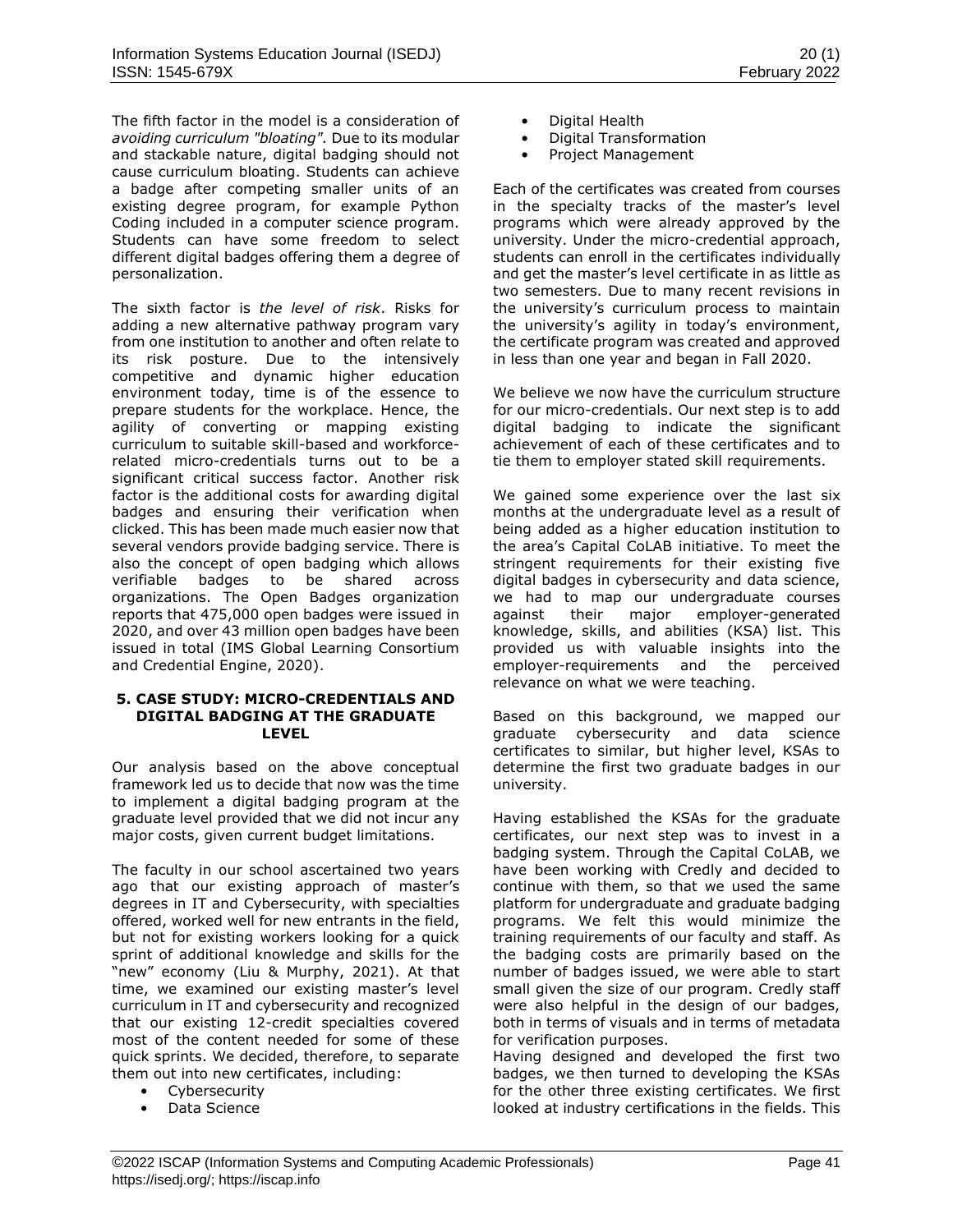The fifth factor in the model is a consideration of *avoiding curriculum "bloating".* Due to its modular and stackable nature, digital badging should not cause curriculum bloating. Students can achieve a badge after competing smaller units of an existing degree program, for example Python Coding included in a computer science program. Students can have some freedom to select different digital badges offering them a degree of personalization.

The sixth factor is *the level of risk*. Risks for adding a new alternative pathway program vary from one institution to another and often relate to its risk posture. Due to the intensively competitive and dynamic higher education environment today, time is of the essence to prepare students for the workplace. Hence, the agility of converting or mapping existing curriculum to suitable skill-based and workforce-related micro-credentials turns out to be a significant critical success factor. Another risk factor is the additional costs for awarding digital badges and ensuring their verification when clicked. This has been made much easier now that several vendors provide badging service. There is also the concept of open badging which allows verifiable badges to be shared across organizations. The Open Badges organization reports that 475,000 open badges were issued in 2020, and over 43 million open badges have been issued in total (IMS Global Learning Consortium and Credential Engine, 2020).

## 5. CASE STUDY: MICRO-CREDENTIALS AND DIGITAL BADGING AT THE GRADUATE LEVEL

Our analysis based on the above conceptual framework led us to decide that now was the time to implement a digital badging program at the graduate level provided that we did not incur any major costs, given current budget limitations.

The faculty in our school ascertained two years ago that our existing approach of master's degrees in IT and Cybersecurity, with specialties offered, worked well for new entrants in the field, but not for existing workers looking for a quick sprint of additional knowledge and skills for the "new" economy (Liu & Murphy, 2021). At that time, we examined our existing master's level curriculum in IT and cybersecurity and recognized that our existing 12-credit specialties covered most of the content needed for some of these quick sprints. We decided, therefore, to separate them out into new certificates, including:

- Cybersecurity
- Data Science
- Digital Health
- Digital Transformation
- Project Management

Each of the certificates was created from courses in the specialty tracks of the master's level programs which were already approved by the university. Under the micro-credential approach, students can enroll in the certificates individually and get the master's level certificate in as little as two semesters. Due to many recent revisions in the university's curriculum process to maintain the university's agility in today's environment, the certificate program was created and approved in less than one year and began in Fall 2020.

We believe we now have the curriculum structure for our micro-credentials. Our next step is to add digital badging to indicate the significant achievement of each of these certificates and to tie them to employer stated skill requirements.

We gained some experience over the last six months at the undergraduate level as a result of being added as a higher education institution to the area's Capital CoLAB initiative. To meet the stringent requirements for their existing five digital badges in cybersecurity and data science, we had to map our undergraduate courses against their major employer-generated knowledge, skills, and abilities (KSA) list. This provided us with valuable insights into the employer-requirements and the perceived relevance on what we were teaching.

Based on this background, we mapped our graduate cybersecurity and data science certificates to similar, but higher level, KSAs to determine the first two graduate badges in our university.

Having established the KSAs for the graduate certificates, our next step was to invest in a badging system. Through the Capital CoLAB, we have been working with Credly and decided to continue with them, so that we used the same platform for undergraduate and graduate badging programs. We felt this would minimize the training requirements of our faculty and staff. As the badging costs are primarily based on the number of badges issued, we were able to start small given the size of our program. Credly staff were also helpful in the design of our badges, both in terms of visuals and in terms of metadata for verification purposes.

Having designed and developed the first two badges, we then turned to developing the KSAs for the other three existing certificates. We first looked at industry certifications in the fields. This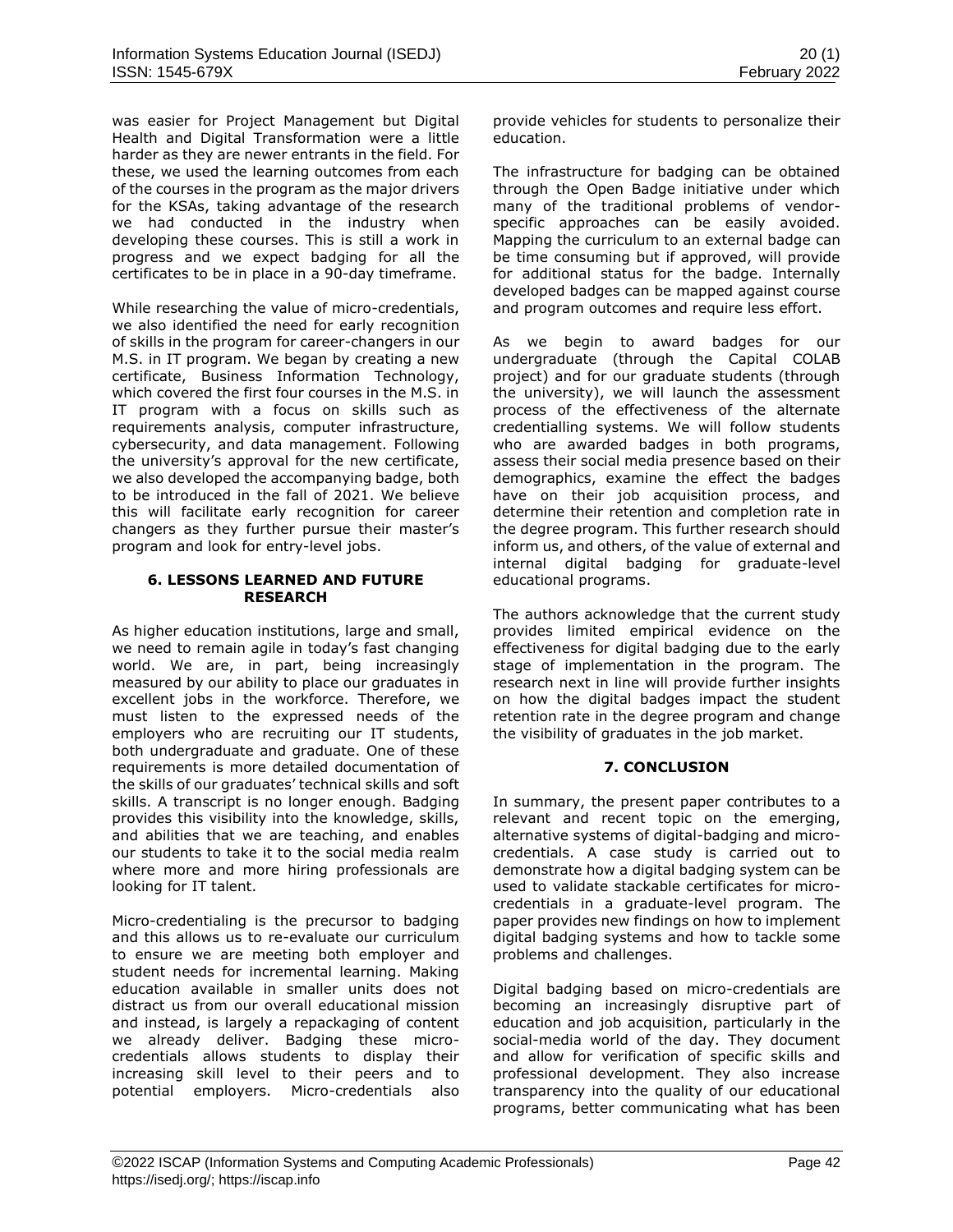was easier for Project Management but Digital Health and Digital Transformation were a little harder as they are newer entrants in the field. For these, we used the learning outcomes from each of the courses in the program as the major drivers for the KSAs, taking advantage of the research we had conducted in the industry when developing these courses. This is still a work in progress and we expect badging for all the certificates to be in place in a 90-day timeframe.

While researching the value of micro-credentials, we also identified the need for early recognition of skills in the program for career-changers in our M.S. in IT program. We began by creating a new certificate, Business Information Technology, which covered the first four courses in the M.S. in IT program with a focus on skills such as requirements analysis, computer infrastructure, cybersecurity, and data management. Following the university's approval for the new certificate, we also developed the accompanying badge, both to be introduced in the fall of 2021. We believe this will facilitate early recognition for career changers as they further pursue their master's program and look for entry-level jobs.

## 6. LESSONS LEARNED AND FUTURE RESEARCH

As higher education institutions, large and small, we need to remain agile in today's fast changing world. We are, in part, being increasingly measured by our ability to place our graduates in excellent jobs in the workforce. Therefore, we must listen to the expressed needs of the employers who are recruiting our IT students, both undergraduate and graduate. One of these requirements is more detailed documentation of the skills of our graduates' technical skills and soft skills. A transcript is no longer enough. Badging provides this visibility into the knowledge, skills, and abilities that we are teaching, and enables our students to take it to the social media realm where more and more hiring professionals are looking for IT talent.

Micro-credentialing is the precursor to badging and this allows us to re-evaluate our curriculum to ensure we are meeting both employer and student needs for incremental learning. Making education available in smaller units does not distract us from our overall educational mission and instead, is largely a repackaging of content we already deliver. Badging these micro-credentials allows students to display their increasing skill level to their peers and to potential employers. Micro-credentials also provide vehicles for students to personalize their education.

The infrastructure for badging can be obtained through the Open Badge initiative under which many of the traditional problems of vendor-specific approaches can be easily avoided. Mapping the curriculum to an external badge can be time consuming but if approved, will provide for additional status for the badge. Internally developed badges can be mapped against course and program outcomes and require less effort.

As we begin to award badges for our undergraduate (through the Capital COLAB project) and for our graduate students (through the university), we will launch the assessment process of the effectiveness of the alternate credentialling systems. We will follow students who are awarded badges in both programs, assess their social media presence based on their demographics, examine the effect the badges have on their job acquisition process, and determine their retention and completion rate in the degree program. This further research should inform us, and others, of the value of external and internal digital badging for graduate-level educational programs.

The authors acknowledge that the current study provides limited empirical evidence on the effectiveness for digital badging due to the early stage of implementation in the program. The research next in line will provide further insights on how the digital badges impact the student retention rate in the degree program and change the visibility of graduates in the job market.

## 7. CONCLUSION

In summary, the present paper contributes to a relevant and recent topic on the emerging, alternative systems of digital-badging and micro-credentials. A case study is carried out to demonstrate how a digital badging system can be used to validate stackable certificates for micro-credentials in a graduate-level program. The paper provides new findings on how to implement digital badging systems and how to tackle some problems and challenges.

Digital badging based on micro-credentials are becoming an increasingly disruptive part of education and job acquisition, particularly in the social-media world of the day. They document and allow for verification of specific skills and professional development. They also increase transparency into the quality of our educational programs, better communicating what has been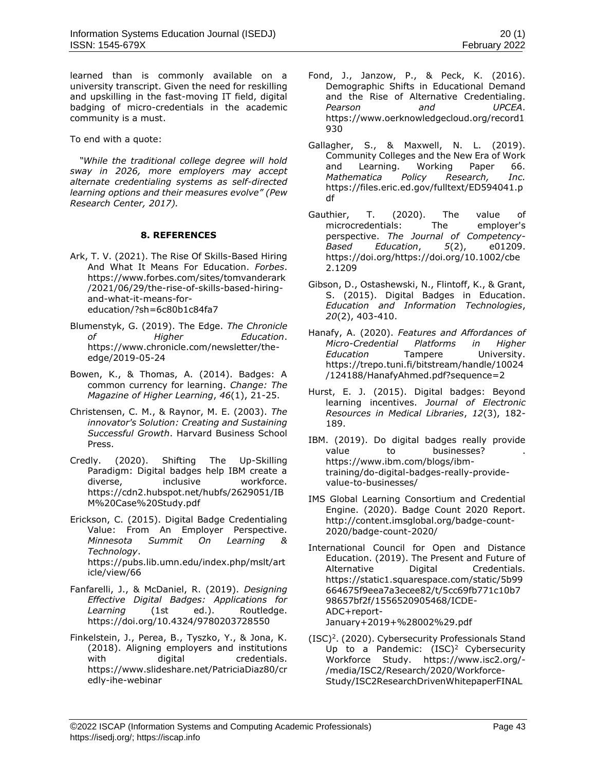learned than is commonly available on a university transcript. Given the need for reskilling and upskilling in the fast-moving IT field, digital badging of micro-credentials in the academic community is a must.

To end with a quote:

*"While the traditional college degree will hold sway in 2026, more employers may accept alternate credentialing systems as self-directed learning options and their measures evolve" (Pew Research Center, 2017).*

## 8. REFERENCES

Ark, T. V. (2021). The Rise Of Skills-Based Hiring And What It Means For Education. *Forbes*. https://www.forbes.com/sites/tomvanderark/2021/06/29/the-rise-of-skills-based-hiring-and-what-it-means-for-education/?sh=6c80b1c84fa7

Blumenstyk, G. (2019). The Edge. *The Chronicle of Higher Education*. https://www.chronicle.com/newsletter/the-edge/2019-05-24

Bowen, K., & Thomas, A. (2014). Badges: A common currency for learning. *Change: The Magazine of Higher Learning*, *46*(1), 21-25.

Christensen, C. M., & Raynor, M. E. (2003). *The innovator's Solution: Creating and Sustaining Successful Growth*. Harvard Business School Press.

Credly. (2020). Shifting The Up-Skilling Paradigm: Digital badges help IBM create a diverse, inclusive workforce. https://cdn2.hubspot.net/hubfs/2629051/IBM%20Case%20Study.pdf

Erickson, C. (2015). Digital Badge Credentialing Value: From An Employer Perspective. *Minnesota Summit On Learning & Technology*. https://pubs.lib.umn.edu/index.php/mslt/article/view/66

Fanfarelli, J., & McDaniel, R. (2019). *Designing Effective Digital Badges: Applications for Learning* (1st ed.). Routledge. https://doi.org/10.4324/9780203728550

Finkelstein, J., Perea, B., Tyszko, Y., & Jona, K. (2018). Aligning employers and institutions with digital credentials. https://www.slideshare.net/PatriciaDiaz80/credly-ihe-webinar

Fond, J., Janzow, P., & Peck, K. (2016). Demographic Shifts in Educational Demand and the Rise of Alternative Credentialing. *Pearson and UPCEA*. https://www.oerknowledgecloud.org/record1930

Gallagher, S., & Maxwell, N. L. (2019). Community Colleges and the New Era of Work and Learning. Working Paper 66. *Mathematica Policy Research, Inc.* https://files.eric.ed.gov/fulltext/ED594041.pdf

Gauthier, T. (2020). The value of microcredentials: The employer's perspective. *The Journal of Competency-Based Education*, *5*(2), e01209. https://doi.org/https://doi.org/10.1002/cbe2.1209

Gibson, D., Ostashewski, N., Flintoff, K., & Grant, S. (2015). Digital Badges in Education. *Education and Information Technologies*, *20*(2), 403-410.

Hanafy, A. (2020). *Features and Affordances of Micro-Credential Platforms in Higher Education* Tampere University. https://trepo.tuni.fi/bitstream/handle/10024/124188/HanafyAhmed.pdf?sequence=2

Hurst, E. J. (2015). Digital badges: Beyond learning incentives. *Journal of Electronic Resources in Medical Libraries*, *12*(3), 182-189.

IBM. (2019). Do digital badges really provide value to businesses? . https://www.ibm.com/blogs/ibm-training/do-digital-badges-really-provide-value-to-businesses/

IMS Global Learning Consortium and Credential Engine. (2020). Badge Count 2020 Report. http://content.imsglobal.org/badge-count-2020/badge-count-2020/

International Council for Open and Distance Education. (2019). The Present and Future of Alternative Digital Credentials. https://static1.squarespace.com/static/5b99664675f9eea7a3ecee82/t/5cc69fb771c10b798657bf2f/1556520905468/ICDE-ADC+report-January+2019+%28002%29.pdf

(ISC)$^2$. (2020). Cybersecurity Professionals Stand Up to a Pandemic: (ISC)$^2$ Cybersecurity Workforce Study. https://www.isc2.org/-/media/ISC2/Research/2020/Workforce-Study/ISC2ResearchDrivenWhitepaperFINAL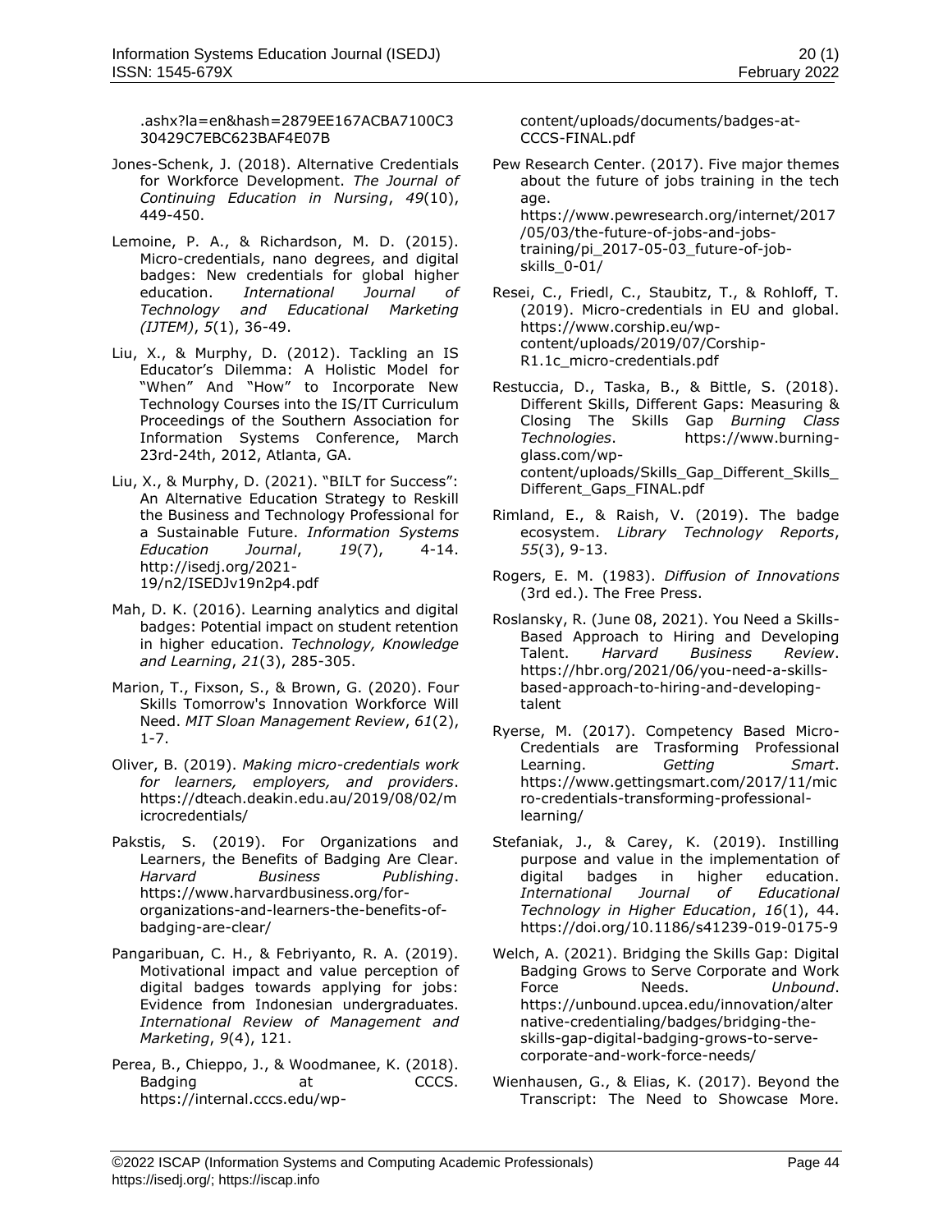.ashx?la=en&hash=2879EE167ACBA7100C330429C7EBC623BAF4E07B

Jones-Schenk, J. (2018). Alternative Credentials for Workforce Development. *The Journal of Continuing Education in Nursing*, *49*(10), 449-450.

Lemoine, P. A., & Richardson, M. D. (2015). Micro-credentials, nano degrees, and digital badges: New credentials for global higher education. *International Journal of Technology and Educational Marketing (IJTEM)*, *5*(1), 36-49.

Liu, X., & Murphy, D. (2012). Tackling an IS Educator's Dilemma: A Holistic Model for "When" And "How" to Incorporate New Technology Courses into the IS/IT Curriculum Proceedings of the Southern Association for Information Systems Conference, March 23rd-24th, 2012, Atlanta, GA.

Liu, X., & Murphy, D. (2021). "BILT for Success": An Alternative Education Strategy to Reskill the Business and Technology Professional for a Sustainable Future. *Information Systems Education Journal*, *19*(7), 4-14. http://isedj.org/2021-19/n2/ISEDJv19n2p4.pdf

Mah, D. K. (2016). Learning analytics and digital badges: Potential impact on student retention in higher education. *Technology, Knowledge and Learning*, *21*(3), 285-305.

Marion, T., Fixson, S., & Brown, G. (2020). Four Skills Tomorrow's Innovation Workforce Will Need. *MIT Sloan Management Review*, *61*(2), 1-7.

Oliver, B. (2019). *Making micro-credentials work for learners, employers, and providers*. https://dteach.deakin.edu.au/2019/08/02/microcredentials/

Pakstis, S. (2019). For Organizations and Learners, the Benefits of Badging Are Clear. *Harvard Business Publishing*. https://www.harvardbusiness.org/for-organizations-and-learners-the-benefits-of-badging-are-clear/

Pangaribuan, C. H., & Febriyanto, R. A. (2019). Motivational impact and value perception of digital badges towards applying for jobs: Evidence from Indonesian undergraduates. *International Review of Management and Marketing*, *9*(4), 121.

Perea, B., Chieppo, J., & Woodmanee, K. (2018). Badging at CCCS. https://internal.cccs.edu/wp-content/uploads/documents/badges-at-CCCS-FINAL.pdf

Pew Research Center. (2017). Five major themes about the future of jobs training in the tech age. https://www.pewresearch.org/internet/2017/05/03/the-future-of-jobs-and-jobs-training/pi_2017-05-03_future-of-job-skills_0-01/

Resei, C., Friedl, C., Staubitz, T., & Rohloff, T. (2019). Micro-credentials in EU and global. https://www.corship.eu/wp-content/uploads/2019/07/Corship-R1.1c_micro-credentials.pdf

Restuccia, D., Taska, B., & Bittle, S. (2018). Different Skills, Different Gaps: Measuring & Closing The Skills Gap *Burning Class Technologies*. https://www.burning-glass.com/wp-content/uploads/Skills_Gap_Different_Skills_Different_Gaps_FINAL.pdf

Rimland, E., & Raish, V. (2019). The badge ecosystem. *Library Technology Reports*, *55*(3), 9-13.

Rogers, E. M. (1983). *Diffusion of Innovations* (3rd ed.). The Free Press.

Roslansky, R. (June 08, 2021). You Need a Skills-Based Approach to Hiring and Developing Talent. *Harvard Business Review*. https://hbr.org/2021/06/you-need-a-skills-based-approach-to-hiring-and-developing-talent

Ryerse, M. (2017). Competency Based Micro-Credentials are Trasforming Professional Learning. *Getting Smart*. https://www.gettingsmart.com/2017/11/micro-credentials-transforming-professional-learning/

Stefaniak, J., & Carey, K. (2019). Instilling purpose and value in the implementation of digital badges in higher education. *International Journal of Educational Technology in Higher Education*, *16*(1), 44. https://doi.org/10.1186/s41239-019-0175-9

Welch, A. (2021). Bridging the Skills Gap: Digital Badging Grows to Serve Corporate and Work Force Needs. *Unbound*. https://unbound.upcea.edu/innovation/alternative-credentialing/badges/bridging-the-skills-gap-digital-badging-grows-to-serve-corporate-and-work-force-needs/

Wienhausen, G., & Elias, K. (2017). Beyond the Transcript: The Need to Showcase More.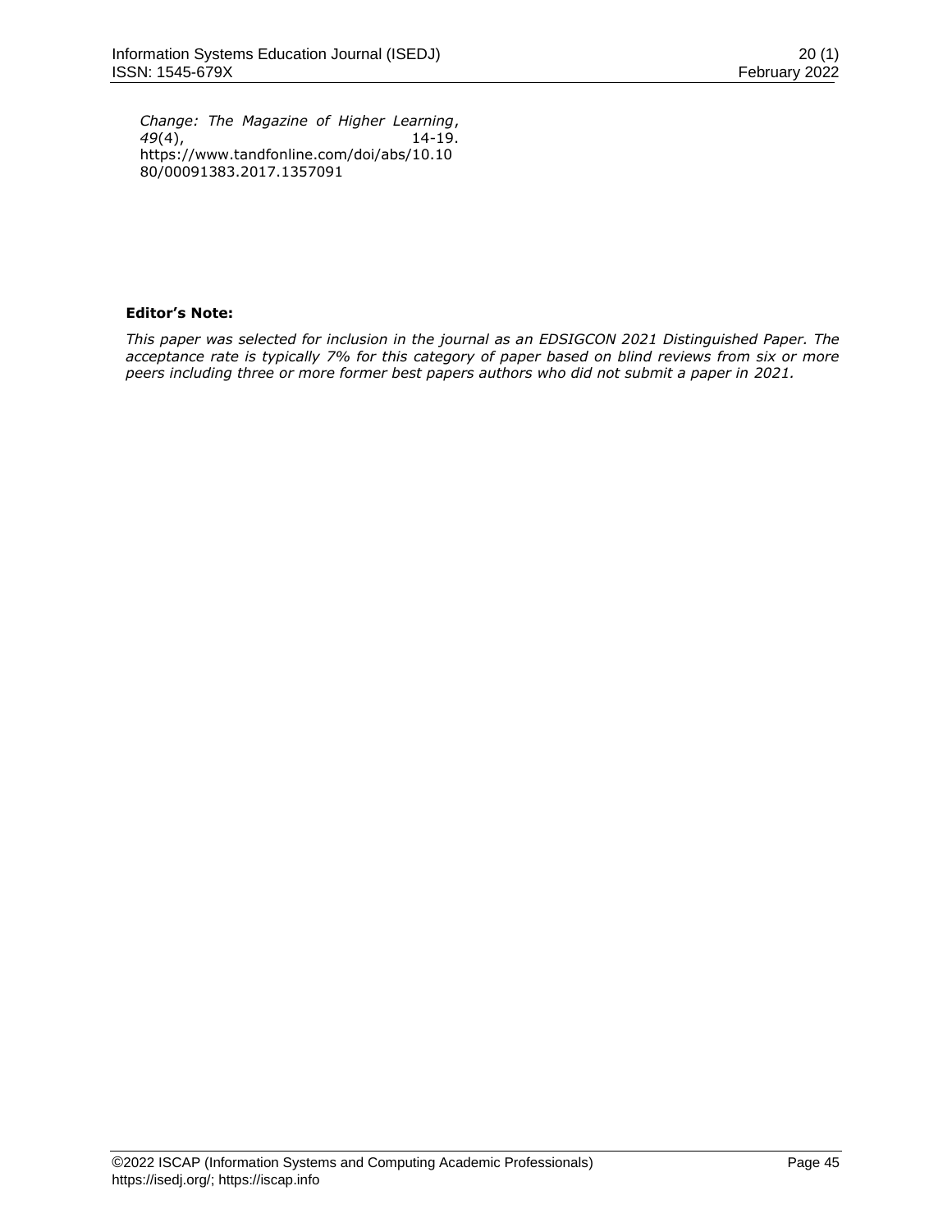*Change: The Magazine of Higher Learning*, *49*(4), 14-19. https://www.tandfonline.com/doi/abs/10.1080/00091383.2017.1357091

**Editor's Note:**

*This paper was selected for inclusion in the journal as an EDSIGCON 2021 Distinguished Paper. The acceptance rate is typically 7% for this category of paper based on blind reviews from six or more peers including three or more former best papers authors who did not submit a paper in 2021.*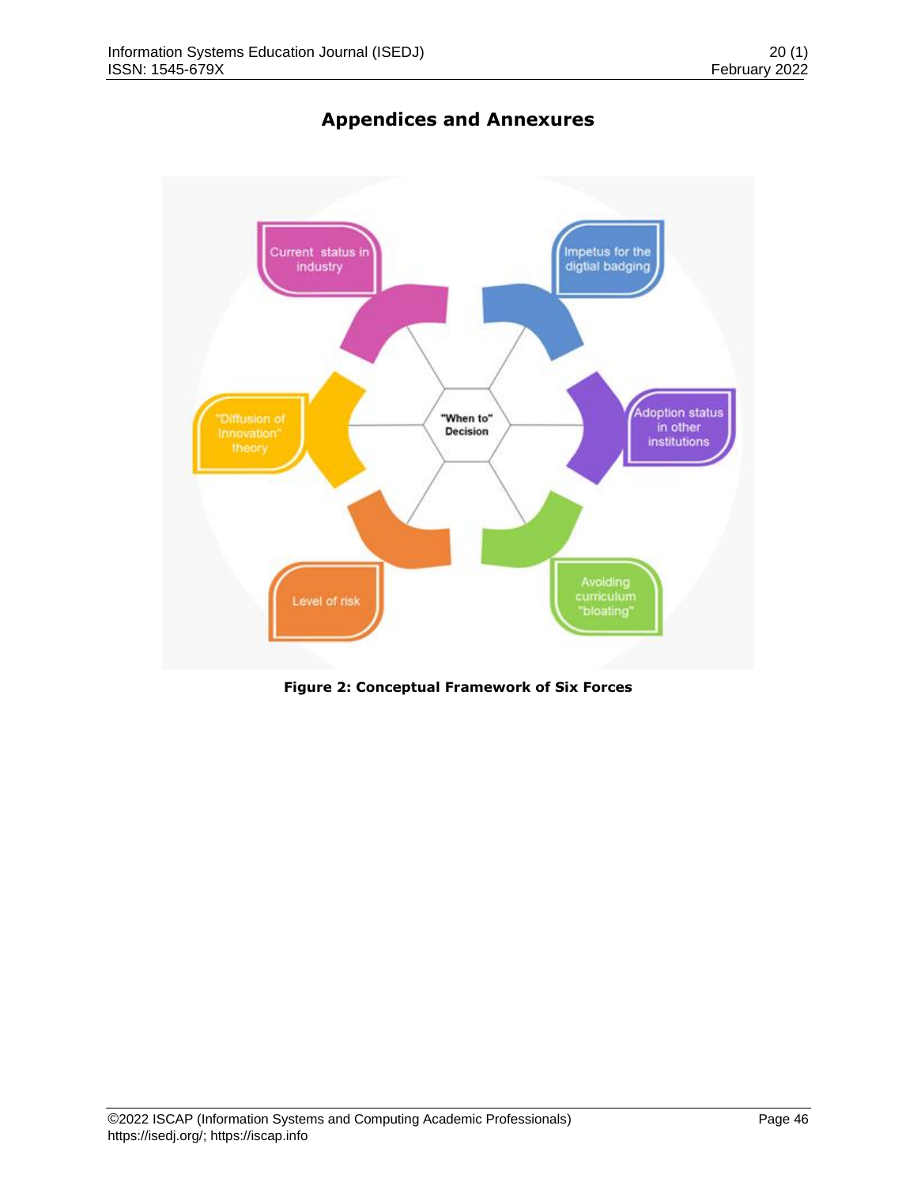# Appendices and Annexures

**Figure 2: Conceptual Framework of Six Forces**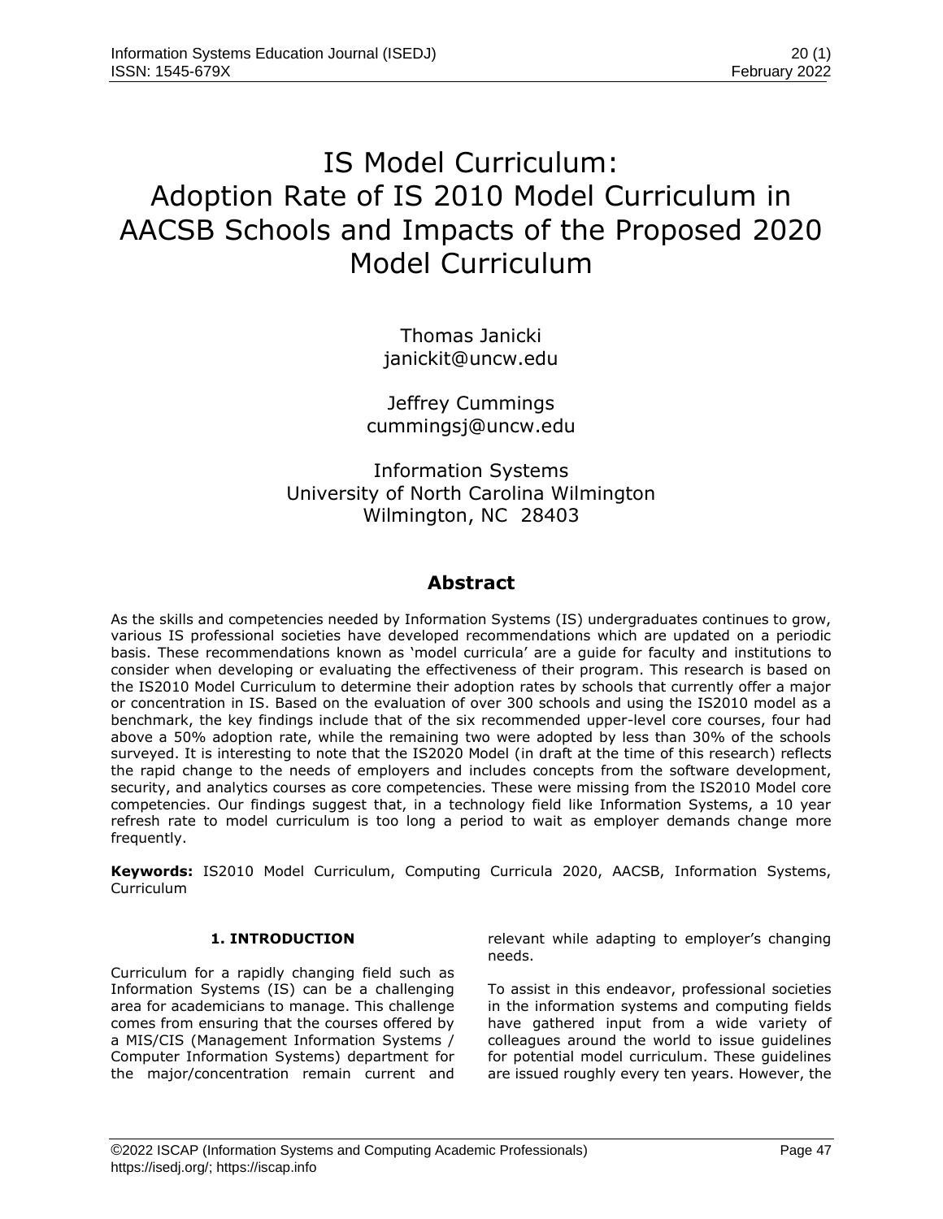# IS Model Curriculum: Adoption Rate of IS 2010 Model Curriculum in AACSB Schools and Impacts of the Proposed 2020 Model Curriculum

Thomas Janicki
janickit@uncw.edu

Jeffrey Cummings
cummingsj@uncw.edu

Information Systems
University of North Carolina Wilmington
Wilmington, NC 28403

## Abstract

As the skills and competencies needed by Information Systems (IS) undergraduates continues to grow, various IS professional societies have developed recommendations which are updated on a periodic basis. These recommendations known as 'model curricula' are a guide for faculty and institutions to consider when developing or evaluating the effectiveness of their program. This research is based on the IS2010 Model Curriculum to determine their adoption rates by schools that currently offer a major or concentration in IS. Based on the evaluation of over 300 schools and using the IS2010 model as a benchmark, the key findings include that of the six recommended upper-level core courses, four had above a 50% adoption rate, while the remaining two were adopted by less than 30% of the schools surveyed. It is interesting to note that the IS2020 Model (in draft at the time of this research) reflects the rapid change to the needs of employers and includes concepts from the software development, security, and analytics courses as core competencies. These were missing from the IS2010 Model core competencies. Our findings suggest that, in a technology field like Information Systems, a 10 year refresh rate to model curriculum is too long a period to wait as employer demands change more frequently.

**Keywords:** IS2010 Model Curriculum, Computing Curricula 2020, AACSB, Information Systems, Curriculum

## 1. INTRODUCTION

Curriculum for a rapidly changing field such as Information Systems (IS) can be a challenging area for academicians to manage. This challenge comes from ensuring that the courses offered by a MIS/CIS (Management Information Systems / Computer Information Systems) department for the major/concentration remain current and relevant while adapting to employer's changing needs.

To assist in this endeavor, professional societies in the information systems and computing fields have gathered input from a wide variety of colleagues around the world to issue guidelines for potential model curriculum. These guidelines are issued roughly every ten years. However, the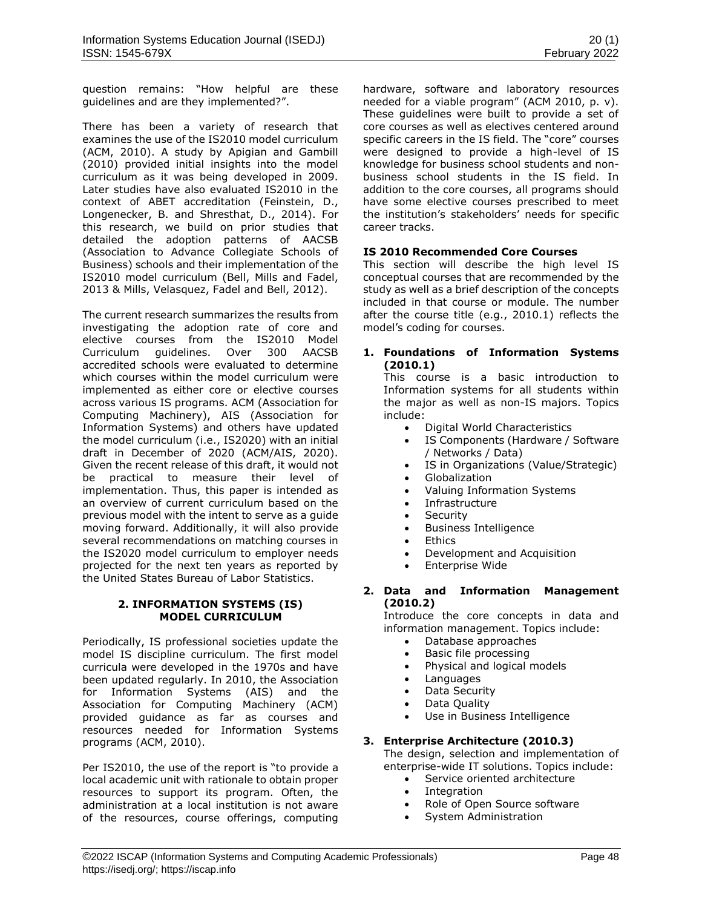question remains: "How helpful are these guidelines and are they implemented?".

There has been a variety of research that examines the use of the IS2010 model curriculum (ACM, 2010). A study by Apigian and Gambill (2010) provided initial insights into the model curriculum as it was being developed in 2009. Later studies have also evaluated IS2010 in the context of ABET accreditation (Feinstein, D., Longenecker, B. and Shresthat, D., 2014). For this research, we build on prior studies that detailed the adoption patterns of AACSB (Association to Advance Collegiate Schools of Business) schools and their implementation of the IS2010 model curriculum (Bell, Mills and Fadel, 2013 & Mills, Velasquez, Fadel and Bell, 2012).

The current research summarizes the results from investigating the adoption rate of core and elective courses from the IS2010 Model Curriculum guidelines. Over 300 AACSB accredited schools were evaluated to determine which courses within the model curriculum were implemented as either core or elective courses across various IS programs. ACM (Association for Computing Machinery), AIS (Association for Information Systems) and others have updated the model curriculum (i.e., IS2020) with an initial draft in December of 2020 (ACM/AIS, 2020). Given the recent release of this draft, it would not be practical to measure their level of implementation. Thus, this paper is intended as an overview of current curriculum based on the previous model with the intent to serve as a guide moving forward. Additionally, it will also provide several recommendations on matching courses in the IS2020 model curriculum to employer needs projected for the next ten years as reported by the United States Bureau of Labor Statistics.

## 2. INFORMATION SYSTEMS (IS) MODEL CURRICULUM

Periodically, IS professional societies update the model IS discipline curriculum. The first model curricula were developed in the 1970s and have been updated regularly. In 2010, the Association for Information Systems (AIS) and the Association for Computing Machinery (ACM) provided guidance as far as courses and resources needed for Information Systems programs (ACM, 2010).

Per IS2010, the use of the report is "to provide a local academic unit with rationale to obtain proper resources to support its program. Often, the administration at a local institution is not aware of the resources, course offerings, computing hardware, software and laboratory resources needed for a viable program" (ACM 2010, p. v). These guidelines were built to provide a set of core courses as well as electives centered around specific careers in the IS field. The "core" courses were designed to provide a high-level of IS knowledge for business school students and non-business school students in the IS field. In addition to the core courses, all programs should have some elective courses prescribed to meet the institution's stakeholders' needs for specific career tracks.

### IS 2010 Recommended Core Courses

This section will describe the high level IS conceptual courses that are recommended by the study as well as a brief description of the concepts included in that course or module. The number after the course title (e.g., 2010.1) reflects the model's coding for courses.

1. **Foundations of Information Systems (2010.1)**
   This course is a basic introduction to Information systems for all students within the major as well as non-IS majors. Topics include:
   - Digital World Characteristics
   - IS Components (Hardware / Software / Networks / Data)
   - IS in Organizations (Value/Strategic)
   - Globalization
   - Valuing Information Systems
   - Infrastructure
   - Security
   - Business Intelligence
   - Ethics
   - Development and Acquisition
   - Enterprise Wide

2. **Data and Information Management (2010.2)**
   Introduce the core concepts in data and information management. Topics include:
   - Database approaches
   - Basic file processing
   - Physical and logical models
   - Languages
   - Data Security
   - Data Quality
   - Use in Business Intelligence

3. **Enterprise Architecture (2010.3)**
   The design, selection and implementation of enterprise-wide IT solutions. Topics include:
   - Service oriented architecture
   - Integration
   - Role of Open Source software
   - System Administration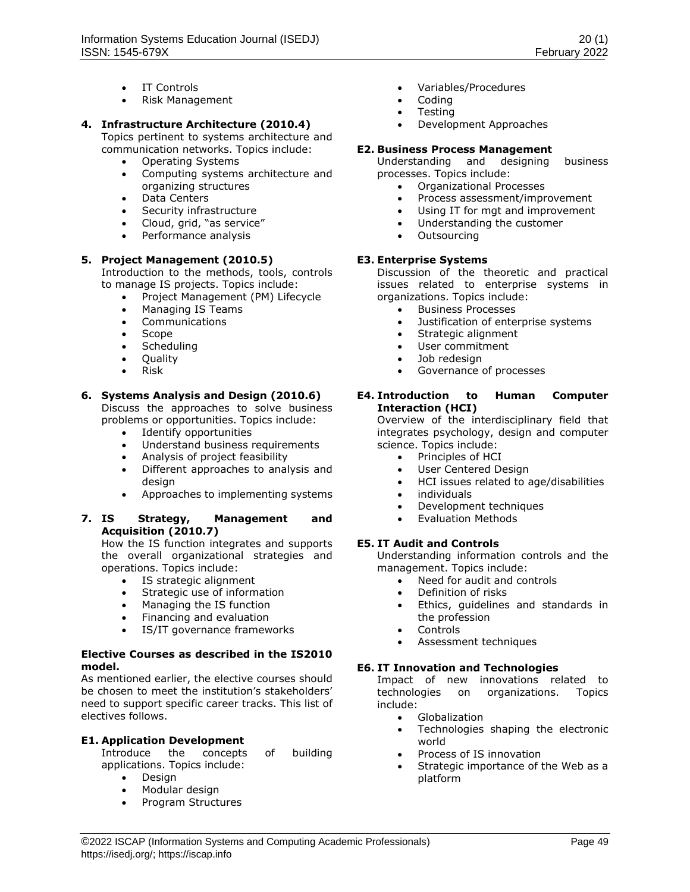- IT Controls
- Risk Management

**4. Infrastructure Architecture (2010.4)**

Topics pertinent to systems architecture and communication networks. Topics include:

- Operating Systems
- Computing systems architecture and organizing structures
- Data Centers
- Security infrastructure
- Cloud, grid, "as service"
- Performance analysis

**5. Project Management (2010.5)**

Introduction to the methods, tools, controls to manage IS projects. Topics include:

- Project Management (PM) Lifecycle
- Managing IS Teams
- Communications
- Scope
- Scheduling
- Quality
- Risk

**6. Systems Analysis and Design (2010.6)**

Discuss the approaches to solve business problems or opportunities. Topics include:

- Identify opportunities
- Understand business requirements
- Analysis of project feasibility
- Different approaches to analysis and design
- Approaches to implementing systems

**7. IS Strategy, Management and Acquisition (2010.7)**

How the IS function integrates and supports the overall organizational strategies and operations. Topics include:

- IS strategic alignment
- Strategic use of information
- Managing the IS function
- Financing and evaluation
- IS/IT governance frameworks

**Elective Courses as described in the IS2010 model.**

As mentioned earlier, the elective courses should be chosen to meet the institution's stakeholders' need to support specific career tracks. This list of electives follows.

**E1. Application Development**

Introduce the concepts of building applications. Topics include:

- Design
- Modular design
- Program Structures
- Variables/Procedures
- Coding
- Testing
- Development Approaches

**E2. Business Process Management**

Understanding and designing business processes. Topics include:

- Organizational Processes
- Process assessment/improvement
- Using IT for mgt and improvement
- Understanding the customer
- Outsourcing

**E3. Enterprise Systems**

Discussion of the theoretic and practical issues related to enterprise systems in organizations. Topics include:

- Business Processes
- Justification of enterprise systems
- Strategic alignment
- User commitment
- Job redesign
- Governance of processes

**E4. Introduction to Human Computer Interaction (HCI)**

Overview of the interdisciplinary field that integrates psychology, design and computer science. Topics include:

- Principles of HCI
- User Centered Design
- HCI issues related to age/disabilities
- individuals
- Development techniques
- Evaluation Methods

**E5. IT Audit and Controls**

Understanding information controls and the management. Topics include:

- Need for audit and controls
- Definition of risks
- Ethics, guidelines and standards in the profession
- Controls
- Assessment techniques

**E6. IT Innovation and Technologies**

Impact of new innovations related to technologies on organizations. Topics include:

- Globalization
- Technologies shaping the electronic world
- Process of IS innovation
- Strategic importance of the Web as a platform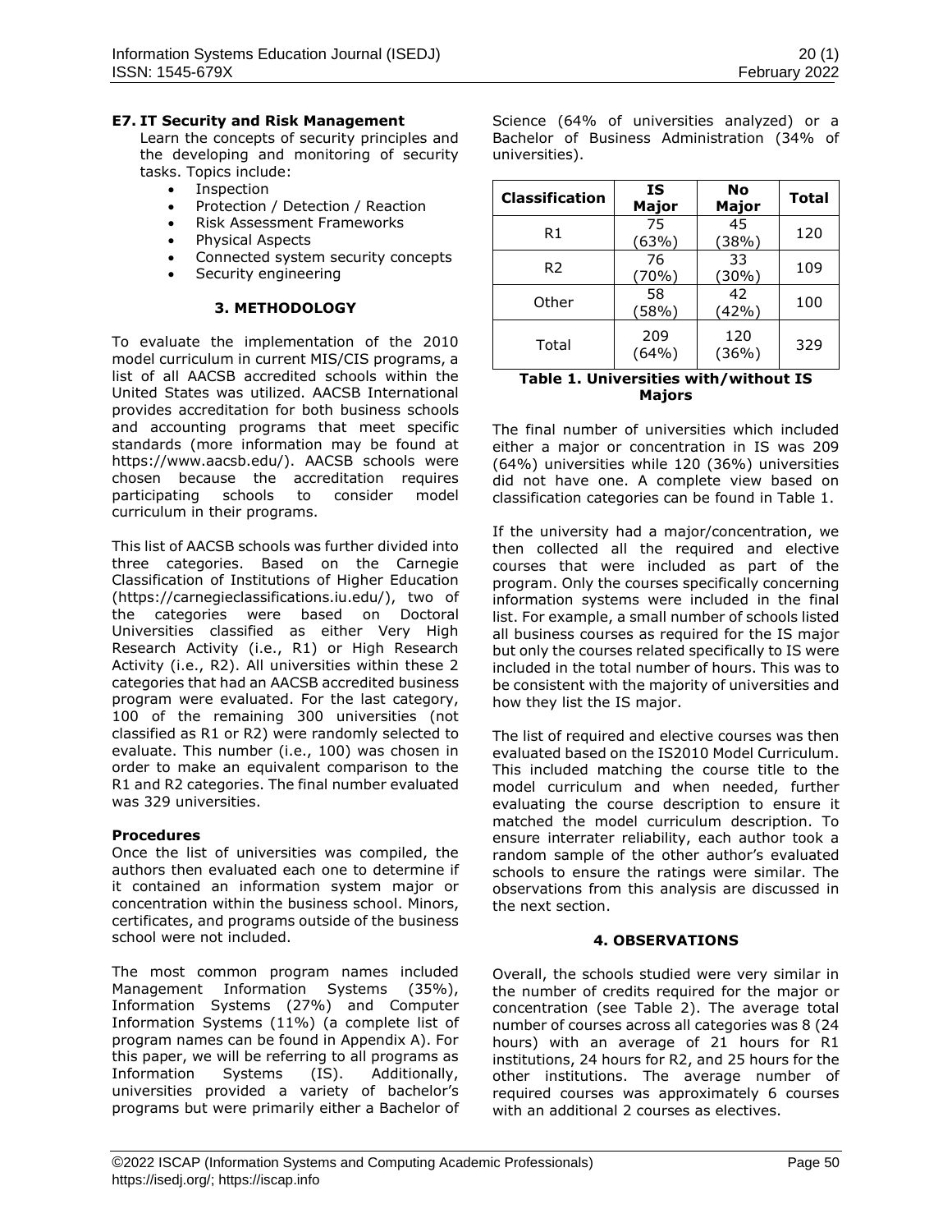**E7. IT Security and Risk Management**

Learn the concepts of security principles and the developing and monitoring of security tasks. Topics include:

- Inspection
- Protection / Detection / Reaction
- Risk Assessment Frameworks
- Physical Aspects
- Connected system security concepts
- Security engineering

## 3. METHODOLOGY

To evaluate the implementation of the 2010 model curriculum in current MIS/CIS programs, a list of all AACSB accredited schools within the United States was utilized. AACSB International provides accreditation for both business schools and accounting programs that meet specific standards (more information may be found at https://www.aacsb.edu/). AACSB schools were chosen because the accreditation requires participating schools to consider model curriculum in their programs.

This list of AACSB schools was further divided into three categories. Based on the Carnegie Classification of Institutions of Higher Education (https://carnegieclassifications.iu.edu/), two of the categories were based on Doctoral Universities classified as either Very High Research Activity (i.e., R1) or High Research Activity (i.e., R2). All universities within these 2 categories that had an AACSB accredited business program were evaluated. For the last category, 100 of the remaining 300 universities (not classified as R1 or R2) were randomly selected to evaluate. This number (i.e., 100) was chosen in order to make an equivalent comparison to the R1 and R2 categories. The final number evaluated was 329 universities.

### Procedures

Once the list of universities was compiled, the authors then evaluated each one to determine if it contained an information system major or concentration within the business school. Minors, certificates, and programs outside of the business school were not included.

The most common program names included Management Information Systems (35%), Information Systems (27%) and Computer Information Systems (11%) (a complete list of program names can be found in Appendix A). For this paper, we will be referring to all programs as Information Systems (IS). Additionally, universities provided a variety of bachelor's programs but were primarily either a Bachelor of Science (64% of universities analyzed) or a Bachelor of Business Administration (34% of universities).

| Classification | IS Major | No Major | Total |
|---|---|---|---|
| R1 | 75 (63%) | 45 (38%) | 120 |
| R2 | 76 (70%) | 33 (30%) | 109 |
| Other | 58 (58%) | 42 (42%) | 100 |
| Total | 209 (64%) | 120 (36%) | 329 |

**Table 1. Universities with/without IS Majors**

The final number of universities which included either a major or concentration in IS was 209 (64%) universities while 120 (36%) universities did not have one. A complete view based on classification categories can be found in Table 1.

If the university had a major/concentration, we then collected all the required and elective courses that were included as part of the program. Only the courses specifically concerning information systems were included in the final list. For example, a small number of schools listed all business courses as required for the IS major but only the courses related specifically to IS were included in the total number of hours. This was to be consistent with the majority of universities and how they list the IS major.

The list of required and elective courses was then evaluated based on the IS2010 Model Curriculum. This included matching the course title to the model curriculum and when needed, further evaluating the course description to ensure it matched the model curriculum description. To ensure interrater reliability, each author took a random sample of the other author's evaluated schools to ensure the ratings were similar. The observations from this analysis are discussed in the next section.

## 4. OBSERVATIONS

Overall, the schools studied were very similar in the number of credits required for the major or concentration (see Table 2). The average total number of courses across all categories was 8 (24 hours) with an average of 21 hours for R1 institutions, 24 hours for R2, and 25 hours for the other institutions. The average number of required courses was approximately 6 courses with an additional 2 courses as electives.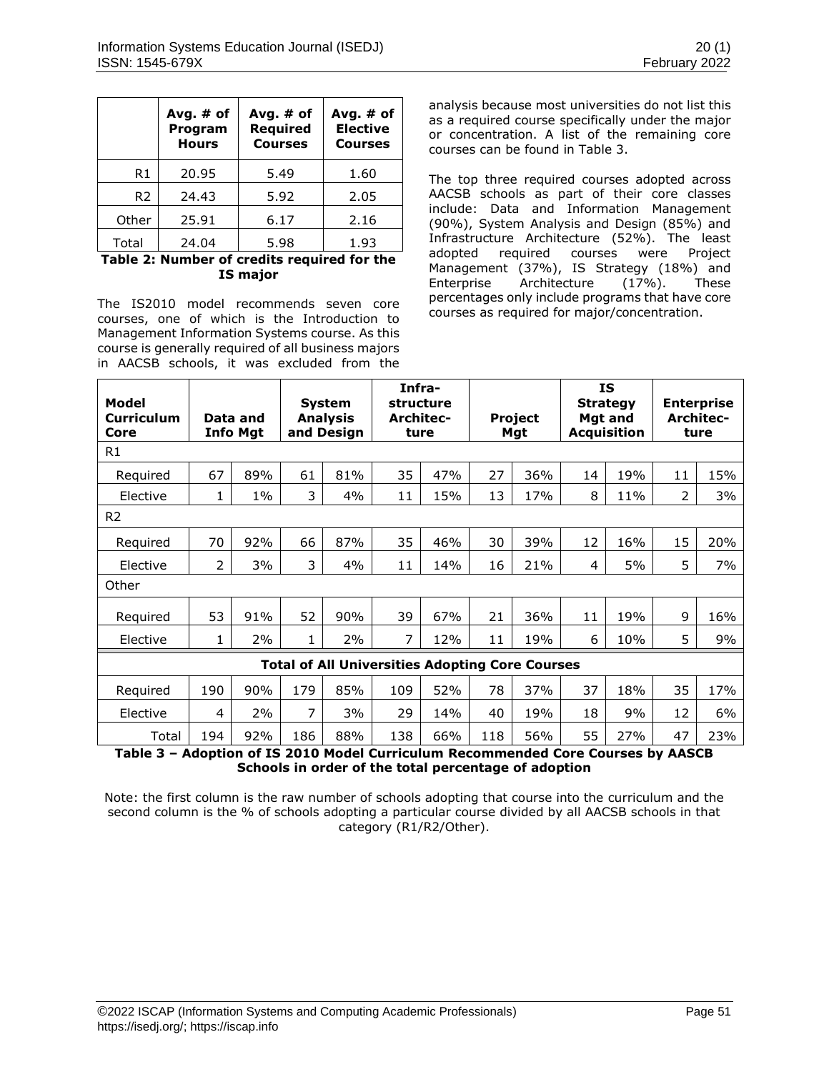| | Avg. # of Program Hours | Avg. # of Required Courses | Avg. # of Elective Courses |
|---|---|---|---|
| R1 | 20.95 | 5.49 | 1.60 |
| R2 | 24.43 | 5.92 | 2.05 |
| Other | 25.91 | 6.17 | 2.16 |
| Total | 24.04 | 5.98 | 1.93 |

**Table 2: Number of credits required for the IS major**

The IS2010 model recommends seven core courses, one of which is the Introduction to Management Information Systems course. As this course is generally required of all business majors in AACSB schools, it was excluded from the analysis because most universities do not list this as a required course specifically under the major or concentration. A list of the remaining core courses can be found in Table 3.

The top three required courses adopted across AACSB schools as part of their core classes include: Data and Information Management (90%), System Analysis and Design (85%) and Infrastructure Architecture (52%). The least adopted required courses were Project Management (37%), IS Strategy (18%) and Enterprise Architecture (17%). These percentages only include programs that have core courses as required for major/concentration.

| Model Curriculum Core | Data and Info Mgt | | System Analysis and Design | | Infra-structure Architec-ture | | Project Mgt | | IS Strategy Mgt and Acquisition | | Enterprise Architec-ture | |
|---|---|---|---|---|---|---|---|---|---|---|---|---|
| R1 | | | | | | | | | | | | |
| Required | 67 | 89% | 61 | 81% | 35 | 47% | 27 | 36% | 14 | 19% | 11 | 15% |
| Elective | 1 | 1% | 3 | 4% | 11 | 15% | 13 | 17% | 8 | 11% | 2 | 3% |
| R2 | | | | | | | | | | | | |
| Required | 70 | 92% | 66 | 87% | 35 | 46% | 30 | 39% | 12 | 16% | 15 | 20% |
| Elective | 2 | 3% | 3 | 4% | 11 | 14% | 16 | 21% | 4 | 5% | 5 | 7% |
| Other | | | | | | | | | | | | |
| Required | 53 | 91% | 52 | 90% | 39 | 67% | 21 | 36% | 11 | 19% | 9 | 16% |
| Elective | 1 | 2% | 1 | 2% | 7 | 12% | 11 | 19% | 6 | 10% | 5 | 9% |
| **Total of All Universities Adopting Core Courses** | | | | | | | | | | | | |
| Required | 190 | 90% | 179 | 85% | 109 | 52% | 78 | 37% | 37 | 18% | 35 | 17% |
| Elective | 4 | 2% | 7 | 3% | 29 | 14% | 40 | 19% | 18 | 9% | 12 | 6% |
| Total | 194 | 92% | 186 | 88% | 138 | 66% | 118 | 56% | 55 | 27% | 47 | 23% |

**Table 3 – Adoption of IS 2010 Model Curriculum Recommended Core Courses by AASCB Schools in order of the total percentage of adoption**

Note: the first column is the raw number of schools adopting that course into the curriculum and the second column is the % of schools adopting a particular course divided by all AACSB schools in that category (R1/R2/Other).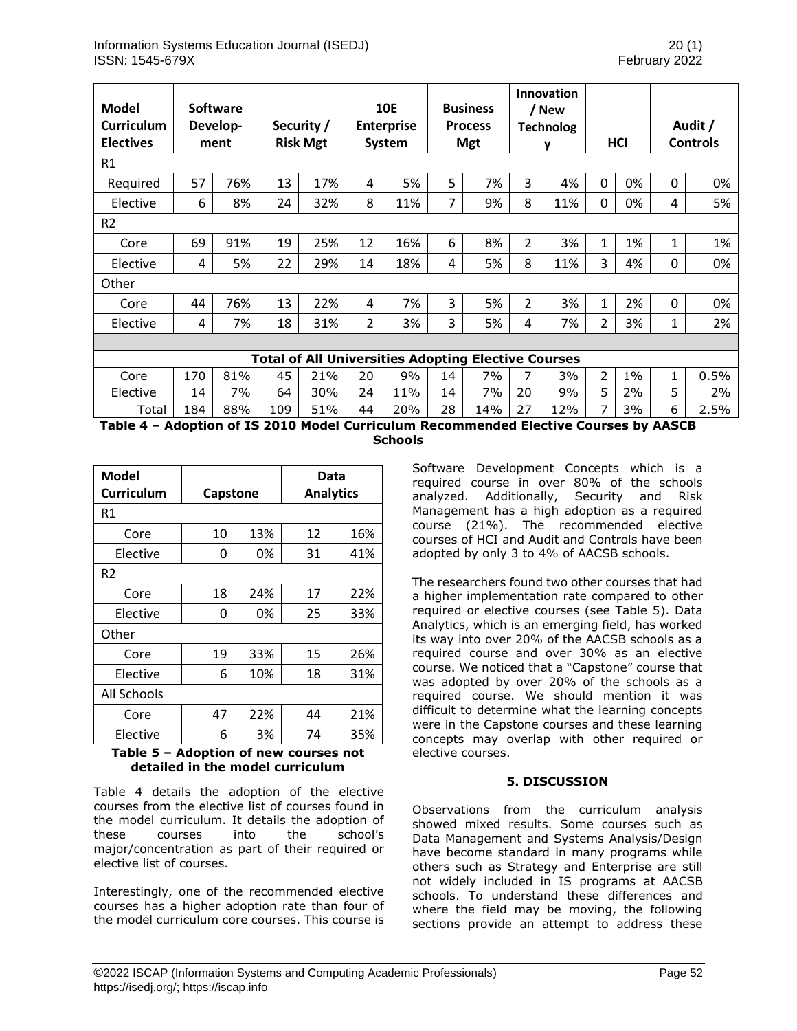| Model Curriculum Electives | Software Develop-ment | | Security / Risk Mgt | | 10E Enterprise System | | Business Process Mgt | | Innovation / New Technology | | HCI | | Audit / Controls | |
|---|---|---|---|---|---|---|---|---|---|---|---|---|---|---|
| R1 | | | | | | | | | | | | | | |
| Required | 57 | 76% | 13 | 17% | 4 | 5% | 5 | 7% | 3 | 4% | 0 | 0% | 0 | 0% |
| Elective | 6 | 8% | 24 | 32% | 8 | 11% | 7 | 9% | 8 | 11% | 0 | 0% | 4 | 5% |
| R2 | | | | | | | | | | | | | | |
| Core | 69 | 91% | 19 | 25% | 12 | 16% | 6 | 8% | 2 | 3% | 1 | 1% | 1 | 1% |
| Elective | 4 | 5% | 22 | 29% | 14 | 18% | 4 | 5% | 8 | 11% | 3 | 4% | 0 | 0% |
| Other | | | | | | | | | | | | | | |
| Core | 44 | 76% | 13 | 22% | 4 | 7% | 3 | 5% | 2 | 3% | 1 | 2% | 0 | 0% |
| Elective | 4 | 7% | 18 | 31% | 2 | 3% | 3 | 5% | 4 | 7% | 2 | 3% | 1 | 2% |
| **Total of All Universities Adopting Elective Courses** | | | | | | | | | | | | | | |
| Core | 170 | 81% | 45 | 21% | 20 | 9% | 14 | 7% | 7 | 3% | 2 | 1% | 1 | 0.5% |
| Elective | 14 | 7% | 64 | 30% | 24 | 11% | 14 | 7% | 20 | 9% | 5 | 2% | 5 | 2% |
| Total | 184 | 88% | 109 | 51% | 44 | 20% | 28 | 14% | 27 | 12% | 7 | 3% | 6 | 2.5% |

**Table 4 – Adoption of IS 2010 Model Curriculum Recommended Elective Courses by AASCB Schools**

| Model Curriculum | Capstone | | Data Analytics | |
|---|---|---|---|---|
| R1 | | | | |
| Core | 10 | 13% | 12 | 16% |
| Elective | 0 | 0% | 31 | 41% |
| R2 | | | | |
| Core | 18 | 24% | 17 | 22% |
| Elective | 0 | 0% | 25 | 33% |
| Other | | | | |
| Core | 19 | 33% | 15 | 26% |
| Elective | 6 | 10% | 18 | 31% |
| All Schools | | | | |
| Core | 47 | 22% | 44 | 21% |
| Elective | 6 | 3% | 74 | 35% |

**Table 5 – Adoption of new courses not detailed in the model curriculum**

Table 4 details the adoption of the elective courses from the elective list of courses found in the model curriculum. It details the adoption of these courses into the school's major/concentration as part of their required or elective list of courses.

Interestingly, one of the recommended elective courses has a higher adoption rate than four of the model curriculum core courses. This course is Software Development Concepts which is a required course in over 80% of the schools analyzed. Additionally, Security and Risk Management has a high adoption as a required course (21%). The recommended elective courses of HCI and Audit and Controls have been adopted by only 3 to 4% of AACSB schools.

The researchers found two other courses that had a higher implementation rate compared to other required or elective courses (see Table 5). Data Analytics, which is an emerging field, has worked its way into over 20% of the AACSB schools as a required course and over 30% as an elective course. We noticed that a "Capstone" course that was adopted by over 20% of the schools as a required course. We should mention it was difficult to determine what the learning concepts were in the Capstone courses and these learning concepts may overlap with other required or elective courses.

## 5. DISCUSSION

Observations from the curriculum analysis showed mixed results. Some courses such as Data Management and Systems Analysis/Design have become standard in many programs while others such as Strategy and Enterprise are still not widely included in IS programs at AACSB schools. To understand these differences and where the field may be moving, the following sections provide an attempt to address these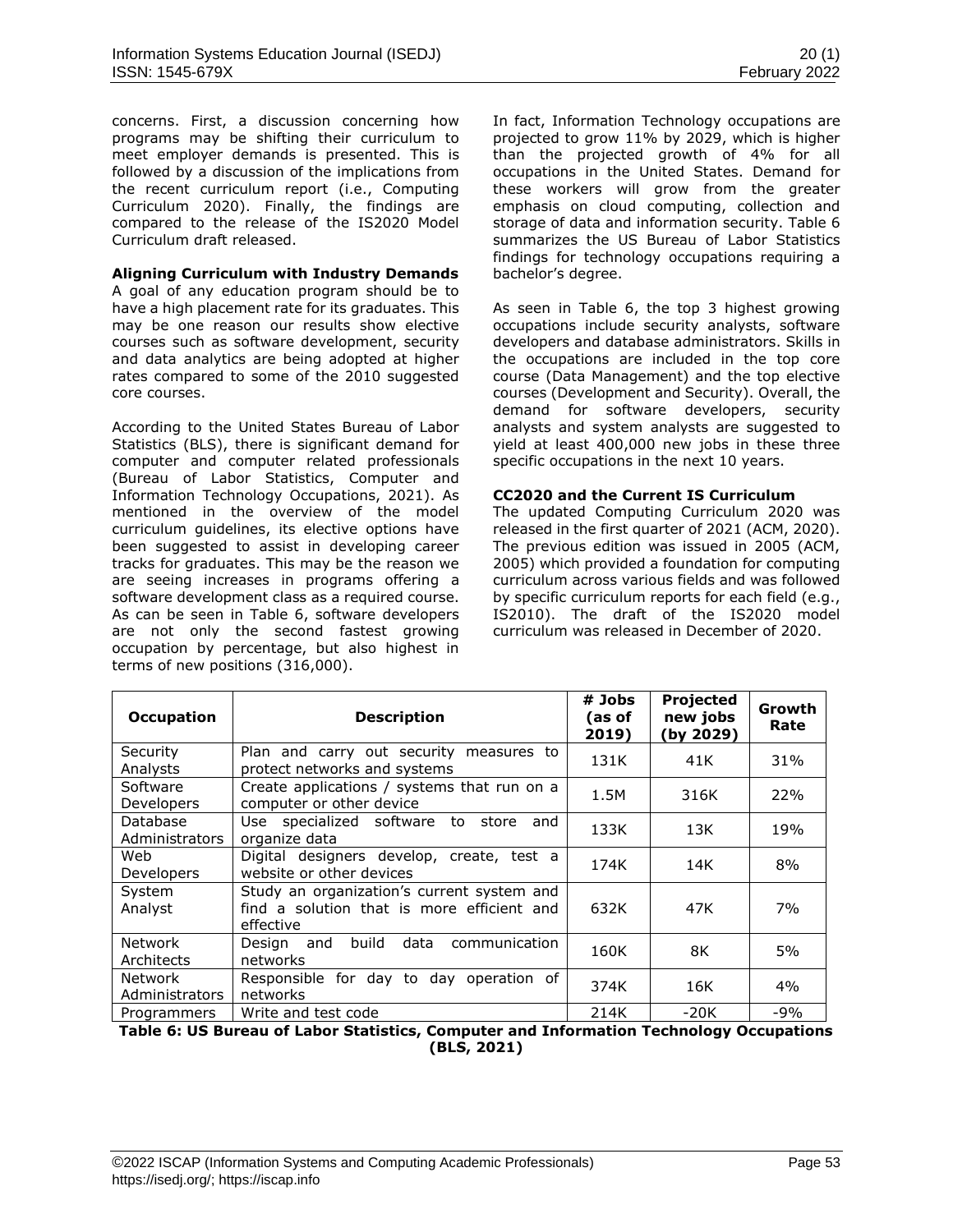concerns. First, a discussion concerning how programs may be shifting their curriculum to meet employer demands is presented. This is followed by a discussion of the implications from the recent curriculum report (i.e., Computing Curriculum 2020). Finally, the findings are compared to the release of the IS2020 Model Curriculum draft released.

**Aligning Curriculum with Industry Demands**

A goal of any education program should be to have a high placement rate for its graduates. This may be one reason our results show elective courses such as software development, security and data analytics are being adopted at higher rates compared to some of the 2010 suggested core courses.

According to the United States Bureau of Labor Statistics (BLS), there is significant demand for computer and computer related professionals (Bureau of Labor Statistics, Computer and Information Technology Occupations, 2021). As mentioned in the overview of the model curriculum guidelines, its elective options have been suggested to assist in developing career tracks for graduates. This may be the reason we are seeing increases in programs offering a software development class as a required course. As can be seen in Table 6, software developers are not only the second fastest growing occupation by percentage, but also highest in terms of new positions (316,000).

In fact, Information Technology occupations are projected to grow 11% by 2029, which is higher than the projected growth of 4% for all occupations in the United States. Demand for these workers will grow from the greater emphasis on cloud computing, collection and storage of data and information security. Table 6 summarizes the US Bureau of Labor Statistics findings for technology occupations requiring a bachelor's degree.

As seen in Table 6, the top 3 highest growing occupations include security analysts, software developers and database administrators. Skills in the occupations are included in the top core course (Data Management) and the top elective courses (Development and Security). Overall, the demand for software developers, security analysts and system analysts are suggested to yield at least 400,000 new jobs in these three specific occupations in the next 10 years.

**CC2020 and the Current IS Curriculum**

The updated Computing Curriculum 2020 was released in the first quarter of 2021 (ACM, 2020). The previous edition was issued in 2005 (ACM, 2005) which provided a foundation for computing curriculum across various fields and was followed by specific curriculum reports for each field (e.g., IS2010). The draft of the IS2020 model curriculum was released in December of 2020.

| Occupation | Description | # Jobs (as of 2019) | Projected new jobs (by 2029) | Growth Rate |
|---|---|---|---|---|
| Security Analysts | Plan and carry out security measures to protect networks and systems | 131K | 41K | 31% |
| Software Developers | Create applications / systems that run on a computer or other device | 1.5M | 316K | 22% |
| Database Administrators | Use specialized software to store and organize data | 133K | 13K | 19% |
| Web Developers | Digital designers develop, create, test a website or other devices | 174K | 14K | 8% |
| System Analyst | Study an organization's current system and find a solution that is more efficient and effective | 632K | 47K | 7% |
| Network Architects | Design and build data communication networks | 160K | 8K | 5% |
| Network Administrators | Responsible for day to day operation of networks | 374K | 16K | 4% |
| Programmers | Write and test code | 214K | -20K | -9% |

**Table 6: US Bureau of Labor Statistics, Computer and Information Technology Occupations (BLS, 2021)**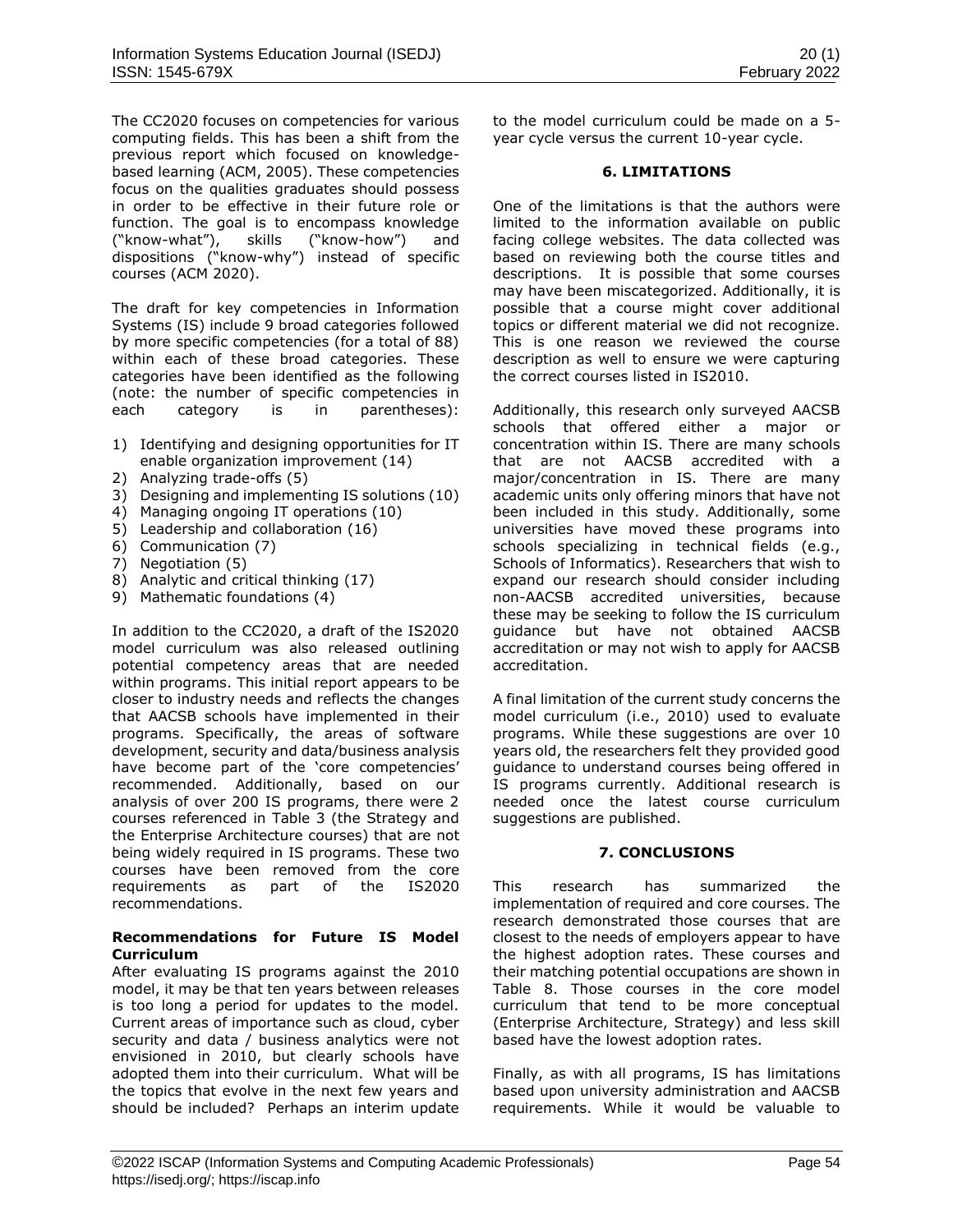The CC2020 focuses on competencies for various computing fields. This has been a shift from the previous report which focused on knowledge-based learning (ACM, 2005). These competencies focus on the qualities graduates should possess in order to be effective in their future role or function. The goal is to encompass knowledge ("know-what"), skills ("know-how") and dispositions ("know-why") instead of specific courses (ACM 2020).

The draft for key competencies in Information Systems (IS) include 9 broad categories followed by more specific competencies (for a total of 88) within each of these broad categories. These categories have been identified as the following (note: the number of specific competencies in each category is in parentheses):

1) Identifying and designing opportunities for IT enable organization improvement (14)
2) Analyzing trade-offs (5)
3) Designing and implementing IS solutions (10)
4) Managing ongoing IT operations (10)
5) Leadership and collaboration (16)
6) Communication (7)
7) Negotiation (5)
8) Analytic and critical thinking (17)
9) Mathematic foundations (4)

In addition to the CC2020, a draft of the IS2020 model curriculum was also released outlining potential competency areas that are needed within programs. This initial report appears to be closer to industry needs and reflects the changes that AACSB schools have implemented in their programs. Specifically, the areas of software development, security and data/business analysis have become part of the 'core competencies' recommended. Additionally, based on our analysis of over 200 IS programs, there were 2 courses referenced in Table 3 (the Strategy and the Enterprise Architecture courses) that are not being widely required in IS programs. These two courses have been removed from the core requirements as part of the IS2020 recommendations.

**Recommendations for Future IS Model Curriculum**

After evaluating IS programs against the 2010 model, it may be that ten years between releases is too long a period for updates to the model. Current areas of importance such as cloud, cyber security and data / business analytics were not envisioned in 2010, but clearly schools have adopted them into their curriculum. What will be the topics that evolve in the next few years and should be included? Perhaps an interim update to the model curriculum could be made on a 5-year cycle versus the current 10-year cycle.

## 6. LIMITATIONS

One of the limitations is that the authors were limited to the information available on public facing college websites. The data collected was based on reviewing both the course titles and descriptions. It is possible that some courses may have been miscategorized. Additionally, it is possible that a course might cover additional topics or different material we did not recognize. This is one reason we reviewed the course description as well to ensure we were capturing the correct courses listed in IS2010.

Additionally, this research only surveyed AACSB schools that offered either a major or concentration within IS. There are many schools that are not AACSB accredited with a major/concentration in IS. There are many academic units only offering minors that have not been included in this study. Additionally, some universities have moved these programs into schools specializing in technical fields (e.g., Schools of Informatics). Researchers that wish to expand our research should consider including non-AACSB accredited universities, because these may be seeking to follow the IS curriculum guidance but have not obtained AACSB accreditation or may not wish to apply for AACSB accreditation.

A final limitation of the current study concerns the model curriculum (i.e., 2010) used to evaluate programs. While these suggestions are over 10 years old, the researchers felt they provided good guidance to understand courses being offered in IS programs currently. Additional research is needed once the latest course curriculum suggestions are published.

## 7. CONCLUSIONS

This research has summarized the implementation of required and core courses. The research demonstrated those courses that are closest to the needs of employers appear to have the highest adoption rates. These courses and their matching potential occupations are shown in Table 8. Those courses in the core model curriculum that tend to be more conceptual (Enterprise Architecture, Strategy) and less skill based have the lowest adoption rates.

Finally, as with all programs, IS has limitations based upon university administration and AACSB requirements. While it would be valuable to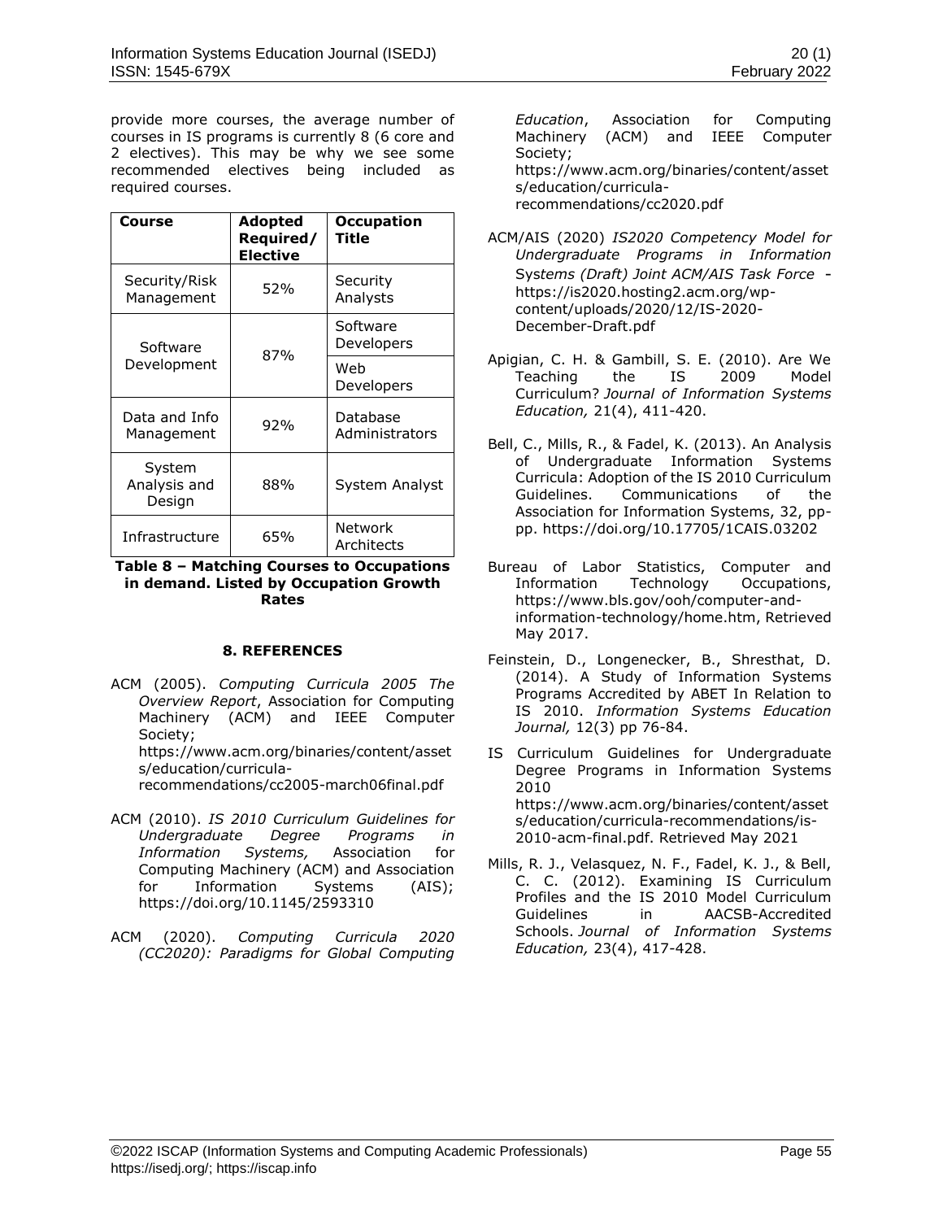provide more courses, the average number of courses in IS programs is currently 8 (6 core and 2 electives). This may be why we see some recommended electives being included as required courses.

| Course | Adopted Required/ Elective | Occupation Title |
|---|---|---|
| Security/Risk Management | 52% | Security Analysts |
| Software Development | 87% | Software Developers |
| | | Web Developers |
| Data and Info Management | 92% | Database Administrators |
| System Analysis and Design | 88% | System Analyst |
| Infrastructure | 65% | Network Architects |

**Table 8 – Matching Courses to Occupations in demand. Listed by Occupation Growth Rates**

## 8. REFERENCES

ACM (2005). *Computing Curricula 2005 The Overview Report*, Association for Computing Machinery (ACM) and IEEE Computer Society; https://www.acm.org/binaries/content/assets/education/curricula-recommendations/cc2005-march06final.pdf

ACM (2010). *IS 2010 Curriculum Guidelines for Undergraduate Degree Programs in Information Systems,* Association for Computing Machinery (ACM) and Association for Information Systems (AIS); https://doi.org/10.1145/2593310

ACM (2020). *Computing Curricula 2020 (CC2020): Paradigms for Global Computing Education*, Association for Computing Machinery (ACM) and IEEE Computer Society; https://www.acm.org/binaries/content/assets/education/curricula-recommendations/cc2020.pdf

ACM/AIS (2020) *IS2020 Competency Model for Undergraduate Programs in Information Systems (Draft) Joint ACM/AIS Task Force* - https://is2020.hosting2.acm.org/wp-content/uploads/2020/12/IS-2020-December-Draft.pdf

Apigian, C. H. & Gambill, S. E. (2010). Are We Teaching the IS 2009 Model Curriculum? *Journal of Information Systems Education,* 21(4), 411-420.

Bell, C., Mills, R., & Fadel, K. (2013). An Analysis of Undergraduate Information Systems Curricula: Adoption of the IS 2010 Curriculum Guidelines. Communications of the Association for Information Systems, 32, pp-pp. https://doi.org/10.17705/1CAIS.03202

Bureau of Labor Statistics, Computer and Information Technology Occupations, https://www.bls.gov/ooh/computer-and-information-technology/home.htm, Retrieved May 2017.

Feinstein, D., Longenecker, B., Shresthat, D. (2014). A Study of Information Systems Programs Accredited by ABET In Relation to IS 2010. *Information Systems Education Journal,* 12(3) pp 76-84.

IS Curriculum Guidelines for Undergraduate Degree Programs in Information Systems 2010 https://www.acm.org/binaries/content/assets/education/curricula-recommendations/is-2010-acm-final.pdf. Retrieved May 2021

Mills, R. J., Velasquez, N. F., Fadel, K. J., & Bell, C. C. (2012). Examining IS Curriculum Profiles and the IS 2010 Model Curriculum Guidelines in AACSB-Accredited Schools. *Journal of Information Systems Education,* 23(4), 417-428.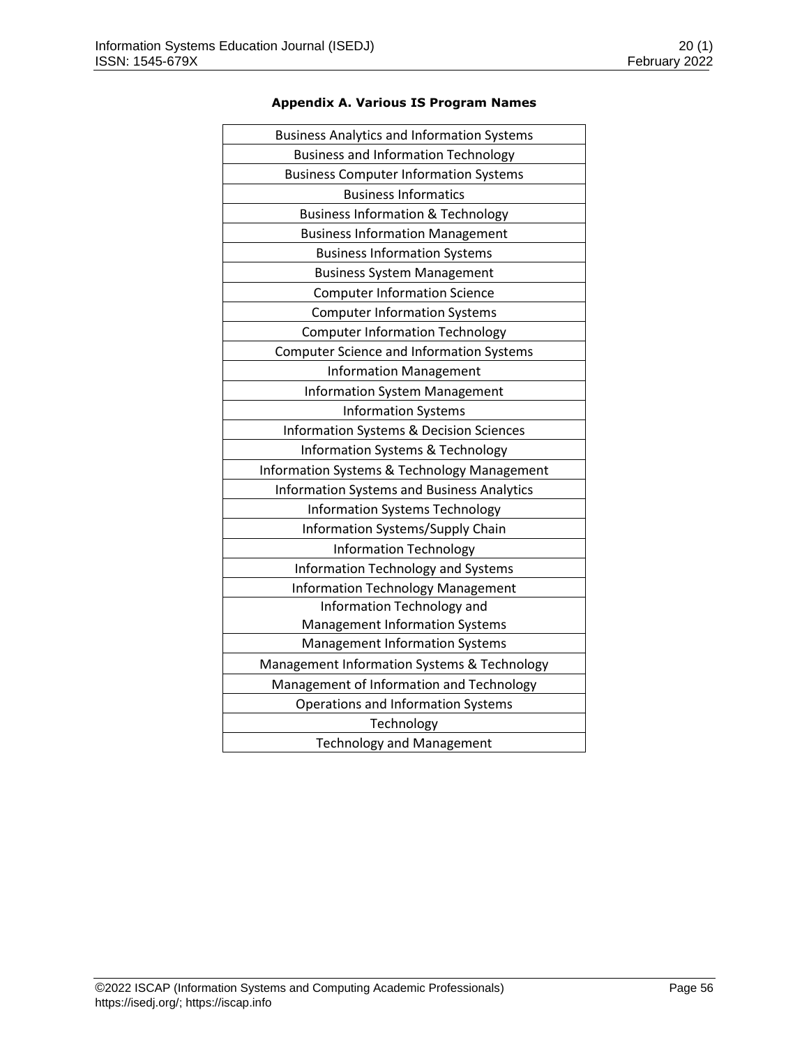**Appendix A. Various IS Program Names**

| |
|---|
| Business Analytics and Information Systems |
| Business and Information Technology |
| Business Computer Information Systems |
| Business Informatics |
| Business Information & Technology |
| Business Information Management |
| Business Information Systems |
| Business System Management |
| Computer Information Science |
| Computer Information Systems |
| Computer Information Technology |
| Computer Science and Information Systems |
| Information Management |
| Information System Management |
| Information Systems |
| Information Systems & Decision Sciences |
| Information Systems & Technology |
| Information Systems & Technology Management |
| Information Systems and Business Analytics |
| Information Systems Technology |
| Information Systems/Supply Chain |
| Information Technology |
| Information Technology and Systems |
| Information Technology Management |
| Information Technology and Management Information Systems |
| Management Information Systems |
| Management Information Systems & Technology |
| Management of Information and Technology |
| Operations and Information Systems |
| Technology |
| Technology and Management |